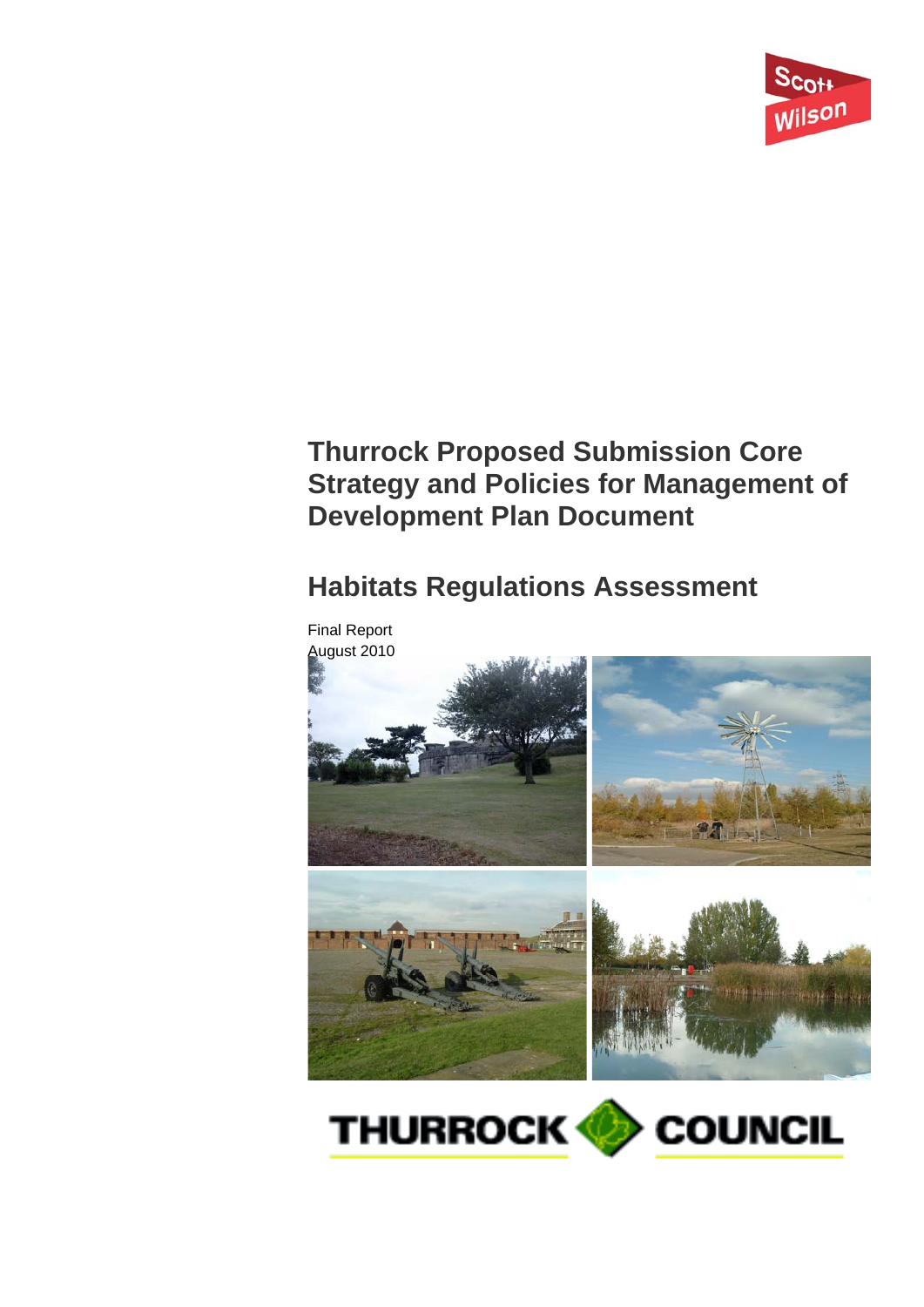Scott Wilson

# Thurrock Proposed Submission Core Strategy and Policies for Management of Development Plan Document

## Habitats Regulations Assessment

Final Report
August 2010

THURROCK COUNCIL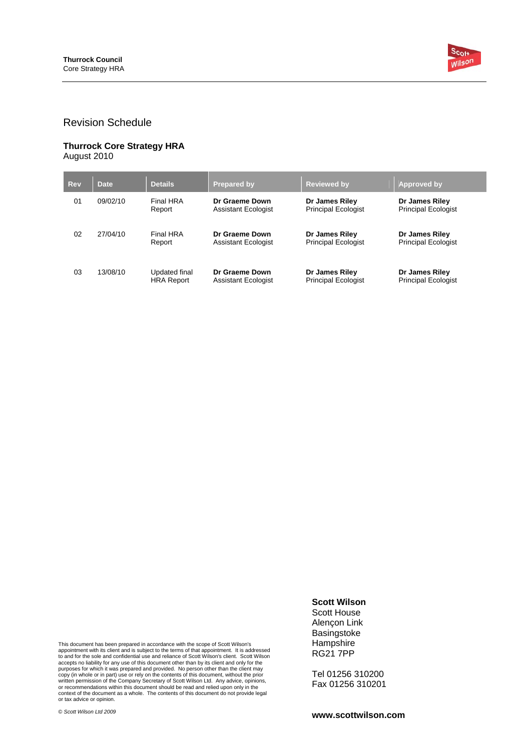# Revision Schedule

**Thurrock Core Strategy HRA**
August 2010

| Rev | Date | Details | Prepared by | Reviewed by | Approved by |
|---|---|---|---|---|---|
| 01 | 09/02/10 | Final HRA Report | **Dr Graeme Down** Assistant Ecologist | **Dr James Riley** Principal Ecologist | **Dr James Riley** Principal Ecologist |
| 02 | 27/04/10 | Final HRA Report | **Dr Graeme Down** Assistant Ecologist | **Dr James Riley** Principal Ecologist | **Dr James Riley** Principal Ecologist |
| 03 | 13/08/10 | Updated final HRA Report | **Dr Graeme Down** Assistant Ecologist | **Dr James Riley** Principal Ecologist | **Dr James Riley** Principal Ecologist |

This document has been prepared in accordance with the scope of Scott Wilson's appointment with its client and is subject to the terms of that appointment. It is addressed to and for the sole and confidential use and reliance of Scott Wilson's client. Scott Wilson accepts no liability for any use of this document other than by its client and only for the purposes for which it was prepared and provided. No person other than the client may copy (in whole or in part) use or rely on the contents of this document, without the prior written permission of the Company Secretary of Scott Wilson Ltd. Any advice, opinions, or recommendations within this document should be read and relied upon only in the context of the document as a whole. The contents of this document do not provide legal or tax advice or opinion.

*© Scott Wilson Ltd 2009*

**Scott Wilson**
Scott House
Alençon Link
Basingstoke
Hampshire
RG21 7PP

Tel 01256 310200
Fax 01256 310201

**www.scottwilson.com**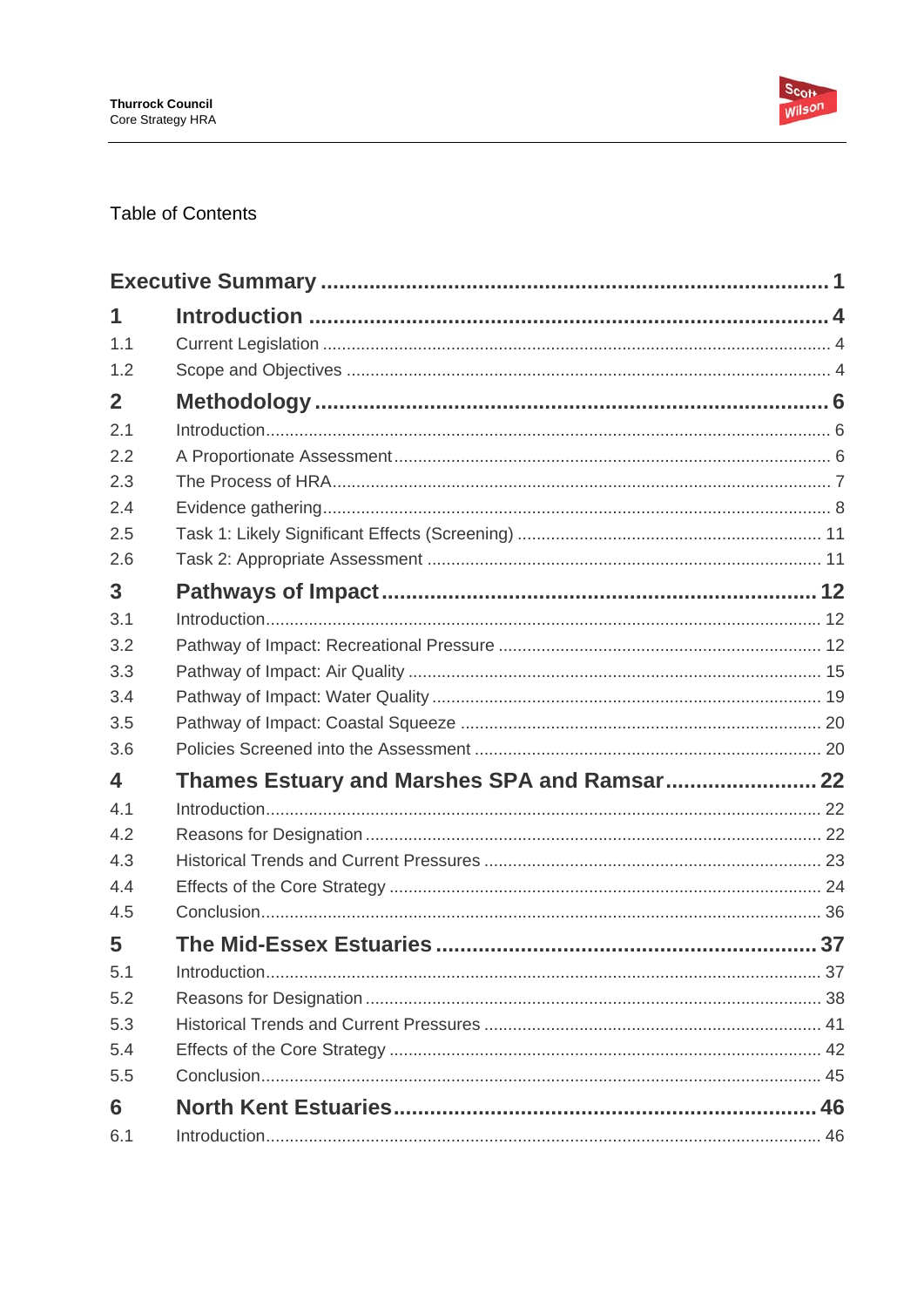Table of Contents

| | | |
|---|---|---|
| **Executive Summary** | | **1** |
| **1** | **Introduction** | **4** |
| 1.1 | Current Legislation | 4 |
| 1.2 | Scope and Objectives | 4 |
| **2** | **Methodology** | **6** |
| 2.1 | Introduction | 6 |
| 2.2 | A Proportionate Assessment | 6 |
| 2.3 | The Process of HRA | 7 |
| 2.4 | Evidence gathering | 8 |
| 2.5 | Task 1: Likely Significant Effects (Screening) | 11 |
| 2.6 | Task 2: Appropriate Assessment | 11 |
| **3** | **Pathways of Impact** | **12** |
| 3.1 | Introduction | 12 |
| 3.2 | Pathway of Impact: Recreational Pressure | 12 |
| 3.3 | Pathway of Impact: Air Quality | 15 |
| 3.4 | Pathway of Impact: Water Quality | 19 |
| 3.5 | Pathway of Impact: Coastal Squeeze | 20 |
| 3.6 | Policies Screened into the Assessment | 20 |
| **4** | **Thames Estuary and Marshes SPA and Ramsar** | **22** |
| 4.1 | Introduction | 22 |
| 4.2 | Reasons for Designation | 22 |
| 4.3 | Historical Trends and Current Pressures | 23 |
| 4.4 | Effects of the Core Strategy | 24 |
| 4.5 | Conclusion | 36 |
| **5** | **The Mid-Essex Estuaries** | **37** |
| 5.1 | Introduction | 37 |
| 5.2 | Reasons for Designation | 38 |
| 5.3 | Historical Trends and Current Pressures | 41 |
| 5.4 | Effects of the Core Strategy | 42 |
| 5.5 | Conclusion | 45 |
| **6** | **North Kent Estuaries** | **46** |
| 6.1 | Introduction | 46 |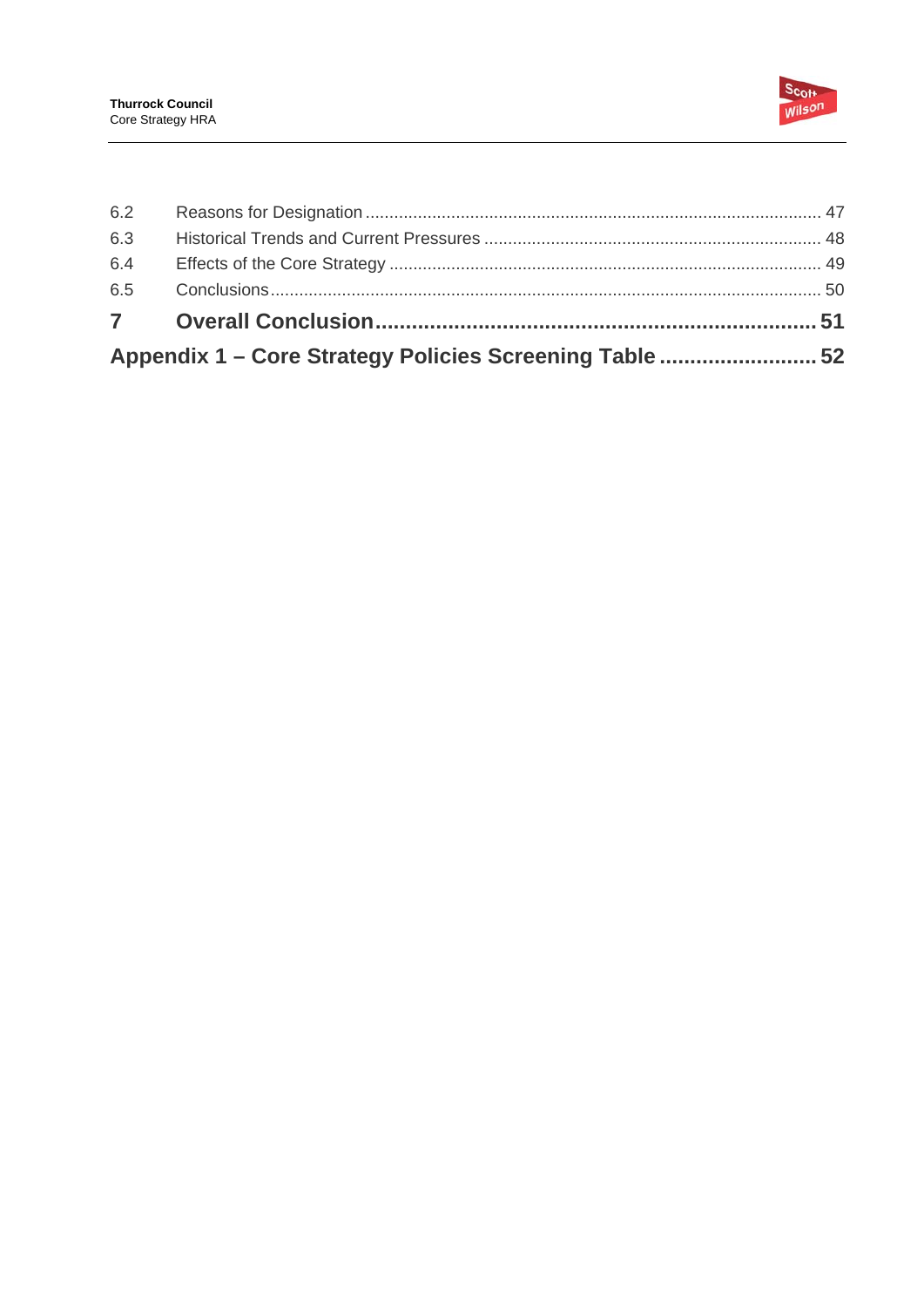| | | |
|---|---|---|
| 6.2 | Reasons for Designation | 47 |
| 6.3 | Historical Trends and Current Pressures | 48 |
| 6.4 | Effects of the Core Strategy | 49 |
| 6.5 | Conclusions | 50 |
| **7** | **Overall Conclusion** | **51** |
| **Appendix 1 – Core Strategy Policies Screening Table** | | **52** |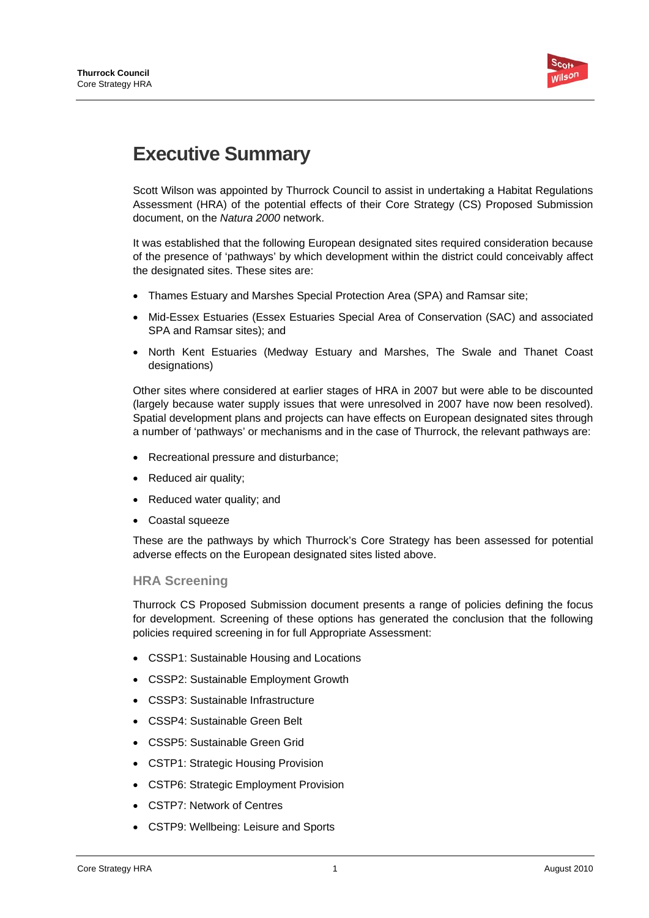# Executive Summary

Scott Wilson was appointed by Thurrock Council to assist in undertaking a Habitat Regulations Assessment (HRA) of the potential effects of their Core Strategy (CS) Proposed Submission document, on the *Natura 2000* network.

It was established that the following European designated sites required consideration because of the presence of 'pathways' by which development within the district could conceivably affect the designated sites. These sites are:

- Thames Estuary and Marshes Special Protection Area (SPA) and Ramsar site;
- Mid-Essex Estuaries (Essex Estuaries Special Area of Conservation (SAC) and associated SPA and Ramsar sites); and
- North Kent Estuaries (Medway Estuary and Marshes, The Swale and Thanet Coast designations)

Other sites where considered at earlier stages of HRA in 2007 but were able to be discounted (largely because water supply issues that were unresolved in 2007 have now been resolved). Spatial development plans and projects can have effects on European designated sites through a number of 'pathways' or mechanisms and in the case of Thurrock, the relevant pathways are:

- Recreational pressure and disturbance;
- Reduced air quality;
- Reduced water quality; and
- Coastal squeeze

These are the pathways by which Thurrock's Core Strategy has been assessed for potential adverse effects on the European designated sites listed above.

## HRA Screening

Thurrock CS Proposed Submission document presents a range of policies defining the focus for development. Screening of these options has generated the conclusion that the following policies required screening in for full Appropriate Assessment:

- CSSP1: Sustainable Housing and Locations
- CSSP2: Sustainable Employment Growth
- CSSP3: Sustainable Infrastructure
- CSSP4: Sustainable Green Belt
- CSSP5: Sustainable Green Grid
- CSTP1: Strategic Housing Provision
- CSTP6: Strategic Employment Provision
- CSTP7: Network of Centres
- CSTP9: Wellbeing: Leisure and Sports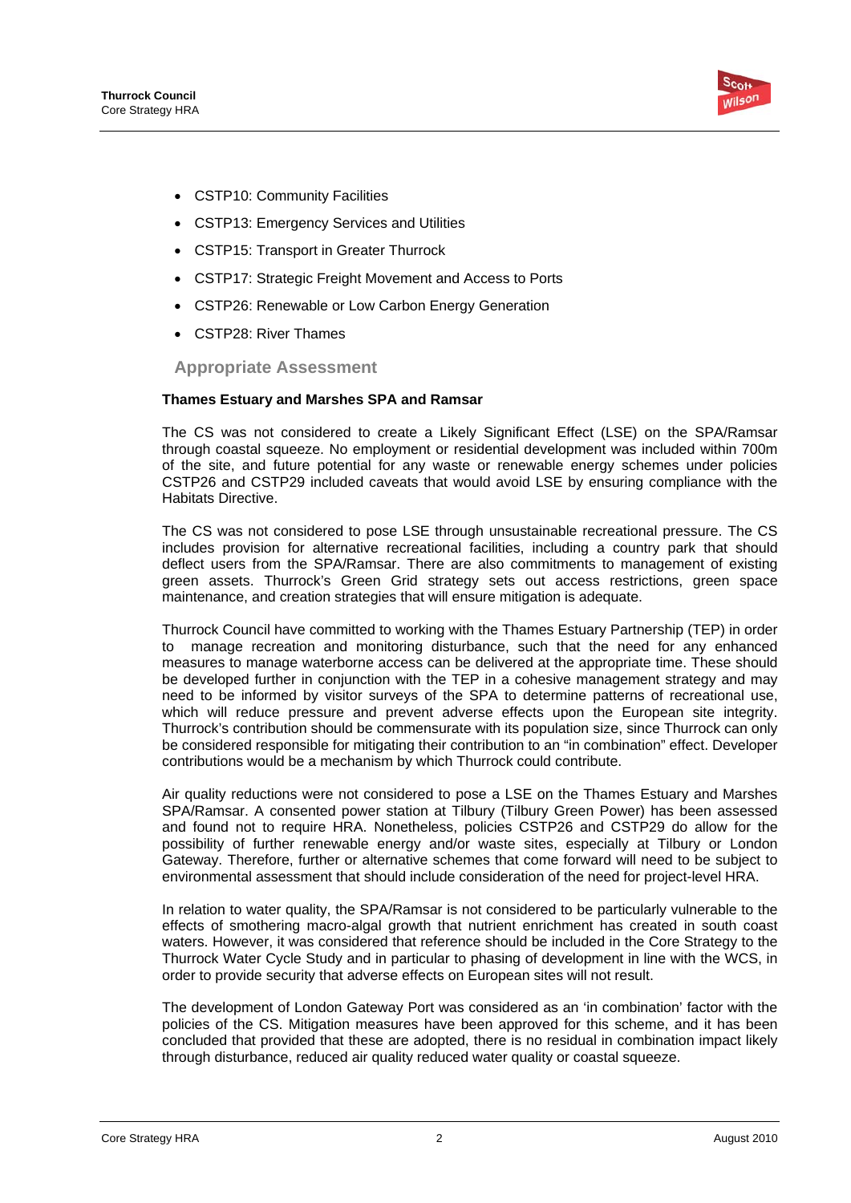- CSTP10: Community Facilities
- CSTP13: Emergency Services and Utilities
- CSTP15: Transport in Greater Thurrock
- CSTP17: Strategic Freight Movement and Access to Ports
- CSTP26: Renewable or Low Carbon Energy Generation
- CSTP28: River Thames

## Appropriate Assessment

**Thames Estuary and Marshes SPA and Ramsar**

The CS was not considered to create a Likely Significant Effect (LSE) on the SPA/Ramsar through coastal squeeze. No employment or residential development was included within 700m of the site, and future potential for any waste or renewable energy schemes under policies CSTP26 and CSTP29 included caveats that would avoid LSE by ensuring compliance with the Habitats Directive.

The CS was not considered to pose LSE through unsustainable recreational pressure. The CS includes provision for alternative recreational facilities, including a country park that should deflect users from the SPA/Ramsar. There are also commitments to management of existing green assets. Thurrock's Green Grid strategy sets out access restrictions, green space maintenance, and creation strategies that will ensure mitigation is adequate.

Thurrock Council have committed to working with the Thames Estuary Partnership (TEP) in order to manage recreation and monitoring disturbance, such that the need for any enhanced measures to manage waterborne access can be delivered at the appropriate time. These should be developed further in conjunction with the TEP in a cohesive management strategy and may need to be informed by visitor surveys of the SPA to determine patterns of recreational use, which will reduce pressure and prevent adverse effects upon the European site integrity. Thurrock's contribution should be commensurate with its population size, since Thurrock can only be considered responsible for mitigating their contribution to an "in combination" effect. Developer contributions would be a mechanism by which Thurrock could contribute.

Air quality reductions were not considered to pose a LSE on the Thames Estuary and Marshes SPA/Ramsar. A consented power station at Tilbury (Tilbury Green Power) has been assessed and found not to require HRA. Nonetheless, policies CSTP26 and CSTP29 do allow for the possibility of further renewable energy and/or waste sites, especially at Tilbury or London Gateway. Therefore, further or alternative schemes that come forward will need to be subject to environmental assessment that should include consideration of the need for project-level HRA.

In relation to water quality, the SPA/Ramsar is not considered to be particularly vulnerable to the effects of smothering macro-algal growth that nutrient enrichment has created in south coast waters. However, it was considered that reference should be included in the Core Strategy to the Thurrock Water Cycle Study and in particular to phasing of development in line with the WCS, in order to provide security that adverse effects on European sites will not result.

The development of London Gateway Port was considered as an 'in combination' factor with the policies of the CS. Mitigation measures have been approved for this scheme, and it has been concluded that provided that these are adopted, there is no residual in combination impact likely through disturbance, reduced air quality reduced water quality or coastal squeeze.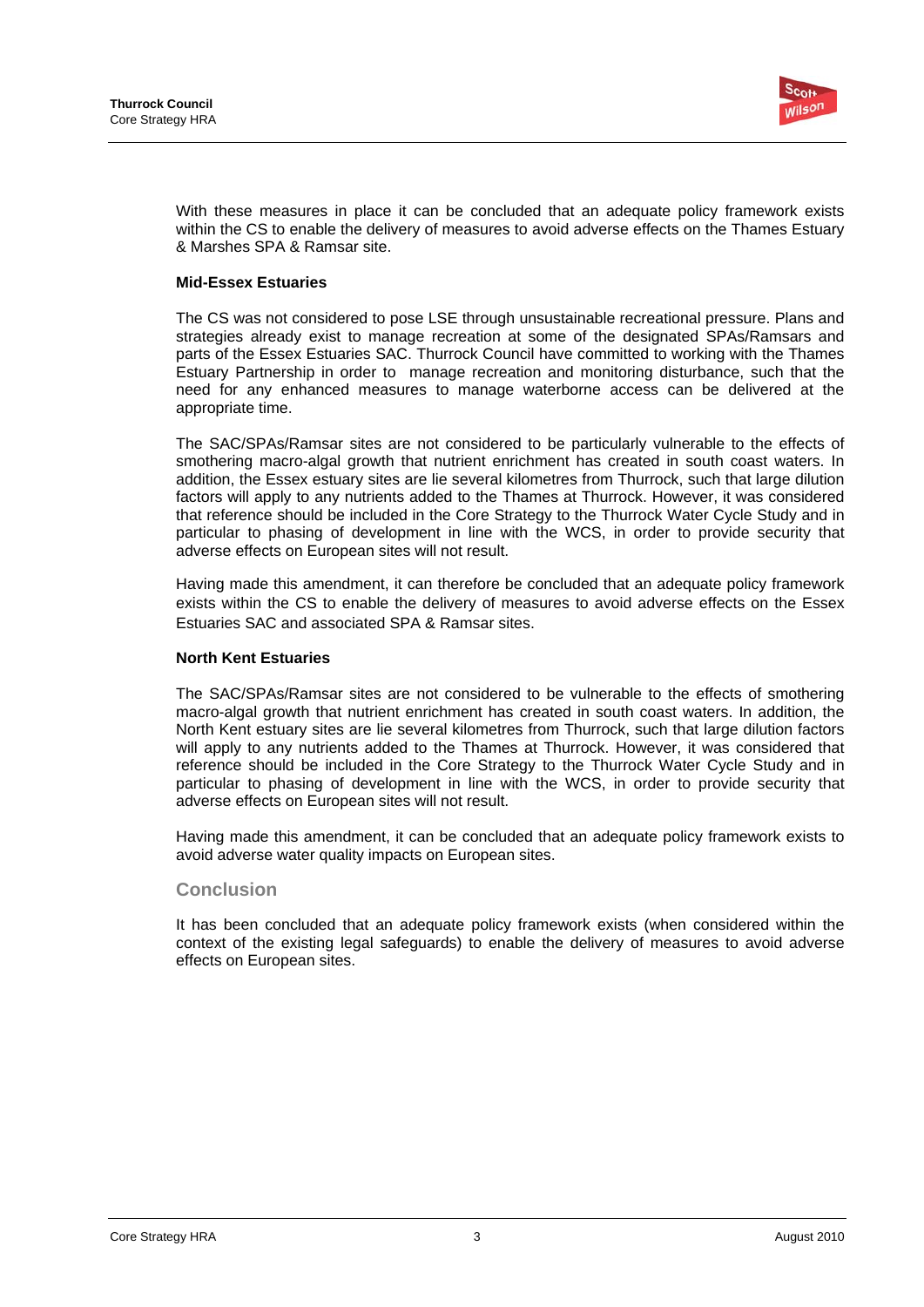With these measures in place it can be concluded that an adequate policy framework exists within the CS to enable the delivery of measures to avoid adverse effects on the Thames Estuary & Marshes SPA & Ramsar site.

**Mid-Essex Estuaries**

The CS was not considered to pose LSE through unsustainable recreational pressure. Plans and strategies already exist to manage recreation at some of the designated SPAs/Ramsars and parts of the Essex Estuaries SAC. Thurrock Council have committed to working with the Thames Estuary Partnership in order to manage recreation and monitoring disturbance, such that the need for any enhanced measures to manage waterborne access can be delivered at the appropriate time.

The SAC/SPAs/Ramsar sites are not considered to be particularly vulnerable to the effects of smothering macro-algal growth that nutrient enrichment has created in south coast waters. In addition, the Essex estuary sites are lie several kilometres from Thurrock, such that large dilution factors will apply to any nutrients added to the Thames at Thurrock. However, it was considered that reference should be included in the Core Strategy to the Thurrock Water Cycle Study and in particular to phasing of development in line with the WCS, in order to provide security that adverse effects on European sites will not result.

Having made this amendment, it can therefore be concluded that an adequate policy framework exists within the CS to enable the delivery of measures to avoid adverse effects on the Essex Estuaries SAC and associated SPA & Ramsar sites.

**North Kent Estuaries**

The SAC/SPAs/Ramsar sites are not considered to be vulnerable to the effects of smothering macro-algal growth that nutrient enrichment has created in south coast waters. In addition, the North Kent estuary sites are lie several kilometres from Thurrock, such that large dilution factors will apply to any nutrients added to the Thames at Thurrock. However, it was considered that reference should be included in the Core Strategy to the Thurrock Water Cycle Study and in particular to phasing of development in line with the WCS, in order to provide security that adverse effects on European sites will not result.

Having made this amendment, it can be concluded that an adequate policy framework exists to avoid adverse water quality impacts on European sites.

## Conclusion

It has been concluded that an adequate policy framework exists (when considered within the context of the existing legal safeguards) to enable the delivery of measures to avoid adverse effects on European sites.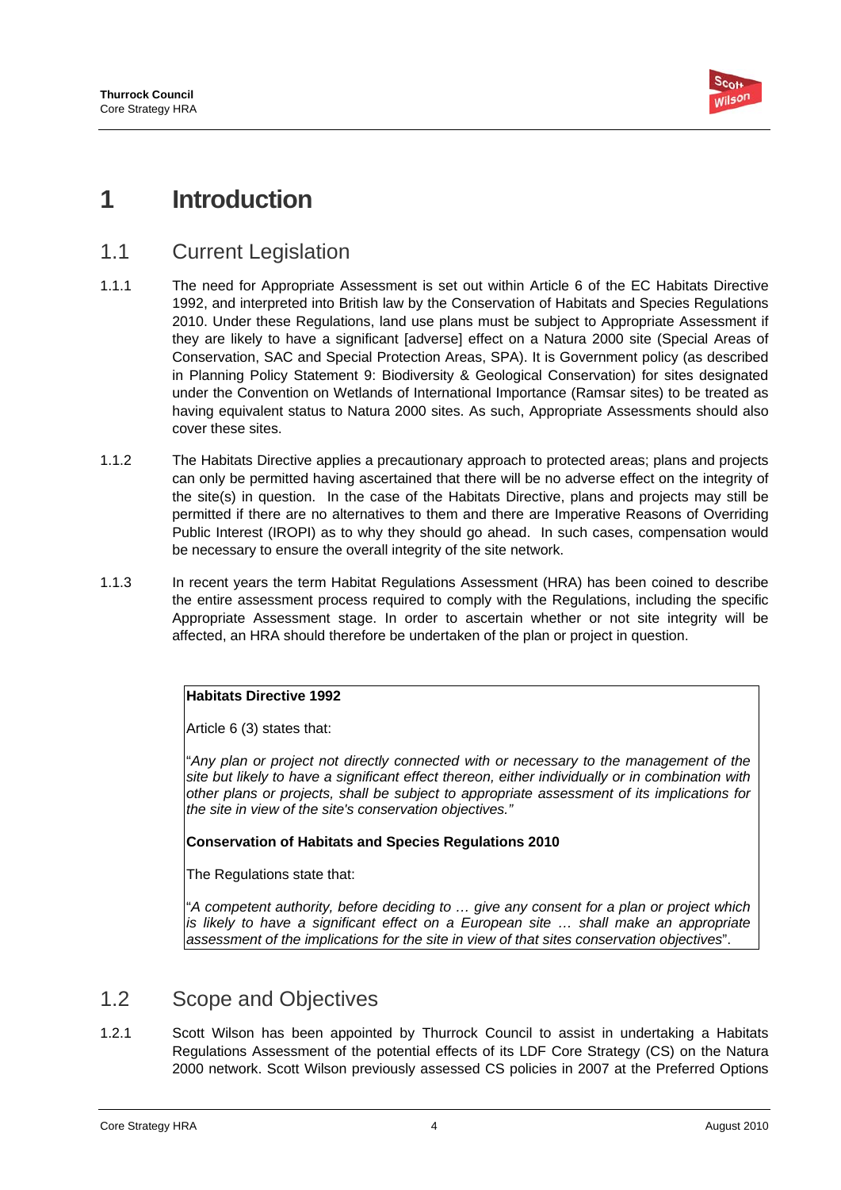# 1 Introduction

## 1.1 Current Legislation

1.1.1 The need for Appropriate Assessment is set out within Article 6 of the EC Habitats Directive 1992, and interpreted into British law by the Conservation of Habitats and Species Regulations 2010. Under these Regulations, land use plans must be subject to Appropriate Assessment if they are likely to have a significant [adverse] effect on a Natura 2000 site (Special Areas of Conservation, SAC and Special Protection Areas, SPA). It is Government policy (as described in Planning Policy Statement 9: Biodiversity & Geological Conservation) for sites designated under the Convention on Wetlands of International Importance (Ramsar sites) to be treated as having equivalent status to Natura 2000 sites. As such, Appropriate Assessments should also cover these sites.

1.1.2 The Habitats Directive applies a precautionary approach to protected areas; plans and projects can only be permitted having ascertained that there will be no adverse effect on the integrity of the site(s) in question. In the case of the Habitats Directive, plans and projects may still be permitted if there are no alternatives to them and there are Imperative Reasons of Overriding Public Interest (IROPI) as to why they should go ahead. In such cases, compensation would be necessary to ensure the overall integrity of the site network.

1.1.3 In recent years the term Habitat Regulations Assessment (HRA) has been coined to describe the entire assessment process required to comply with the Regulations, including the specific Appropriate Assessment stage. In order to ascertain whether or not site integrity will be affected, an HRA should therefore be undertaken of the plan or project in question.

> **Habitats Directive 1992**
>
> Article 6 (3) states that:
>
> "*Any plan or project not directly connected with or necessary to the management of the site but likely to have a significant effect thereon, either individually or in combination with other plans or projects, shall be subject to appropriate assessment of its implications for the site in view of the site's conservation objectives.*"
>
> **Conservation of Habitats and Species Regulations 2010**
>
> The Regulations state that:
>
> "*A competent authority, before deciding to … give any consent for a plan or project which is likely to have a significant effect on a European site … shall make an appropriate assessment of the implications for the site in view of that sites conservation objectives*".

## 1.2 Scope and Objectives

1.2.1 Scott Wilson has been appointed by Thurrock Council to assist in undertaking a Habitats Regulations Assessment of the potential effects of its LDF Core Strategy (CS) on the Natura 2000 network. Scott Wilson previously assessed CS policies in 2007 at the Preferred Options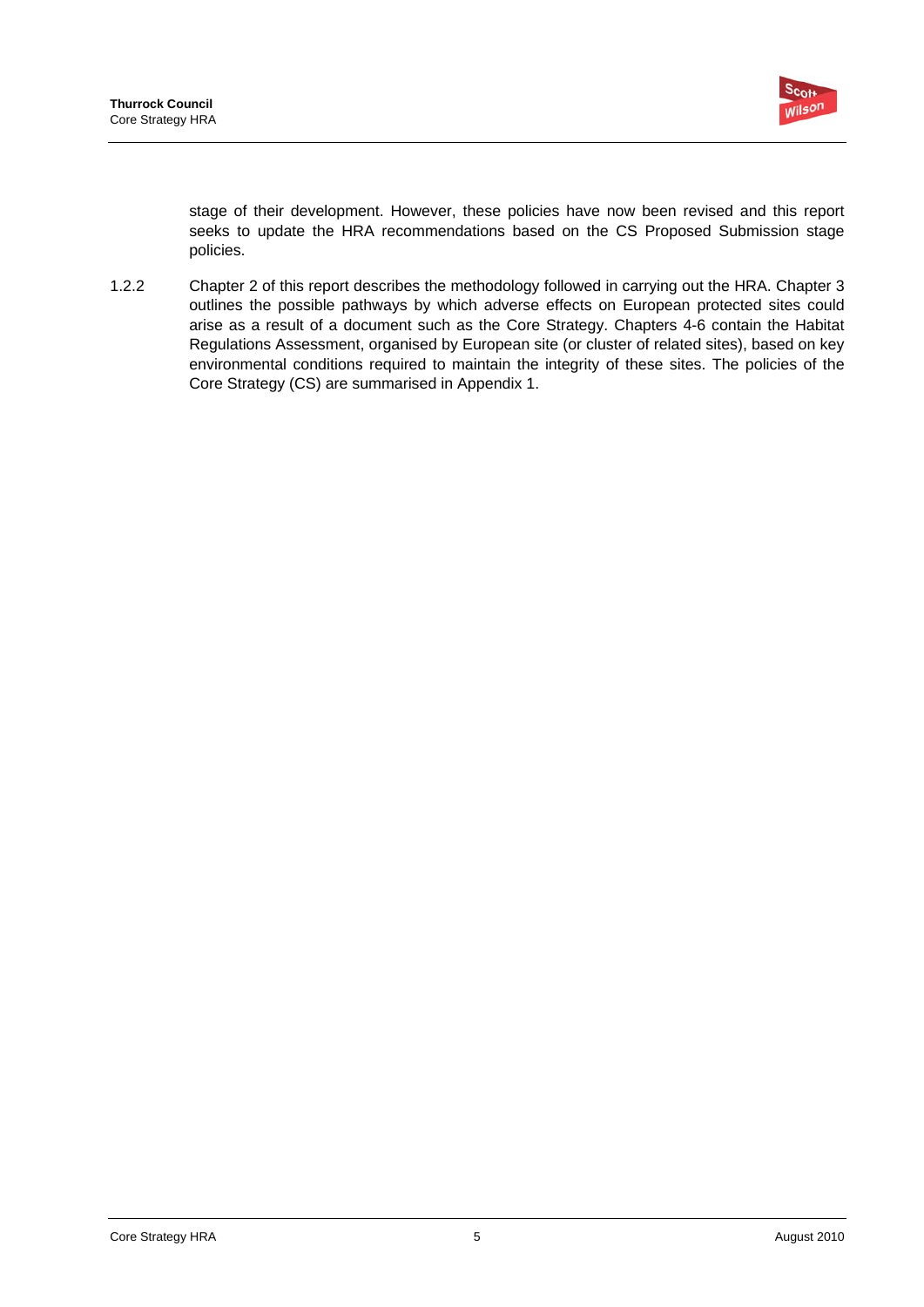stage of their development. However, these policies have now been revised and this report seeks to update the HRA recommendations based on the CS Proposed Submission stage policies.

1.2.2 Chapter 2 of this report describes the methodology followed in carrying out the HRA. Chapter 3 outlines the possible pathways by which adverse effects on European protected sites could arise as a result of a document such as the Core Strategy. Chapters 4-6 contain the Habitat Regulations Assessment, organised by European site (or cluster of related sites), based on key environmental conditions required to maintain the integrity of these sites. The policies of the Core Strategy (CS) are summarised in Appendix 1.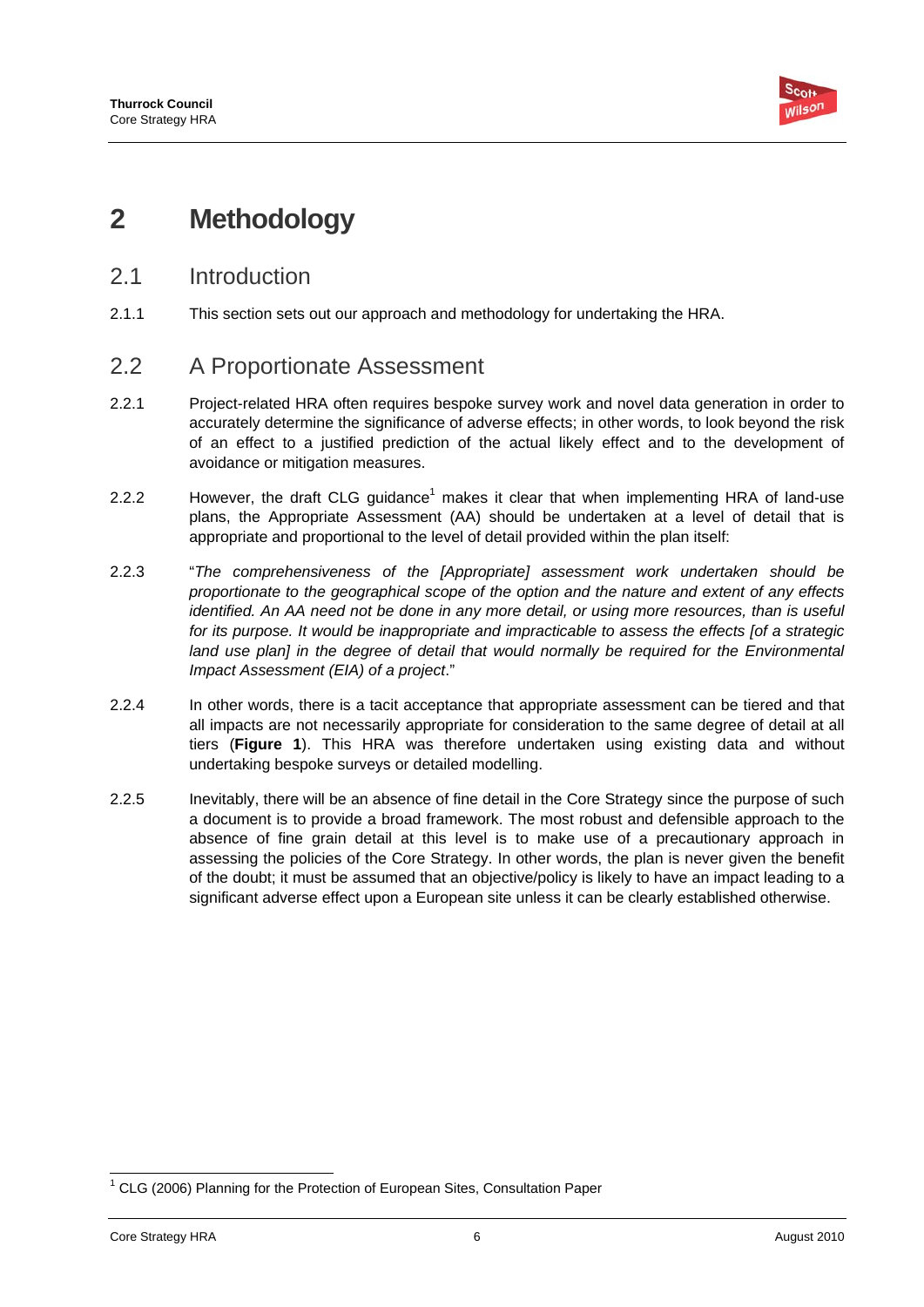# 2 Methodology

## 2.1 Introduction

2.1.1 This section sets out our approach and methodology for undertaking the HRA.

## 2.2 A Proportionate Assessment

2.2.1 Project-related HRA often requires bespoke survey work and novel data generation in order to accurately determine the significance of adverse effects; in other words, to look beyond the risk of an effect to a justified prediction of the actual likely effect and to the development of avoidance or mitigation measures.

2.2.2 However, the draft CLG guidance[1] makes it clear that when implementing HRA of land-use plans, the Appropriate Assessment (AA) should be undertaken at a level of detail that is appropriate and proportional to the level of detail provided within the plan itself:

2.2.3 "*The comprehensiveness of the [Appropriate] assessment work undertaken should be proportionate to the geographical scope of the option and the nature and extent of any effects identified. An AA need not be done in any more detail, or using more resources, than is useful for its purpose. It would be inappropriate and impracticable to assess the effects [of a strategic land use plan] in the degree of detail that would normally be required for the Environmental Impact Assessment (EIA) of a project*."

2.2.4 In other words, there is a tacit acceptance that appropriate assessment can be tiered and that all impacts are not necessarily appropriate for consideration to the same degree of detail at all tiers (**Figure 1**). This HRA was therefore undertaken using existing data and without undertaking bespoke surveys or detailed modelling.

2.2.5 Inevitably, there will be an absence of fine detail in the Core Strategy since the purpose of such a document is to provide a broad framework. The most robust and defensible approach to the absence of fine grain detail at this level is to make use of a precautionary approach in assessing the policies of the Core Strategy. In other words, the plan is never given the benefit of the doubt; it must be assumed that an objective/policy is likely to have an impact leading to a significant adverse effect upon a European site unless it can be clearly established otherwise.

[1] CLG (2006) Planning for the Protection of European Sites, Consultation Paper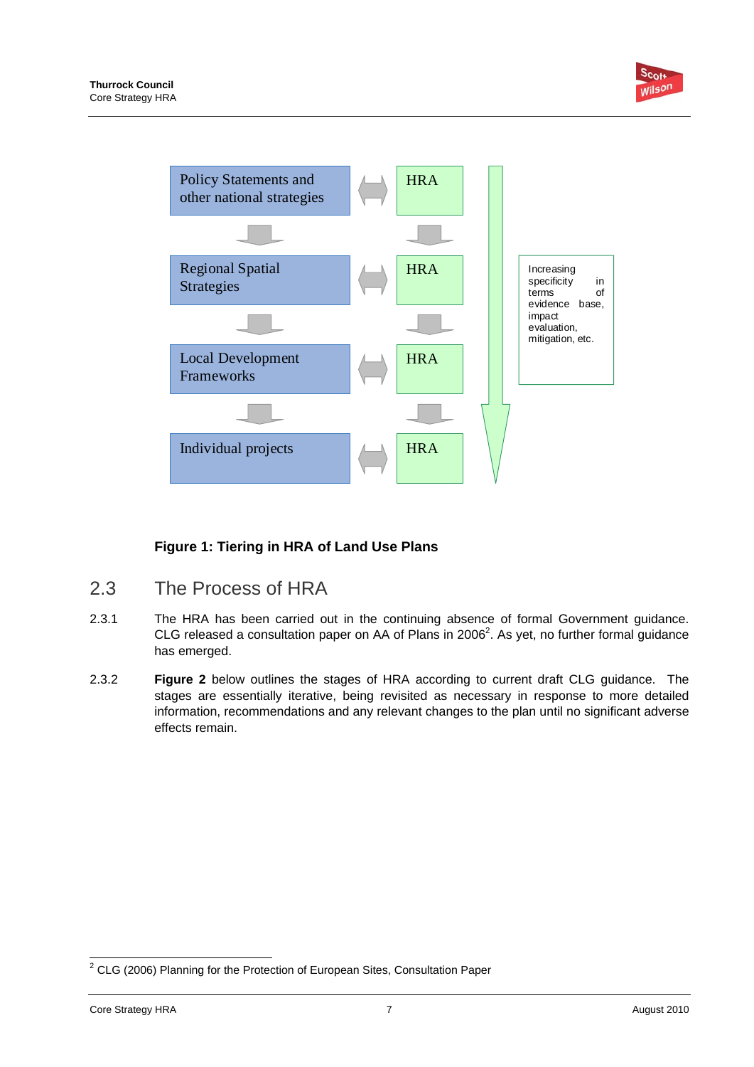| | | | |
|---|---|---|---|
| Policy Statements and other national strategies | ⟺ | HRA | |
| Regional Spatial Strategies | ⟺ | HRA | Increasing specificity in terms of evidence base, impact evaluation, mitigation, etc. |
| Local Development Frameworks | ⟺ | HRA | |
| Individual projects | ⟺ | HRA | |

**Figure 1: Tiering in HRA of Land Use Plans**

## 2.3 The Process of HRA

2.3.1 The HRA has been carried out in the continuing absence of formal Government guidance. CLG released a consultation paper on AA of Plans in 2006[2]. As yet, no further formal guidance has emerged.

2.3.2 **Figure 2** below outlines the stages of HRA according to current draft CLG guidance. The stages are essentially iterative, being revisited as necessary in response to more detailed information, recommendations and any relevant changes to the plan until no significant adverse effects remain.

[2] CLG (2006) Planning for the Protection of European Sites, Consultation Paper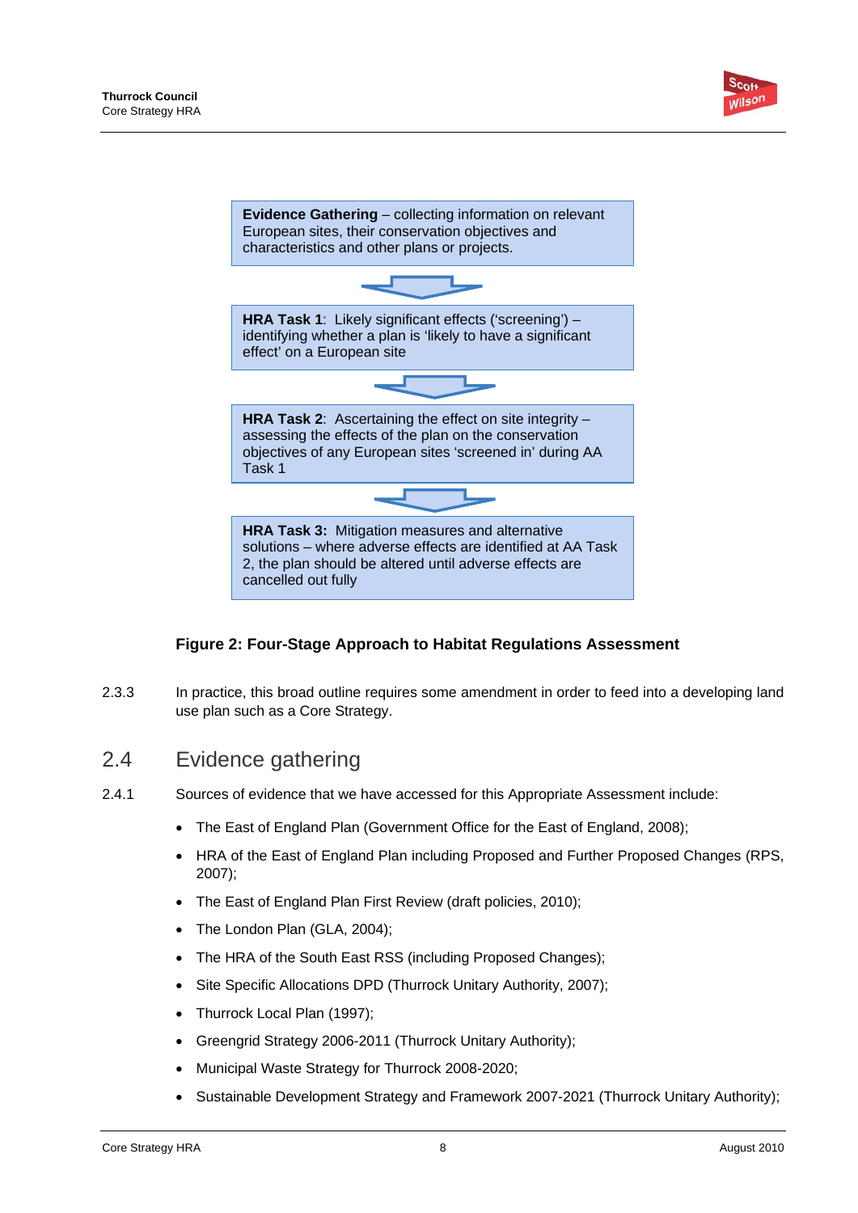**Evidence Gathering** – collecting information on relevant European sites, their conservation objectives and characteristics and other plans or projects.

↓

**HRA Task 1**: Likely significant effects ('screening') – identifying whether a plan is 'likely to have a significant effect' on a European site

↓

**HRA Task 2**: Ascertaining the effect on site integrity – assessing the effects of the plan on the conservation objectives of any European sites 'screened in' during AA Task 1

↓

**HRA Task 3:** Mitigation measures and alternative solutions – where adverse effects are identified at AA Task 2, the plan should be altered until adverse effects are cancelled out fully

**Figure 2: Four-Stage Approach to Habitat Regulations Assessment**

2.3.3 In practice, this broad outline requires some amendment in order to feed into a developing land use plan such as a Core Strategy.

## 2.4 Evidence gathering

2.4.1 Sources of evidence that we have accessed for this Appropriate Assessment include:

- The East of England Plan (Government Office for the East of England, 2008);
- HRA of the East of England Plan including Proposed and Further Proposed Changes (RPS, 2007);
- The East of England Plan First Review (draft policies, 2010);
- The London Plan (GLA, 2004);
- The HRA of the South East RSS (including Proposed Changes);
- Site Specific Allocations DPD (Thurrock Unitary Authority, 2007);
- Thurrock Local Plan (1997);
- Greengrid Strategy 2006-2011 (Thurrock Unitary Authority);
- Municipal Waste Strategy for Thurrock 2008-2020;
- Sustainable Development Strategy and Framework 2007-2021 (Thurrock Unitary Authority);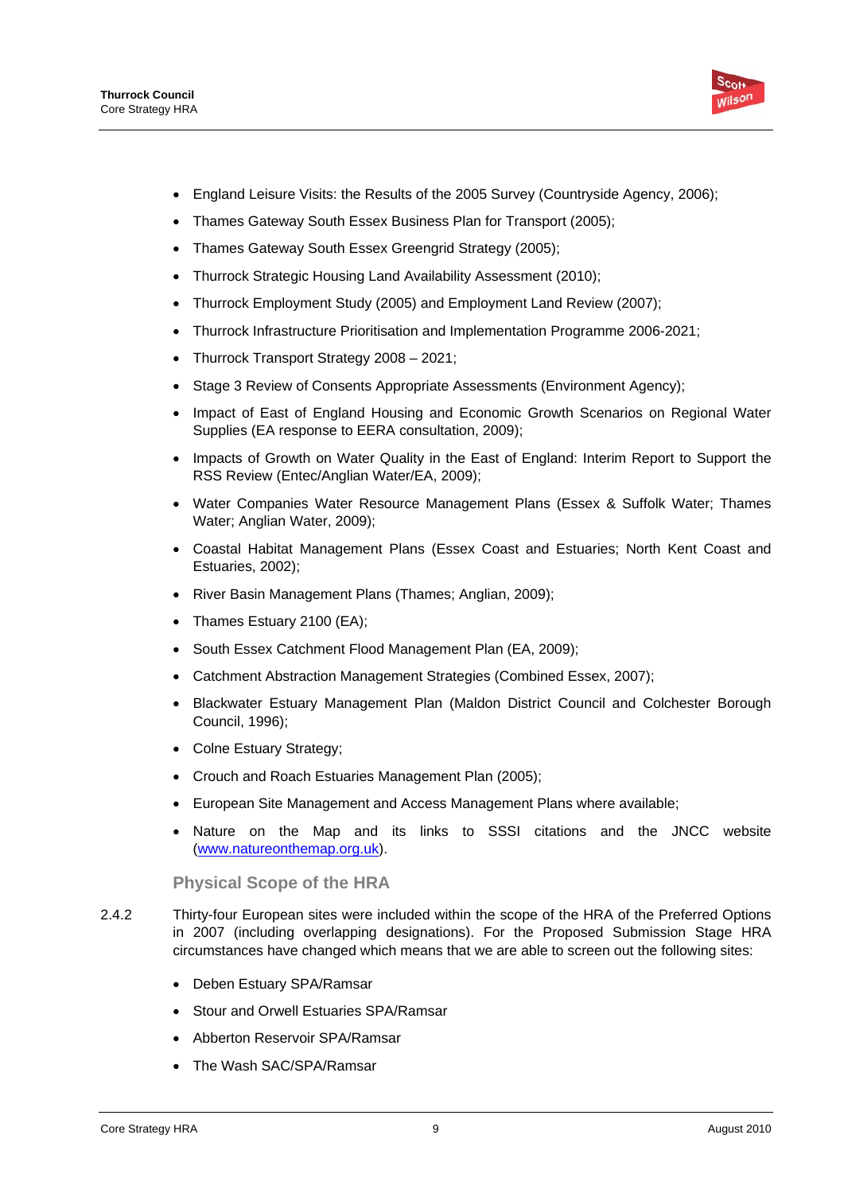- England Leisure Visits: the Results of the 2005 Survey (Countryside Agency, 2006);
- Thames Gateway South Essex Business Plan for Transport (2005);
- Thames Gateway South Essex Greengrid Strategy (2005);
- Thurrock Strategic Housing Land Availability Assessment (2010);
- Thurrock Employment Study (2005) and Employment Land Review (2007);
- Thurrock Infrastructure Prioritisation and Implementation Programme 2006-2021;
- Thurrock Transport Strategy 2008 – 2021;
- Stage 3 Review of Consents Appropriate Assessments (Environment Agency);
- Impact of East of England Housing and Economic Growth Scenarios on Regional Water Supplies (EA response to EERA consultation, 2009);
- Impacts of Growth on Water Quality in the East of England: Interim Report to Support the RSS Review (Entec/Anglian Water/EA, 2009);
- Water Companies Water Resource Management Plans (Essex & Suffolk Water; Thames Water; Anglian Water, 2009);
- Coastal Habitat Management Plans (Essex Coast and Estuaries; North Kent Coast and Estuaries, 2002);
- River Basin Management Plans (Thames; Anglian, 2009);
- Thames Estuary 2100 (EA);
- South Essex Catchment Flood Management Plan (EA, 2009);
- Catchment Abstraction Management Strategies (Combined Essex, 2007);
- Blackwater Estuary Management Plan (Maldon District Council and Colchester Borough Council, 1996);
- Colne Estuary Strategy;
- Crouch and Roach Estuaries Management Plan (2005);
- European Site Management and Access Management Plans where available;
- Nature on the Map and its links to SSSI citations and the JNCC website (www.natureonthemap.org.uk).

### Physical Scope of the HRA

2.4.2 Thirty-four European sites were included within the scope of the HRA of the Preferred Options in 2007 (including overlapping designations). For the Proposed Submission Stage HRA circumstances have changed which means that we are able to screen out the following sites:

- Deben Estuary SPA/Ramsar
- Stour and Orwell Estuaries SPA/Ramsar
- Abberton Reservoir SPA/Ramsar
- The Wash SAC/SPA/Ramsar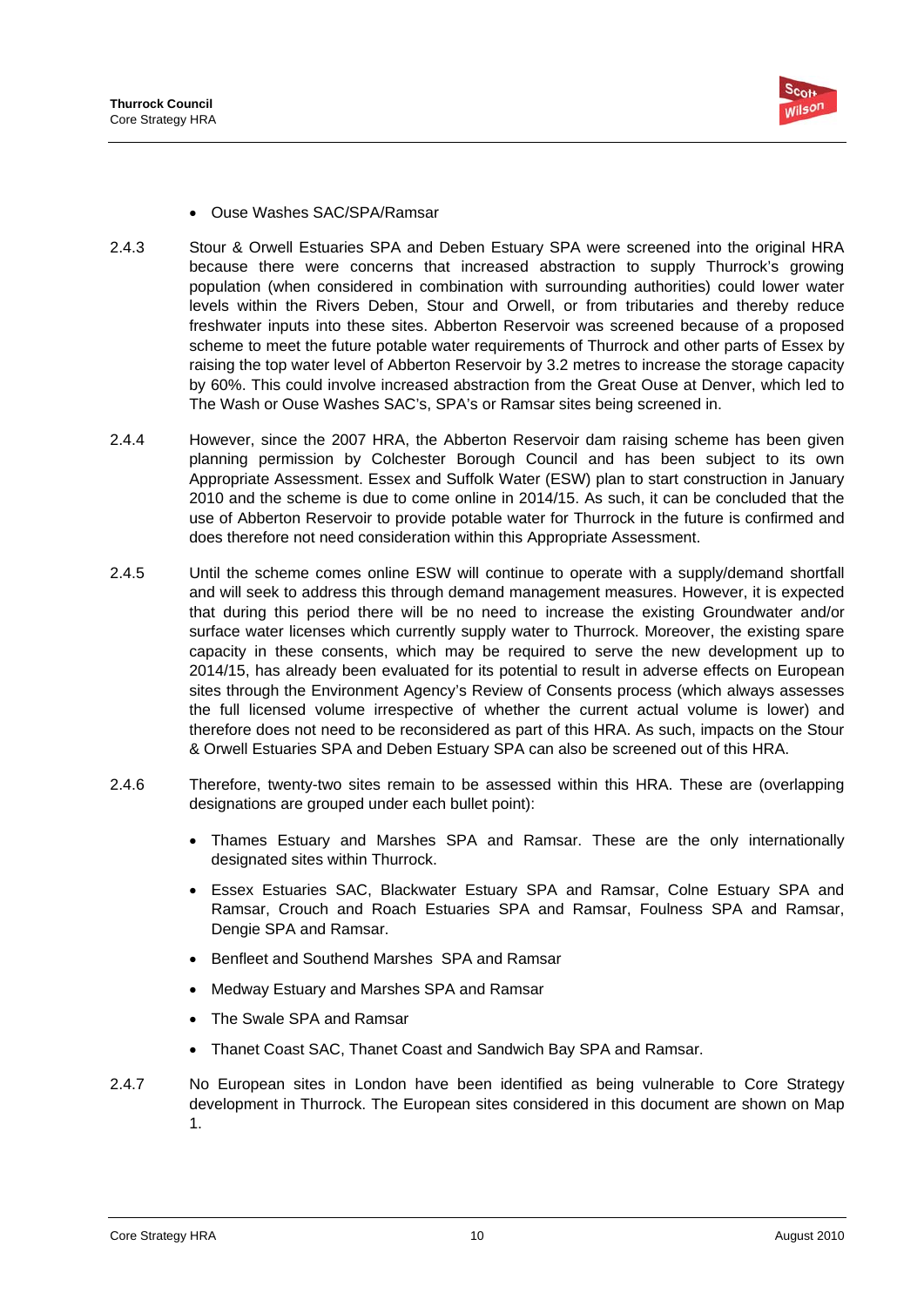- Ouse Washes SAC/SPA/Ramsar

2.4.3 Stour & Orwell Estuaries SPA and Deben Estuary SPA were screened into the original HRA because there were concerns that increased abstraction to supply Thurrock's growing population (when considered in combination with surrounding authorities) could lower water levels within the Rivers Deben, Stour and Orwell, or from tributaries and thereby reduce freshwater inputs into these sites. Abberton Reservoir was screened because of a proposed scheme to meet the future potable water requirements of Thurrock and other parts of Essex by raising the top water level of Abberton Reservoir by 3.2 metres to increase the storage capacity by 60%. This could involve increased abstraction from the Great Ouse at Denver, which led to The Wash or Ouse Washes SAC's, SPA's or Ramsar sites being screened in.

2.4.4 However, since the 2007 HRA, the Abberton Reservoir dam raising scheme has been given planning permission by Colchester Borough Council and has been subject to its own Appropriate Assessment. Essex and Suffolk Water (ESW) plan to start construction in January 2010 and the scheme is due to come online in 2014/15. As such, it can be concluded that the use of Abberton Reservoir to provide potable water for Thurrock in the future is confirmed and does therefore not need consideration within this Appropriate Assessment.

2.4.5 Until the scheme comes online ESW will continue to operate with a supply/demand shortfall and will seek to address this through demand management measures. However, it is expected that during this period there will be no need to increase the existing Groundwater and/or surface water licenses which currently supply water to Thurrock. Moreover, the existing spare capacity in these consents, which may be required to serve the new development up to 2014/15, has already been evaluated for its potential to result in adverse effects on European sites through the Environment Agency's Review of Consents process (which always assesses the full licensed volume irrespective of whether the current actual volume is lower) and therefore does not need to be reconsidered as part of this HRA. As such, impacts on the Stour & Orwell Estuaries SPA and Deben Estuary SPA can also be screened out of this HRA.

2.4.6 Therefore, twenty-two sites remain to be assessed within this HRA. These are (overlapping designations are grouped under each bullet point):

- Thames Estuary and Marshes SPA and Ramsar. These are the only internationally designated sites within Thurrock.
- Essex Estuaries SAC, Blackwater Estuary SPA and Ramsar, Colne Estuary SPA and Ramsar, Crouch and Roach Estuaries SPA and Ramsar, Foulness SPA and Ramsar, Dengie SPA and Ramsar.
- Benfleet and Southend Marshes SPA and Ramsar
- Medway Estuary and Marshes SPA and Ramsar
- The Swale SPA and Ramsar
- Thanet Coast SAC, Thanet Coast and Sandwich Bay SPA and Ramsar.

2.4.7 No European sites in London have been identified as being vulnerable to Core Strategy development in Thurrock. The European sites considered in this document are shown on Map 1.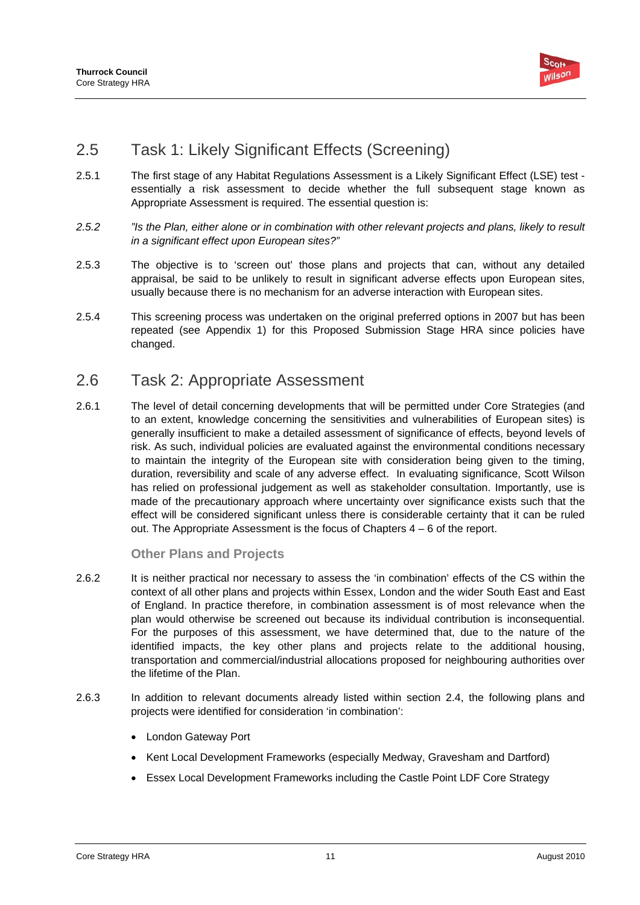## 2.5 Task 1: Likely Significant Effects (Screening)

2.5.1 The first stage of any Habitat Regulations Assessment is a Likely Significant Effect (LSE) test - essentially a risk assessment to decide whether the full subsequent stage known as Appropriate Assessment is required. The essential question is:

*2.5.2 "Is the Plan, either alone or in combination with other relevant projects and plans, likely to result in a significant effect upon European sites?"*

2.5.3 The objective is to 'screen out' those plans and projects that can, without any detailed appraisal, be said to be unlikely to result in significant adverse effects upon European sites, usually because there is no mechanism for an adverse interaction with European sites.

2.5.4 This screening process was undertaken on the original preferred options in 2007 but has been repeated (see Appendix 1) for this Proposed Submission Stage HRA since policies have changed.

## 2.6 Task 2: Appropriate Assessment

2.6.1 The level of detail concerning developments that will be permitted under Core Strategies (and to an extent, knowledge concerning the sensitivities and vulnerabilities of European sites) is generally insufficient to make a detailed assessment of significance of effects, beyond levels of risk. As such, individual policies are evaluated against the environmental conditions necessary to maintain the integrity of the European site with consideration being given to the timing, duration, reversibility and scale of any adverse effect. In evaluating significance, Scott Wilson has relied on professional judgement as well as stakeholder consultation. Importantly, use is made of the precautionary approach where uncertainty over significance exists such that the effect will be considered significant unless there is considerable certainty that it can be ruled out. The Appropriate Assessment is the focus of Chapters 4 – 6 of the report.

### Other Plans and Projects

2.6.2 It is neither practical nor necessary to assess the 'in combination' effects of the CS within the context of all other plans and projects within Essex, London and the wider South East and East of England. In practice therefore, in combination assessment is of most relevance when the plan would otherwise be screened out because its individual contribution is inconsequential. For the purposes of this assessment, we have determined that, due to the nature of the identified impacts, the key other plans and projects relate to the additional housing, transportation and commercial/industrial allocations proposed for neighbouring authorities over the lifetime of the Plan.

2.6.3 In addition to relevant documents already listed within section 2.4, the following plans and projects were identified for consideration 'in combination':

- London Gateway Port
- Kent Local Development Frameworks (especially Medway, Gravesham and Dartford)
- Essex Local Development Frameworks including the Castle Point LDF Core Strategy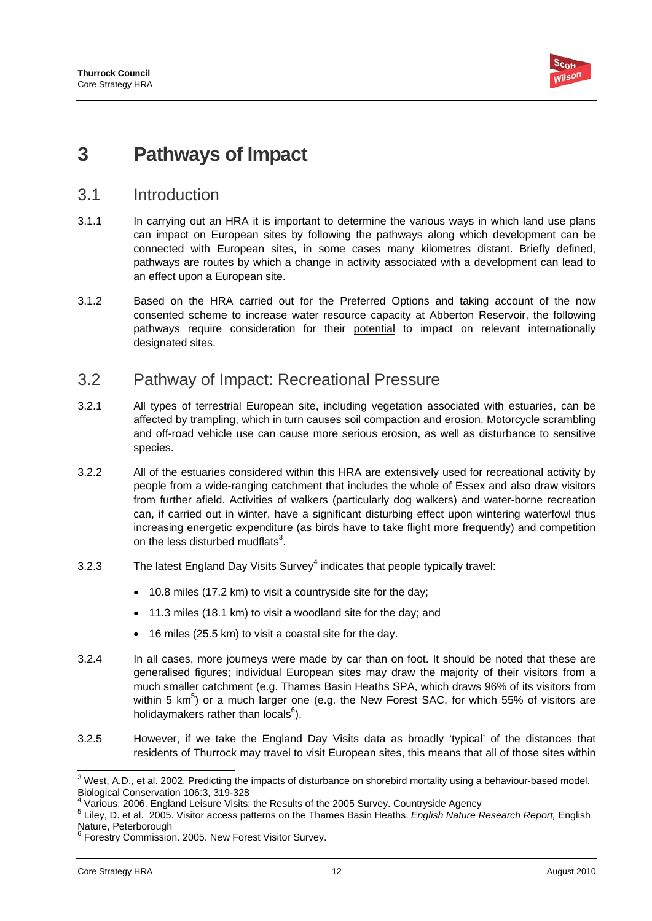# 3 Pathways of Impact

## 3.1 Introduction

3.1.1 In carrying out an HRA it is important to determine the various ways in which land use plans can impact on European sites by following the pathways along which development can be connected with European sites, in some cases many kilometres distant. Briefly defined, pathways are routes by which a change in activity associated with a development can lead to an effect upon a European site.

3.1.2 Based on the HRA carried out for the Preferred Options and taking account of the now consented scheme to increase water resource capacity at Abberton Reservoir, the following pathways require consideration for their potential to impact on relevant internationally designated sites.

## 3.2 Pathway of Impact: Recreational Pressure

3.2.1 All types of terrestrial European site, including vegetation associated with estuaries, can be affected by trampling, which in turn causes soil compaction and erosion. Motorcycle scrambling and off-road vehicle use can cause more serious erosion, as well as disturbance to sensitive species.

3.2.2 All of the estuaries considered within this HRA are extensively used for recreational activity by people from a wide-ranging catchment that includes the whole of Essex and also draw visitors from further afield. Activities of walkers (particularly dog walkers) and water-borne recreation can, if carried out in winter, have a significant disturbing effect upon wintering waterfowl thus increasing energetic expenditure (as birds have to take flight more frequently) and competition on the less disturbed mudflats[3].

3.2.3 The latest England Day Visits Survey[4] indicates that people typically travel:

- 10.8 miles (17.2 km) to visit a countryside site for the day;
- 11.3 miles (18.1 km) to visit a woodland site for the day; and
- 16 miles (25.5 km) to visit a coastal site for the day.

3.2.4 In all cases, more journeys were made by car than on foot. It should be noted that these are generalised figures; individual European sites may draw the majority of their visitors from a much smaller catchment (e.g. Thames Basin Heaths SPA, which draws 96% of its visitors from within 5 km[5]) or a much larger one (e.g. the New Forest SAC, for which 55% of visitors are holidaymakers rather than locals[6]).

3.2.5 However, if we take the England Day Visits data as broadly 'typical' of the distances that residents of Thurrock may travel to visit European sites, this means that all of those sites within

---

[3] West, A.D., et al. 2002. Predicting the impacts of disturbance on shorebird mortality using a behaviour-based model. Biological Conservation 106:3, 319-328

[4] Various. 2006. England Leisure Visits: the Results of the 2005 Survey. Countryside Agency

[5] Liley, D. et al. 2005. Visitor access patterns on the Thames Basin Heaths. *English Nature Research Report,* English Nature, Peterborough

[6] Forestry Commission. 2005. New Forest Visitor Survey.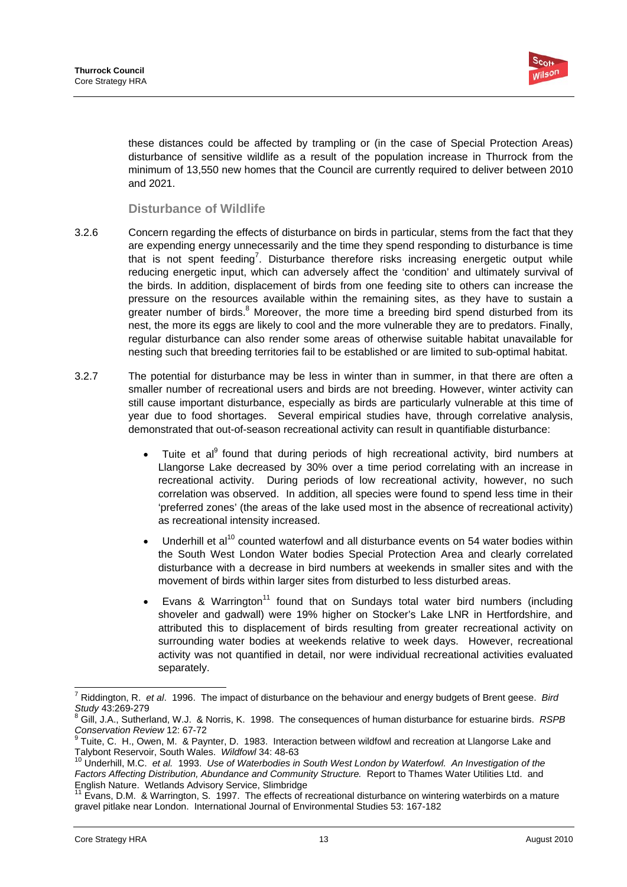these distances could be affected by trampling or (in the case of Special Protection Areas) disturbance of sensitive wildlife as a result of the population increase in Thurrock from the minimum of 13,550 new homes that the Council are currently required to deliver between 2010 and 2021.

### Disturbance of Wildlife

3.2.6 Concern regarding the effects of disturbance on birds in particular, stems from the fact that they are expending energy unnecessarily and the time they spend responding to disturbance is time that is not spent feeding[7]. Disturbance therefore risks increasing energetic output while reducing energetic input, which can adversely affect the 'condition' and ultimately survival of the birds. In addition, displacement of birds from one feeding site to others can increase the pressure on the resources available within the remaining sites, as they have to sustain a greater number of birds.[8] Moreover, the more time a breeding bird spend disturbed from its nest, the more its eggs are likely to cool and the more vulnerable they are to predators. Finally, regular disturbance can also render some areas of otherwise suitable habitat unavailable for nesting such that breeding territories fail to be established or are limited to sub-optimal habitat.

3.2.7 The potential for disturbance may be less in winter than in summer, in that there are often a smaller number of recreational users and birds are not breeding. However, winter activity can still cause important disturbance, especially as birds are particularly vulnerable at this time of year due to food shortages. Several empirical studies have, through correlative analysis, demonstrated that out-of-season recreational activity can result in quantifiable disturbance:

- Tuite et al[9] found that during periods of high recreational activity, bird numbers at Llangorse Lake decreased by 30% over a time period correlating with an increase in recreational activity. During periods of low recreational activity, however, no such correlation was observed. In addition, all species were found to spend less time in their 'preferred zones' (the areas of the lake used most in the absence of recreational activity) as recreational intensity increased.
- Underhill et al[10] counted waterfowl and all disturbance events on 54 water bodies within the South West London Water bodies Special Protection Area and clearly correlated disturbance with a decrease in bird numbers at weekends in smaller sites and with the movement of birds within larger sites from disturbed to less disturbed areas.
- Evans & Warrington[11] found that on Sundays total water bird numbers (including shoveler and gadwall) were 19% higher on Stocker's Lake LNR in Hertfordshire, and attributed this to displacement of birds resulting from greater recreational activity on surrounding water bodies at weekends relative to week days. However, recreational activity was not quantified in detail, nor were individual recreational activities evaluated separately.

---

[7] Riddington, R. *et al*. 1996. The impact of disturbance on the behaviour and energy budgets of Brent geese. *Bird Study* 43:269-279

[8] Gill, J.A., Sutherland, W.J. & Norris, K. 1998. The consequences of human disturbance for estuarine birds. *RSPB Conservation Review* 12: 67-72

[9] Tuite, C. H., Owen, M. & Paynter, D. 1983. Interaction between wildfowl and recreation at Llangorse Lake and Talybont Reservoir, South Wales. *Wildfowl* 34: 48-63

[10] Underhill, M.C. *et al.* 1993. *Use of Waterbodies in South West London by Waterfowl. An Investigation of the Factors Affecting Distribution, Abundance and Community Structure.* Report to Thames Water Utilities Ltd. and English Nature. Wetlands Advisory Service, Slimbridge

[11] Evans, D.M. & Warrington, S. 1997. The effects of recreational disturbance on wintering waterbirds on a mature gravel pitlake near London. International Journal of Environmental Studies 53: 167-182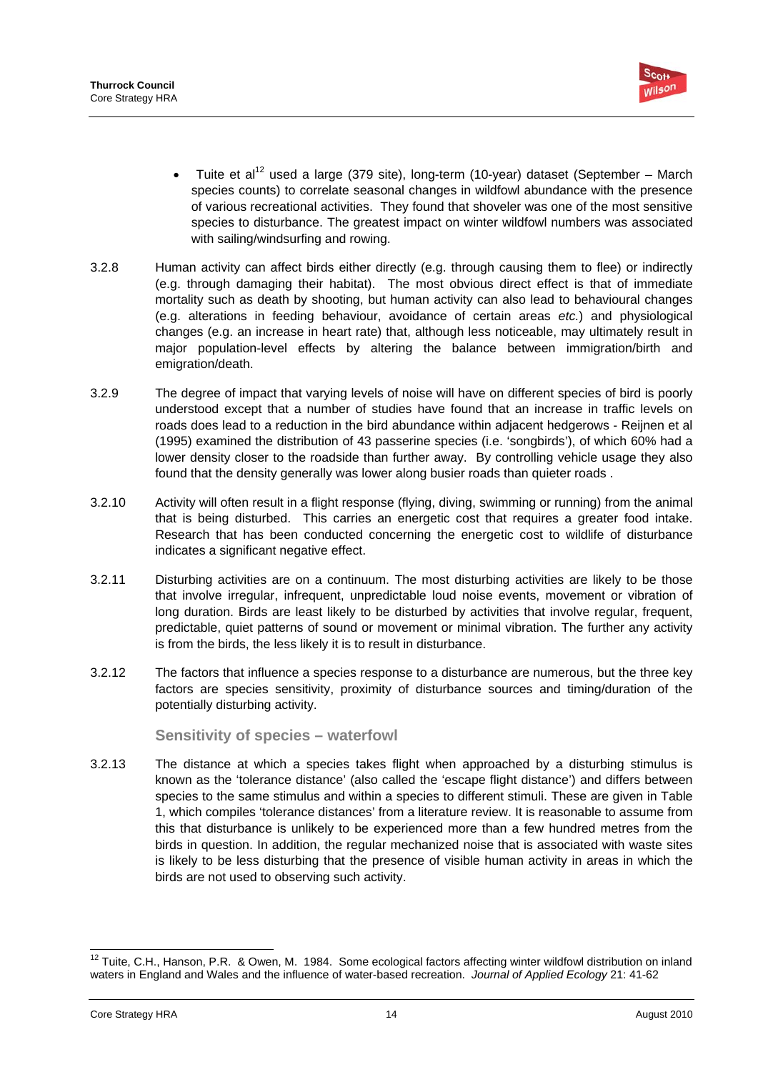- Tuite et al[12] used a large (379 site), long-term (10-year) dataset (September – March species counts) to correlate seasonal changes in wildfowl abundance with the presence of various recreational activities. They found that shoveler was one of the most sensitive species to disturbance. The greatest impact on winter wildfowl numbers was associated with sailing/windsurfing and rowing.

3.2.8 Human activity can affect birds either directly (e.g. through causing them to flee) or indirectly (e.g. through damaging their habitat). The most obvious direct effect is that of immediate mortality such as death by shooting, but human activity can also lead to behavioural changes (e.g. alterations in feeding behaviour, avoidance of certain areas *etc.*) and physiological changes (e.g. an increase in heart rate) that, although less noticeable, may ultimately result in major population-level effects by altering the balance between immigration/birth and emigration/death.

3.2.9 The degree of impact that varying levels of noise will have on different species of bird is poorly understood except that a number of studies have found that an increase in traffic levels on roads does lead to a reduction in the bird abundance within adjacent hedgerows - Reijnen et al (1995) examined the distribution of 43 passerine species (i.e. 'songbirds'), of which 60% had a lower density closer to the roadside than further away. By controlling vehicle usage they also found that the density generally was lower along busier roads than quieter roads .

3.2.10 Activity will often result in a flight response (flying, diving, swimming or running) from the animal that is being disturbed. This carries an energetic cost that requires a greater food intake. Research that has been conducted concerning the energetic cost to wildlife of disturbance indicates a significant negative effect.

3.2.11 Disturbing activities are on a continuum. The most disturbing activities are likely to be those that involve irregular, infrequent, unpredictable loud noise events, movement or vibration of long duration. Birds are least likely to be disturbed by activities that involve regular, frequent, predictable, quiet patterns of sound or movement or minimal vibration. The further any activity is from the birds, the less likely it is to result in disturbance.

3.2.12 The factors that influence a species response to a disturbance are numerous, but the three key factors are species sensitivity, proximity of disturbance sources and timing/duration of the potentially disturbing activity.

### Sensitivity of species – waterfowl

3.2.13 The distance at which a species takes flight when approached by a disturbing stimulus is known as the 'tolerance distance' (also called the 'escape flight distance') and differs between species to the same stimulus and within a species to different stimuli. These are given in Table 1, which compiles 'tolerance distances' from a literature review. It is reasonable to assume from this that disturbance is unlikely to be experienced more than a few hundred metres from the birds in question. In addition, the regular mechanized noise that is associated with waste sites is likely to be less disturbing that the presence of visible human activity in areas in which the birds are not used to observing such activity.

---

[12] Tuite, C.H., Hanson, P.R. & Owen, M. 1984. Some ecological factors affecting winter wildfowl distribution on inland waters in England and Wales and the influence of water-based recreation. *Journal of Applied Ecology* 21: 41-62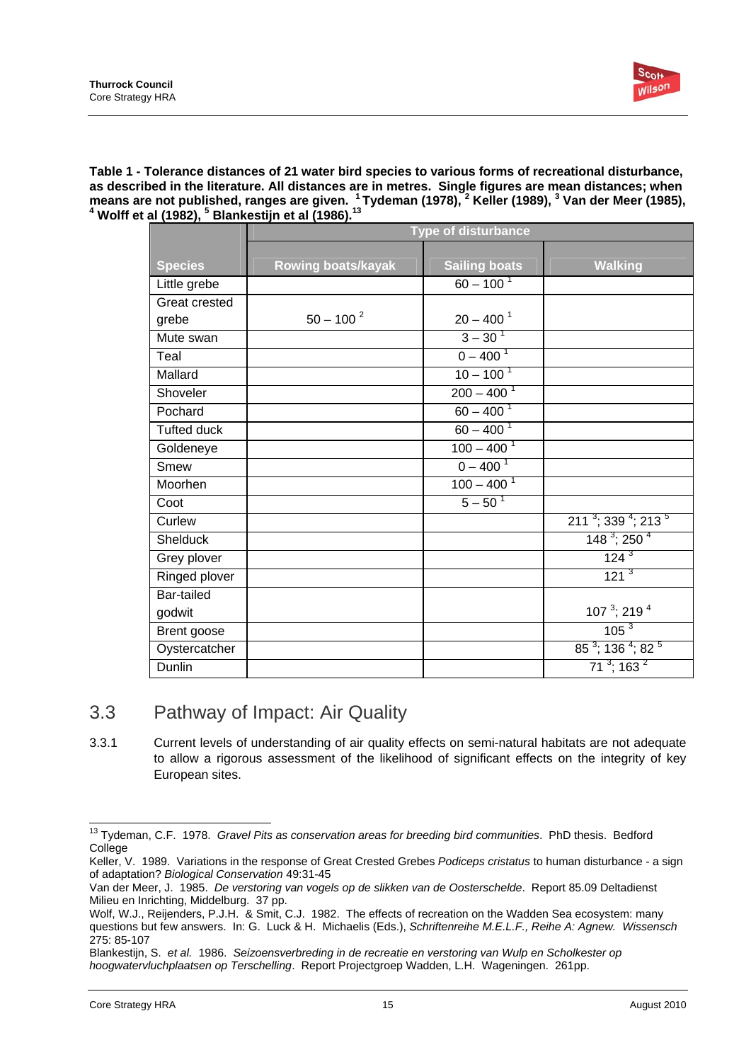**Table 1 - Tolerance distances of 21 water bird species to various forms of recreational disturbance, as described in the literature. All distances are in metres. Single figures are mean distances; when means are not published, ranges are given. [1] Tydeman (1978), [2] Keller (1989), [3] Van der Meer (1985), [4] Wolff et al (1982), [5] Blankestijn et al (1986).[13]**

| Species | Type of disturbance | | |
|---|---|---|---|
| | Rowing boats/kayak | Sailing boats | Walking |
| Little grebe | | 60 – 100 [1] | |
| Great crested grebe | 50 – 100 [2] | 20 – 400 [1] | |
| Mute swan | | 3 – 30 [1] | |
| Teal | | 0 – 400 [1] | |
| Mallard | | 10 – 100 [1] | |
| Shoveler | | 200 – 400 [1] | |
| Pochard | | 60 – 400 [1] | |
| Tufted duck | | 60 – 400 [1] | |
| Goldeneye | | 100 – 400 [1] | |
| Smew | | 0 – 400 [1] | |
| Moorhen | | 100 – 400 [1] | |
| Coot | | 5 – 50 [1] | |
| Curlew | | | 211 [3]; 339 [4]; 213 [5] |
| Shelduck | | | 148 [3]; 250 [4] |
| Grey plover | | | 124 [3] |
| Ringed plover | | | 121 [3] |
| Bar-tailed godwit | | | 107 [3]; 219 [4] |
| Brent goose | | | 105 [3] |
| Oystercatcher | | | 85 [3]; 136 [4]; 82 [5] |
| Dunlin | | | 71 [3]; 163 [2] |

## 3.3 Pathway of Impact: Air Quality

3.3.1 Current levels of understanding of air quality effects on semi-natural habitats are not adequate to allow a rigorous assessment of the likelihood of significant effects on the integrity of key European sites.

---

[13] Tydeman, C.F. 1978. *Gravel Pits as conservation areas for breeding bird communities*. PhD thesis. Bedford College

Keller, V. 1989. Variations in the response of Great Crested Grebes *Podiceps cristatus* to human disturbance - a sign of adaptation? *Biological Conservation* 49:31-45

Van der Meer, J. 1985. *De verstoring van vogels op de slikken van de Oosterschelde*. Report 85.09 Deltadienst Milieu en Inrichting, Middelburg. 37 pp.

Wolf, W.J., Reijenders, P.J.H. & Smit, C.J. 1982. The effects of recreation on the Wadden Sea ecosystem: many questions but few answers. In: G. Luck & H. Michaelis (Eds.), *Schriftenreihe M.E.L.F., Reihe A: Agnew. Wissensch* 275: 85-107

Blankestijn, S. *et al.* 1986. *Seizoensverbreding in de recreatie en verstoring van Wulp en Scholkester op hoogwatervluchplaatsen op Terschelling*. Report Projectgroep Wadden, L.H. Wageningen. 261pp.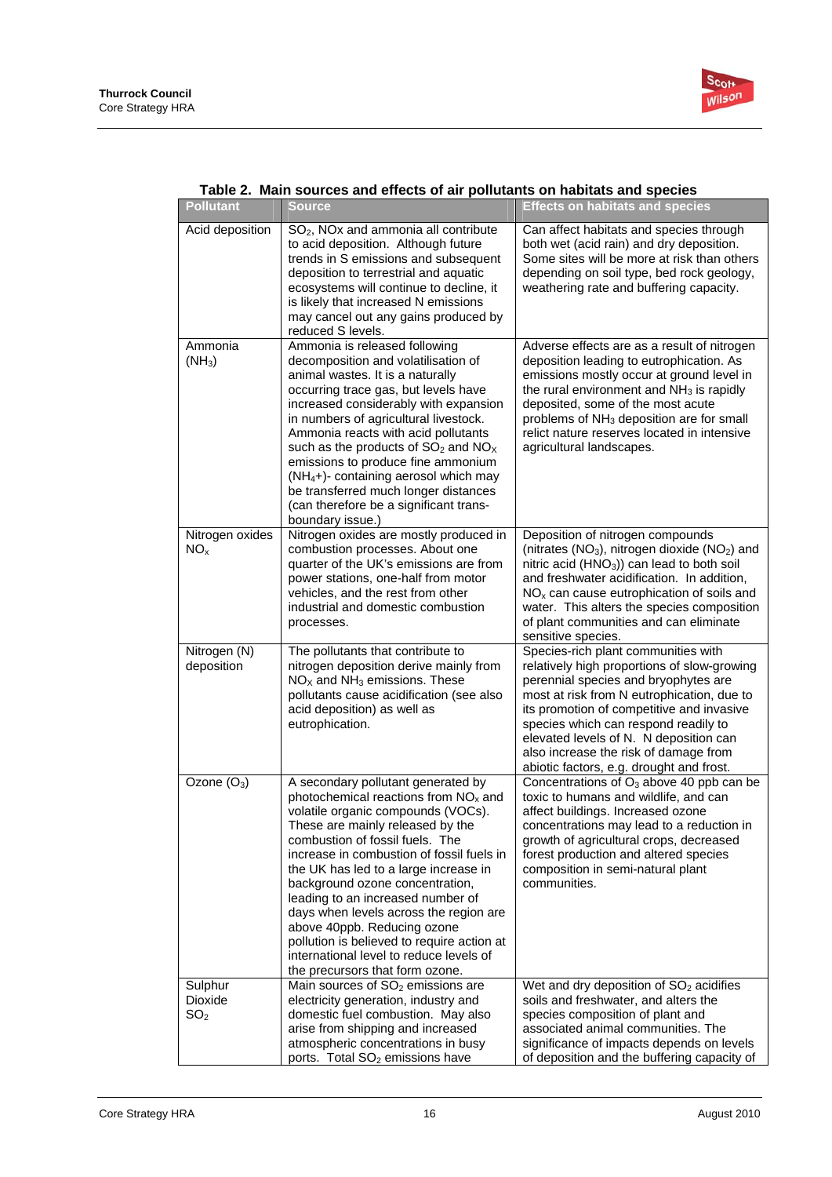**Table 2. Main sources and effects of air pollutants on habitats and species**

| Pollutant | Source | Effects on habitats and species |
|---|---|---|
| Acid deposition | $SO_2$, NOx and ammonia all contribute to acid deposition. Although future trends in S emissions and subsequent deposition to terrestrial and aquatic ecosystems will continue to decline, it is likely that increased N emissions may cancel out any gains produced by reduced S levels. | Can affect habitats and species through both wet (acid rain) and dry deposition. Some sites will be more at risk than others depending on soil type, bed rock geology, weathering rate and buffering capacity. |
| Ammonia ($NH_3$) | Ammonia is released following decomposition and volatilisation of animal wastes. It is a naturally occurring trace gas, but levels have increased considerably with expansion in numbers of agricultural livestock. Ammonia reacts with acid pollutants such as the products of $SO_2$ and $NO_X$ emissions to produce fine ammonium ($NH_4$+)- containing aerosol which may be transferred much longer distances (can therefore be a significant trans-boundary issue.) | Adverse effects are as a result of nitrogen deposition leading to eutrophication. As emissions mostly occur at ground level in the rural environment and $NH_3$ is rapidly deposited, some of the most acute problems of $NH_3$ deposition are for small relict nature reserves located in intensive agricultural landscapes. |
| Nitrogen oxides $NO_x$ | Nitrogen oxides are mostly produced in combustion processes. About one quarter of the UK's emissions are from power stations, one-half from motor vehicles, and the rest from other industrial and domestic combustion processes. | Deposition of nitrogen compounds (nitrates ($NO_3$), nitrogen dioxide ($NO_2$) and nitric acid ($HNO_3$)) can lead to both soil and freshwater acidification. In addition, $NO_x$ can cause eutrophication of soils and water. This alters the species composition of plant communities and can eliminate sensitive species. |
| Nitrogen (N) deposition | The pollutants that contribute to nitrogen deposition derive mainly from $NO_X$ and $NH_3$ emissions. These pollutants cause acidification (see also acid deposition) as well as eutrophication. | Species-rich plant communities with relatively high proportions of slow-growing perennial species and bryophytes are most at risk from N eutrophication, due to its promotion of competitive and invasive species which can respond readily to elevated levels of N. N deposition can also increase the risk of damage from abiotic factors, e.g. drought and frost. |
| Ozone ($O_3$) | A secondary pollutant generated by photochemical reactions from $NO_x$ and volatile organic compounds (VOCs). These are mainly released by the combustion of fossil fuels. The increase in combustion of fossil fuels in the UK has led to a large increase in background ozone concentration, leading to an increased number of days when levels across the region are above 40ppb. Reducing ozone pollution is believed to require action at international level to reduce levels of the precursors that form ozone. | Concentrations of $O_3$ above 40 ppb can be toxic to humans and wildlife, and can affect buildings. Increased ozone concentrations may lead to a reduction in growth of agricultural crops, decreased forest production and altered species composition in semi-natural plant communities. |
| Sulphur Dioxide $SO_2$ | Main sources of $SO_2$ emissions are electricity generation, industry and domestic fuel combustion. May also arise from shipping and increased atmospheric concentrations in busy ports. Total $SO_2$ emissions have | Wet and dry deposition of $SO_2$ acidifies soils and freshwater, and alters the species composition of plant and associated animal communities. The significance of impacts depends on levels of deposition and the buffering capacity of |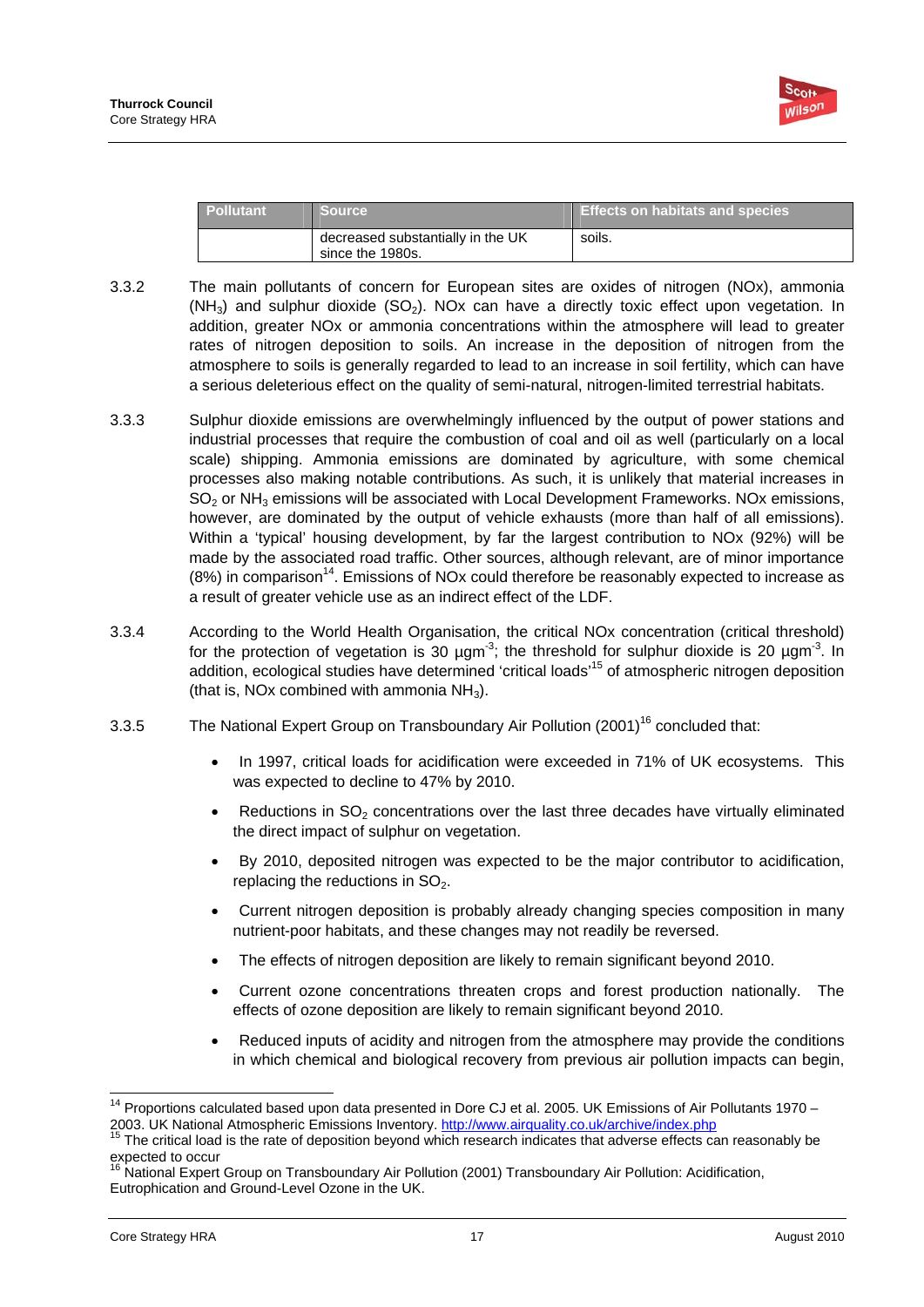| Pollutant | Source | Effects on habitats and species |
|---|---|---|
| | decreased substantially in the UK since the 1980s. | soils. |

3.3.2 The main pollutants of concern for European sites are oxides of nitrogen (NOx), ammonia ($NH_3$) and sulphur dioxide ($SO_2$). NOx can have a directly toxic effect upon vegetation. In addition, greater NOx or ammonia concentrations within the atmosphere will lead to greater rates of nitrogen deposition to soils. An increase in the deposition of nitrogen from the atmosphere to soils is generally regarded to lead to an increase in soil fertility, which can have a serious deleterious effect on the quality of semi-natural, nitrogen-limited terrestrial habitats.

3.3.3 Sulphur dioxide emissions are overwhelmingly influenced by the output of power stations and industrial processes that require the combustion of coal and oil as well (particularly on a local scale) shipping. Ammonia emissions are dominated by agriculture, with some chemical processes also making notable contributions. As such, it is unlikely that material increases in $SO_2$ or $NH_3$ emissions will be associated with Local Development Frameworks. NOx emissions, however, are dominated by the output of vehicle exhausts (more than half of all emissions). Within a 'typical' housing development, by far the largest contribution to NOx (92%) will be made by the associated road traffic. Other sources, although relevant, are of minor importance (8%) in comparison[14]. Emissions of NOx could therefore be reasonably expected to increase as a result of greater vehicle use as an indirect effect of the LDF.

3.3.4 According to the World Health Organisation, the critical NOx concentration (critical threshold) for the protection of vegetation is 30 $\mu gm^{-3}$; the threshold for sulphur dioxide is 20 $\mu gm^{-3}$. In addition, ecological studies have determined 'critical loads'[15] of atmospheric nitrogen deposition (that is, NOx combined with ammonia $NH_3$).

3.3.5 The National Expert Group on Transboundary Air Pollution (2001)[16] concluded that:

- In 1997, critical loads for acidification were exceeded in 71% of UK ecosystems. This was expected to decline to 47% by 2010.
- Reductions in $SO_2$ concentrations over the last three decades have virtually eliminated the direct impact of sulphur on vegetation.
- By 2010, deposited nitrogen was expected to be the major contributor to acidification, replacing the reductions in $SO_2$.
- Current nitrogen deposition is probably already changing species composition in many nutrient-poor habitats, and these changes may not readily be reversed.
- The effects of nitrogen deposition are likely to remain significant beyond 2010.
- Current ozone concentrations threaten crops and forest production nationally. The effects of ozone deposition are likely to remain significant beyond 2010.
- Reduced inputs of acidity and nitrogen from the atmosphere may provide the conditions in which chemical and biological recovery from previous air pollution impacts can begin,

---

[14] Proportions calculated based upon data presented in Dore CJ et al. 2005. UK Emissions of Air Pollutants 1970 – 2003. UK National Atmospheric Emissions Inventory. http://www.airquality.co.uk/archive/index.php

[15] The critical load is the rate of deposition beyond which research indicates that adverse effects can reasonably be expected to occur

[16] National Expert Group on Transboundary Air Pollution (2001) Transboundary Air Pollution: Acidification, Eutrophication and Ground-Level Ozone in the UK.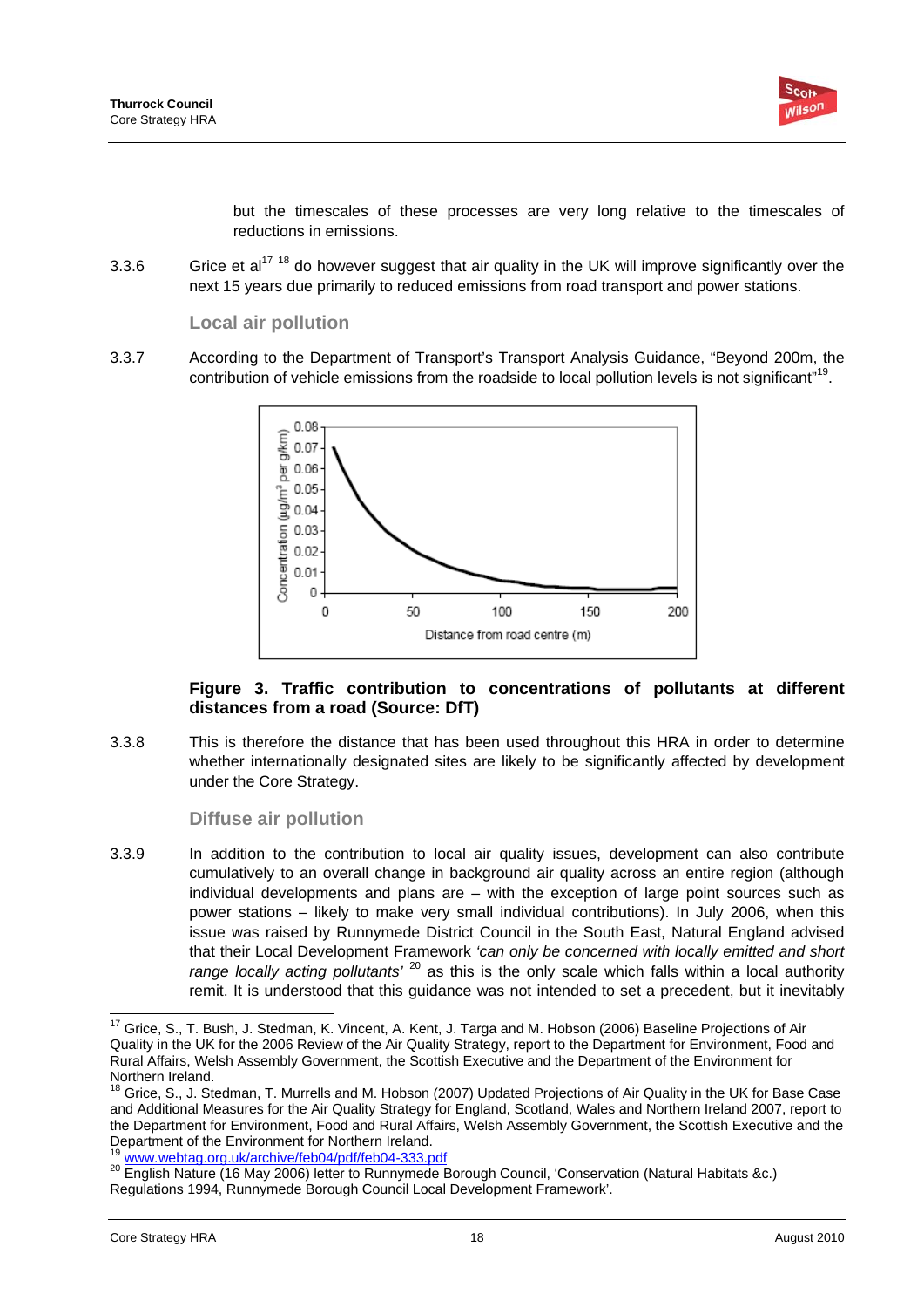but the timescales of these processes are very long relative to the timescales of reductions in emissions.

3.3.6 Grice et al[17] [18] do however suggest that air quality in the UK will improve significantly over the next 15 years due primarily to reduced emissions from road transport and power stations.

### Local air pollution

3.3.7 According to the Department of Transport's Transport Analysis Guidance, "Beyond 200m, the contribution of vehicle emissions from the roadside to local pollution levels is not significant"[19].

**Figure 3. Traffic contribution to concentrations of pollutants at different distances from a road (Source: DfT)**

3.3.8 This is therefore the distance that has been used throughout this HRA in order to determine whether internationally designated sites are likely to be significantly affected by development under the Core Strategy.

### Diffuse air pollution

3.3.9 In addition to the contribution to local air quality issues, development can also contribute cumulatively to an overall change in background air quality across an entire region (although individual developments and plans are – with the exception of large point sources such as power stations – likely to make very small individual contributions). In July 2006, when this issue was raised by Runnymede District Council in the South East, Natural England advised that their Local Development Framework *'can only be concerned with locally emitted and short range locally acting pollutants'* [20] as this is the only scale which falls within a local authority remit. It is understood that this guidance was not intended to set a precedent, but it inevitably

---

[17] Grice, S., T. Bush, J. Stedman, K. Vincent, A. Kent, J. Targa and M. Hobson (2006) Baseline Projections of Air Quality in the UK for the 2006 Review of the Air Quality Strategy, report to the Department for Environment, Food and Rural Affairs, Welsh Assembly Government, the Scottish Executive and the Department of the Environment for Northern Ireland.

[18] Grice, S., J. Stedman, T. Murrells and M. Hobson (2007) Updated Projections of Air Quality in the UK for Base Case and Additional Measures for the Air Quality Strategy for England, Scotland, Wales and Northern Ireland 2007, report to the Department for Environment, Food and Rural Affairs, Welsh Assembly Government, the Scottish Executive and the Department of the Environment for Northern Ireland.

[19] www.webtag.org.uk/archive/feb04/pdf/feb04-333.pdf

[20] English Nature (16 May 2006) letter to Runnymede Borough Council, 'Conservation (Natural Habitats &c.) Regulations 1994, Runnymede Borough Council Local Development Framework'.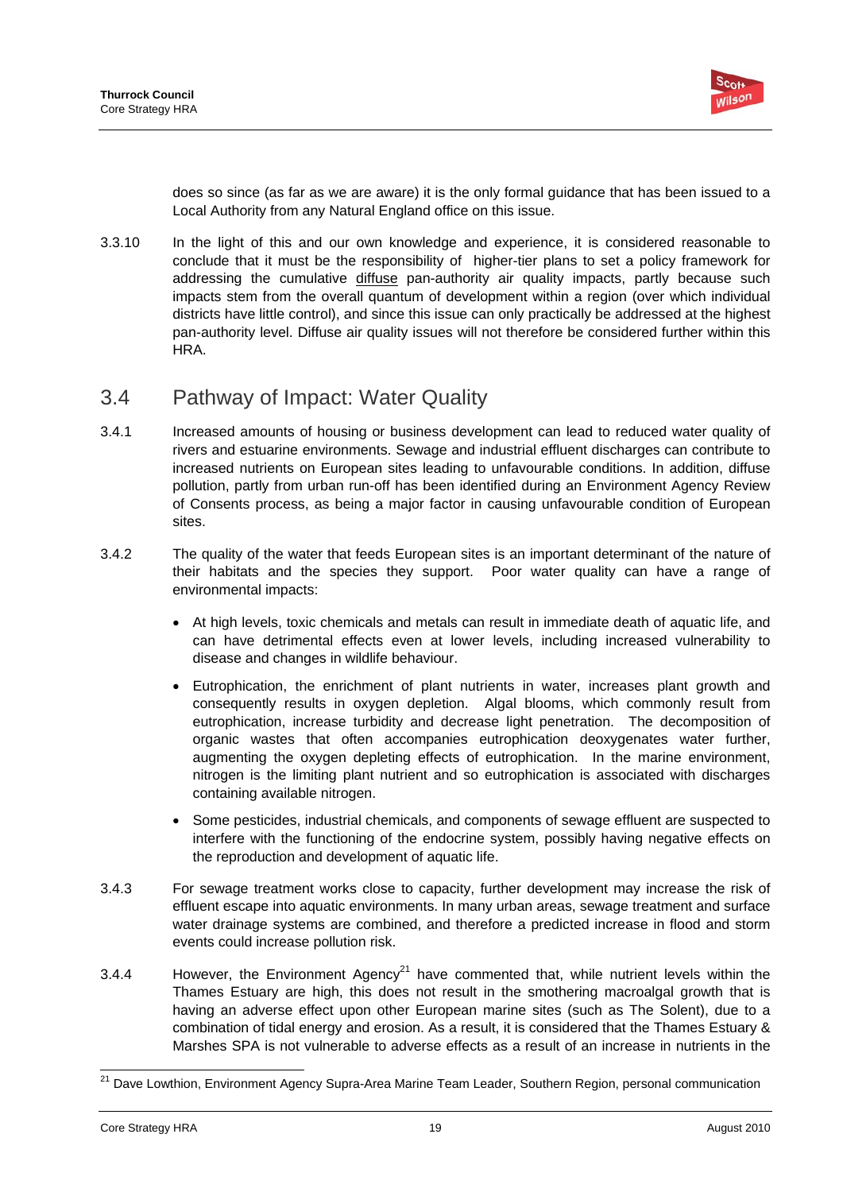does so since (as far as we are aware) it is the only formal guidance that has been issued to a Local Authority from any Natural England office on this issue.

3.3.10 In the light of this and our own knowledge and experience, it is considered reasonable to conclude that it must be the responsibility of higher-tier plans to set a policy framework for addressing the cumulative diffuse pan-authority air quality impacts, partly because such impacts stem from the overall quantum of development within a region (over which individual districts have little control), and since this issue can only practically be addressed at the highest pan-authority level. Diffuse air quality issues will not therefore be considered further within this HRA.

## 3.4 Pathway of Impact: Water Quality

3.4.1 Increased amounts of housing or business development can lead to reduced water quality of rivers and estuarine environments. Sewage and industrial effluent discharges can contribute to increased nutrients on European sites leading to unfavourable conditions. In addition, diffuse pollution, partly from urban run-off has been identified during an Environment Agency Review of Consents process, as being a major factor in causing unfavourable condition of European sites.

3.4.2 The quality of the water that feeds European sites is an important determinant of the nature of their habitats and the species they support. Poor water quality can have a range of environmental impacts:

- At high levels, toxic chemicals and metals can result in immediate death of aquatic life, and can have detrimental effects even at lower levels, including increased vulnerability to disease and changes in wildlife behaviour.
- Eutrophication, the enrichment of plant nutrients in water, increases plant growth and consequently results in oxygen depletion. Algal blooms, which commonly result from eutrophication, increase turbidity and decrease light penetration. The decomposition of organic wastes that often accompanies eutrophication deoxygenates water further, augmenting the oxygen depleting effects of eutrophication. In the marine environment, nitrogen is the limiting plant nutrient and so eutrophication is associated with discharges containing available nitrogen.
- Some pesticides, industrial chemicals, and components of sewage effluent are suspected to interfere with the functioning of the endocrine system, possibly having negative effects on the reproduction and development of aquatic life.

3.4.3 For sewage treatment works close to capacity, further development may increase the risk of effluent escape into aquatic environments. In many urban areas, sewage treatment and surface water drainage systems are combined, and therefore a predicted increase in flood and storm events could increase pollution risk.

3.4.4 However, the Environment Agency[21] have commented that, while nutrient levels within the Thames Estuary are high, this does not result in the smothering macroalgal growth that is having an adverse effect upon other European marine sites (such as The Solent), due to a combination of tidal energy and erosion. As a result, it is considered that the Thames Estuary & Marshes SPA is not vulnerable to adverse effects as a result of an increase in nutrients in the

---

[21] Dave Lowthion, Environment Agency Supra-Area Marine Team Leader, Southern Region, personal communication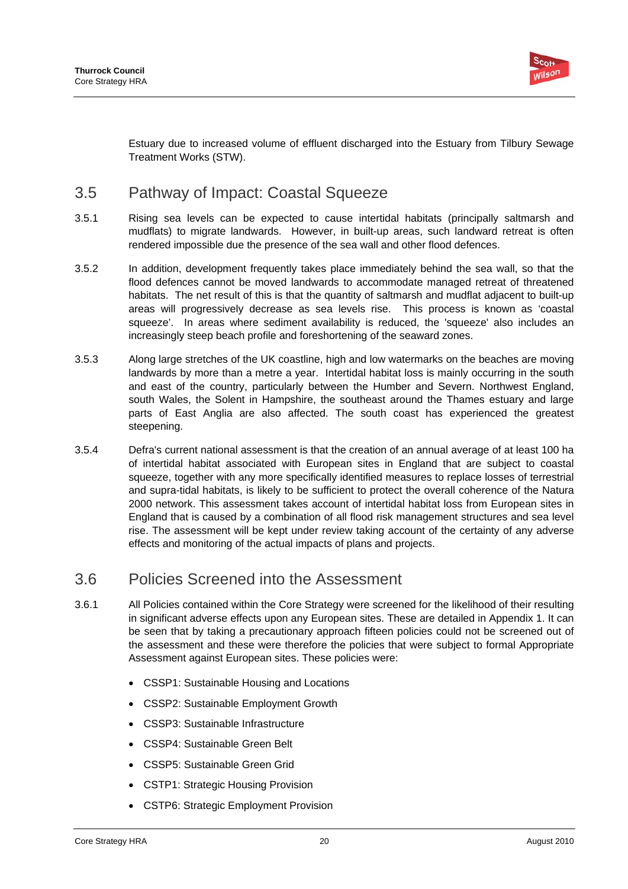Estuary due to increased volume of effluent discharged into the Estuary from Tilbury Sewage Treatment Works (STW).

## 3.5 Pathway of Impact: Coastal Squeeze

3.5.1 Rising sea levels can be expected to cause intertidal habitats (principally saltmarsh and mudflats) to migrate landwards. However, in built-up areas, such landward retreat is often rendered impossible due the presence of the sea wall and other flood defences.

3.5.2 In addition, development frequently takes place immediately behind the sea wall, so that the flood defences cannot be moved landwards to accommodate managed retreat of threatened habitats. The net result of this is that the quantity of saltmarsh and mudflat adjacent to built-up areas will progressively decrease as sea levels rise. This process is known as 'coastal squeeze'. In areas where sediment availability is reduced, the 'squeeze' also includes an increasingly steep beach profile and foreshortening of the seaward zones.

3.5.3 Along large stretches of the UK coastline, high and low watermarks on the beaches are moving landwards by more than a metre a year. Intertidal habitat loss is mainly occurring in the south and east of the country, particularly between the Humber and Severn. Northwest England, south Wales, the Solent in Hampshire, the southeast around the Thames estuary and large parts of East Anglia are also affected. The south coast has experienced the greatest steepening.

3.5.4 Defra's current national assessment is that the creation of an annual average of at least 100 ha of intertidal habitat associated with European sites in England that are subject to coastal squeeze, together with any more specifically identified measures to replace losses of terrestrial and supra-tidal habitats, is likely to be sufficient to protect the overall coherence of the Natura 2000 network. This assessment takes account of intertidal habitat loss from European sites in England that is caused by a combination of all flood risk management structures and sea level rise. The assessment will be kept under review taking account of the certainty of any adverse effects and monitoring of the actual impacts of plans and projects.

## 3.6 Policies Screened into the Assessment

3.6.1 All Policies contained within the Core Strategy were screened for the likelihood of their resulting in significant adverse effects upon any European sites. These are detailed in Appendix 1. It can be seen that by taking a precautionary approach fifteen policies could not be screened out of the assessment and these were therefore the policies that were subject to formal Appropriate Assessment against European sites. These policies were:

- CSSP1: Sustainable Housing and Locations
- CSSP2: Sustainable Employment Growth
- CSSP3: Sustainable Infrastructure
- CSSP4: Sustainable Green Belt
- CSSP5: Sustainable Green Grid
- CSTP1: Strategic Housing Provision
- CSTP6: Strategic Employment Provision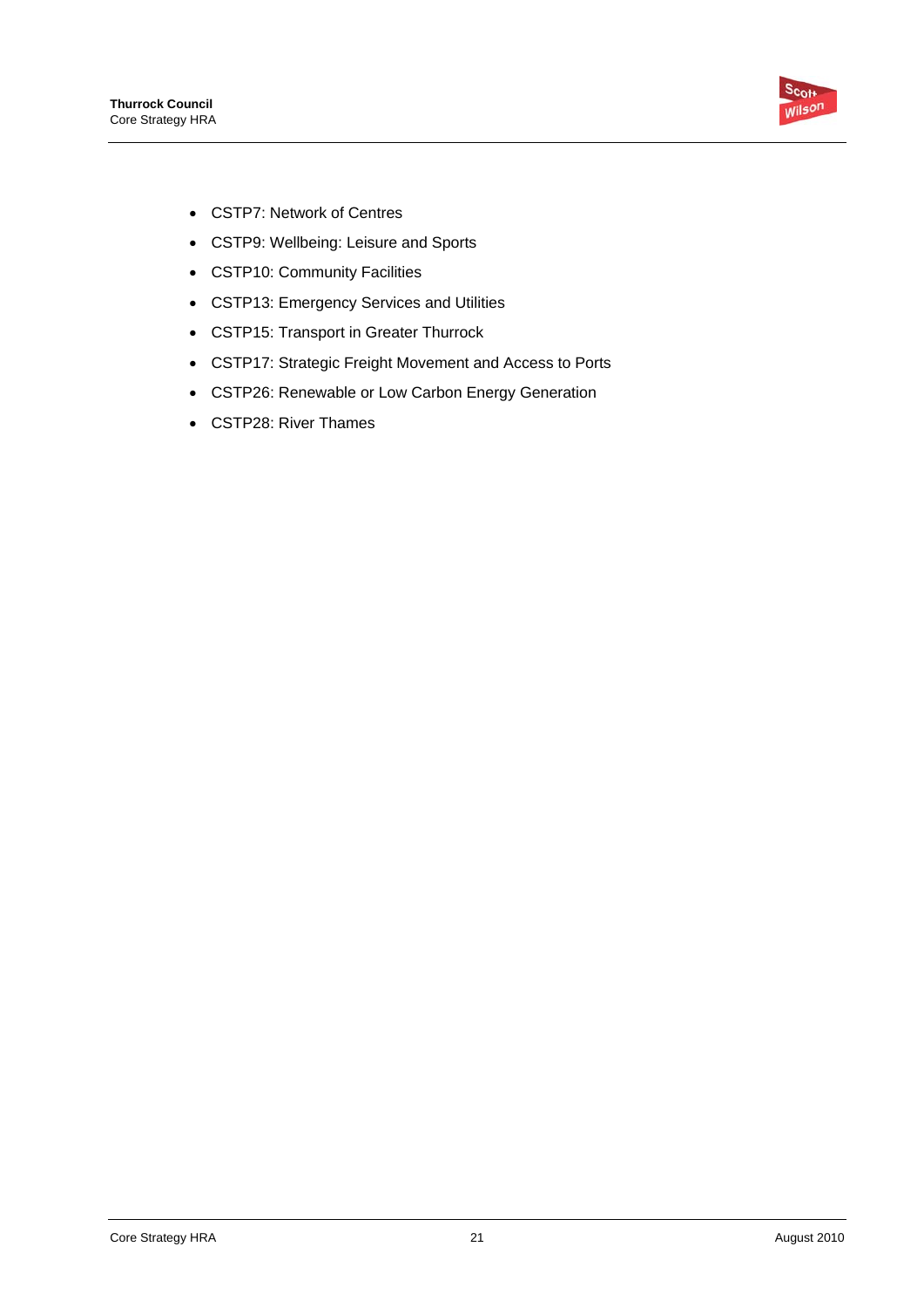- CSTP7: Network of Centres
- CSTP9: Wellbeing: Leisure and Sports
- CSTP10: Community Facilities
- CSTP13: Emergency Services and Utilities
- CSTP15: Transport in Greater Thurrock
- CSTP17: Strategic Freight Movement and Access to Ports
- CSTP26: Renewable or Low Carbon Energy Generation
- CSTP28: River Thames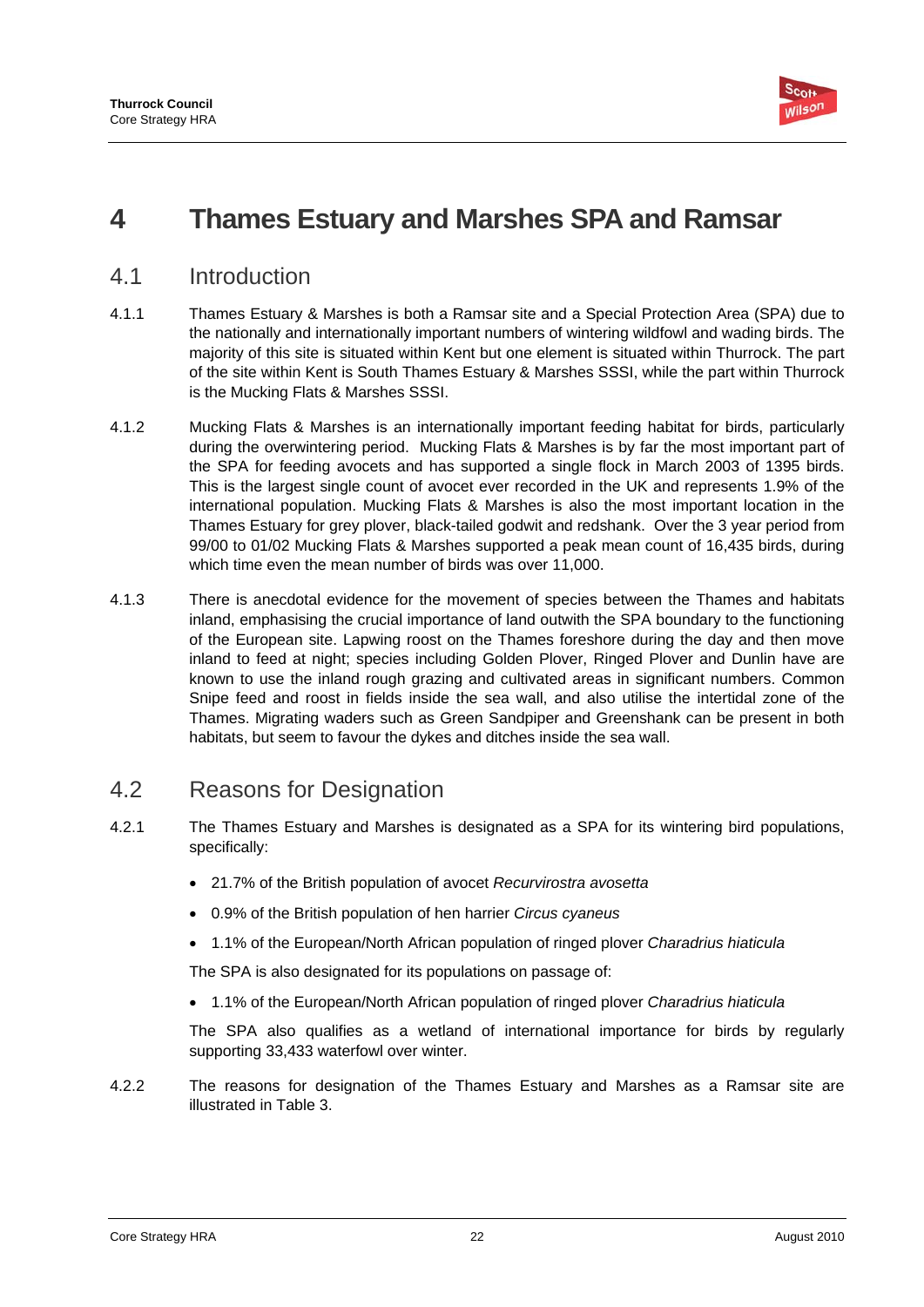# 4 Thames Estuary and Marshes SPA and Ramsar

## 4.1 Introduction

4.1.1 Thames Estuary & Marshes is both a Ramsar site and a Special Protection Area (SPA) due to the nationally and internationally important numbers of wintering wildfowl and wading birds. The majority of this site is situated within Kent but one element is situated within Thurrock. The part of the site within Kent is South Thames Estuary & Marshes SSSI, while the part within Thurrock is the Mucking Flats & Marshes SSSI.

4.1.2 Mucking Flats & Marshes is an internationally important feeding habitat for birds, particularly during the overwintering period. Mucking Flats & Marshes is by far the most important part of the SPA for feeding avocets and has supported a single flock in March 2003 of 1395 birds. This is the largest single count of avocet ever recorded in the UK and represents 1.9% of the international population. Mucking Flats & Marshes is also the most important location in the Thames Estuary for grey plover, black-tailed godwit and redshank. Over the 3 year period from 99/00 to 01/02 Mucking Flats & Marshes supported a peak mean count of 16,435 birds, during which time even the mean number of birds was over 11,000.

4.1.3 There is anecdotal evidence for the movement of species between the Thames and habitats inland, emphasising the crucial importance of land outwith the SPA boundary to the functioning of the European site. Lapwing roost on the Thames foreshore during the day and then move inland to feed at night; species including Golden Plover, Ringed Plover and Dunlin have are known to use the inland rough grazing and cultivated areas in significant numbers. Common Snipe feed and roost in fields inside the sea wall, and also utilise the intertidal zone of the Thames. Migrating waders such as Green Sandpiper and Greenshank can be present in both habitats, but seem to favour the dykes and ditches inside the sea wall.

## 4.2 Reasons for Designation

4.2.1 The Thames Estuary and Marshes is designated as a SPA for its wintering bird populations, specifically:

- 21.7% of the British population of avocet *Recurvirostra avosetta*
- 0.9% of the British population of hen harrier *Circus cyaneus*
- 1.1% of the European/North African population of ringed plover *Charadrius hiaticula*

The SPA is also designated for its populations on passage of:

- 1.1% of the European/North African population of ringed plover *Charadrius hiaticula*

The SPA also qualifies as a wetland of international importance for birds by regularly supporting 33,433 waterfowl over winter.

4.2.2 The reasons for designation of the Thames Estuary and Marshes as a Ramsar site are illustrated in Table 3.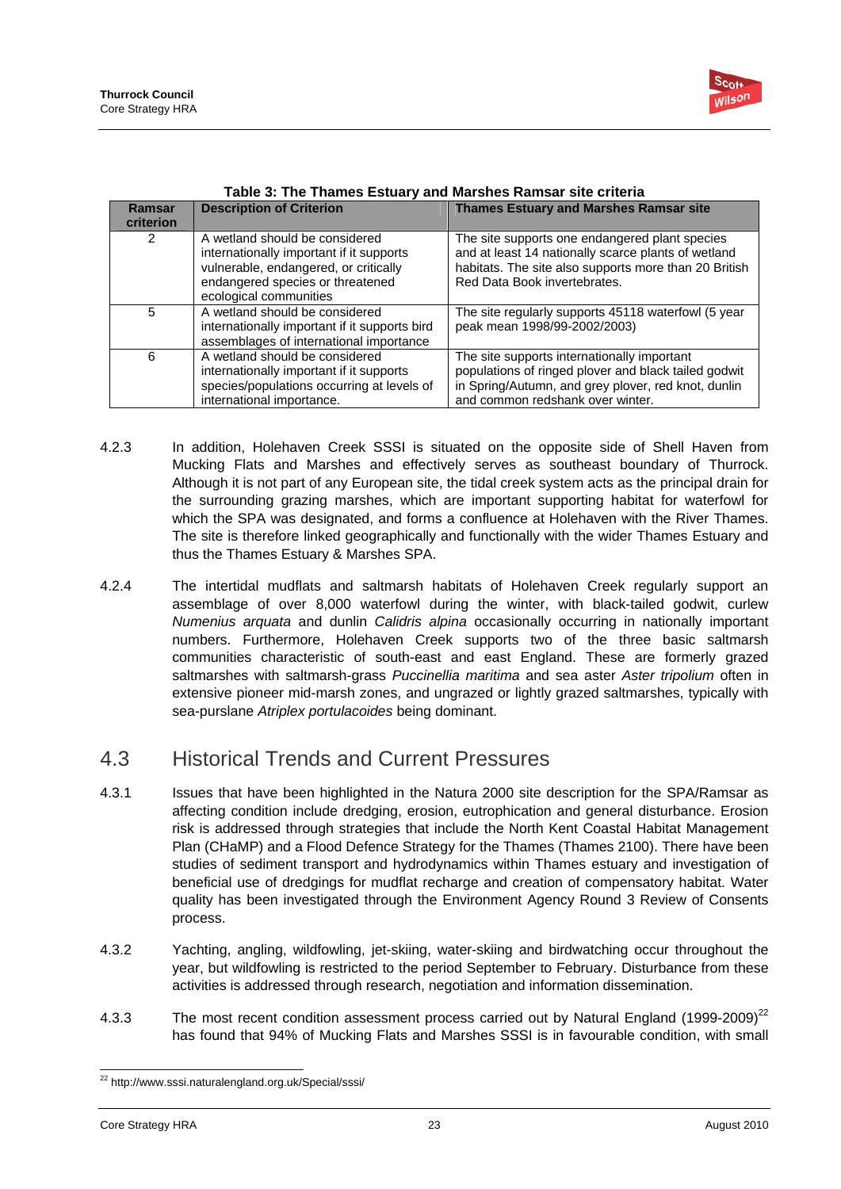**Table 3: The Thames Estuary and Marshes Ramsar site criteria**

| Ramsar criterion | Description of Criterion | Thames Estuary and Marshes Ramsar site |
|---|---|---|
| 2 | A wetland should be considered internationally important if it supports vulnerable, endangered, or critically endangered species or threatened ecological communities | The site supports one endangered plant species and at least 14 nationally scarce plants of wetland habitats. The site also supports more than 20 British Red Data Book invertebrates. |
| 5 | A wetland should be considered internationally important if it supports bird assemblages of international importance | The site regularly supports 45118 waterfowl (5 year peak mean 1998/99-2002/2003) |
| 6 | A wetland should be considered internationally important if it supports species/populations occurring at levels of international importance. | The site supports internationally important populations of ringed plover and black tailed godwit in Spring/Autumn, and grey plover, red knot, dunlin and common redshank over winter. |

4.2.3 In addition, Holehaven Creek SSSI is situated on the opposite side of Shell Haven from Mucking Flats and Marshes and effectively serves as southeast boundary of Thurrock. Although it is not part of any European site, the tidal creek system acts as the principal drain for the surrounding grazing marshes, which are important supporting habitat for waterfowl for which the SPA was designated, and forms a confluence at Holehaven with the River Thames. The site is therefore linked geographically and functionally with the wider Thames Estuary and thus the Thames Estuary & Marshes SPA.

4.2.4 The intertidal mudflats and saltmarsh habitats of Holehaven Creek regularly support an assemblage of over 8,000 waterfowl during the winter, with black-tailed godwit, curlew *Numenius arquata* and dunlin *Calidris alpina* occasionally occurring in nationally important numbers. Furthermore, Holehaven Creek supports two of the three basic saltmarsh communities characteristic of south-east and east England. These are formerly grazed saltmarshes with saltmarsh-grass *Puccinellia maritima* and sea aster *Aster tripolium* often in extensive pioneer mid-marsh zones, and ungrazed or lightly grazed saltmarshes, typically with sea-purslane *Atriplex portulacoides* being dominant.

## 4.3 Historical Trends and Current Pressures

4.3.1 Issues that have been highlighted in the Natura 2000 site description for the SPA/Ramsar as affecting condition include dredging, erosion, eutrophication and general disturbance. Erosion risk is addressed through strategies that include the North Kent Coastal Habitat Management Plan (CHaMP) and a Flood Defence Strategy for the Thames (Thames 2100). There have been studies of sediment transport and hydrodynamics within Thames estuary and investigation of beneficial use of dredgings for mudflat recharge and creation of compensatory habitat. Water quality has been investigated through the Environment Agency Round 3 Review of Consents process.

4.3.2 Yachting, angling, wildfowling, jet-skiing, water-skiing and birdwatching occur throughout the year, but wildfowling is restricted to the period September to February. Disturbance from these activities is addressed through research, negotiation and information dissemination.

4.3.3 The most recent condition assessment process carried out by Natural England (1999-2009)[22] has found that 94% of Mucking Flats and Marshes SSSI is in favourable condition, with small

[22] http://www.sssi.naturalengland.org.uk/Special/sssi/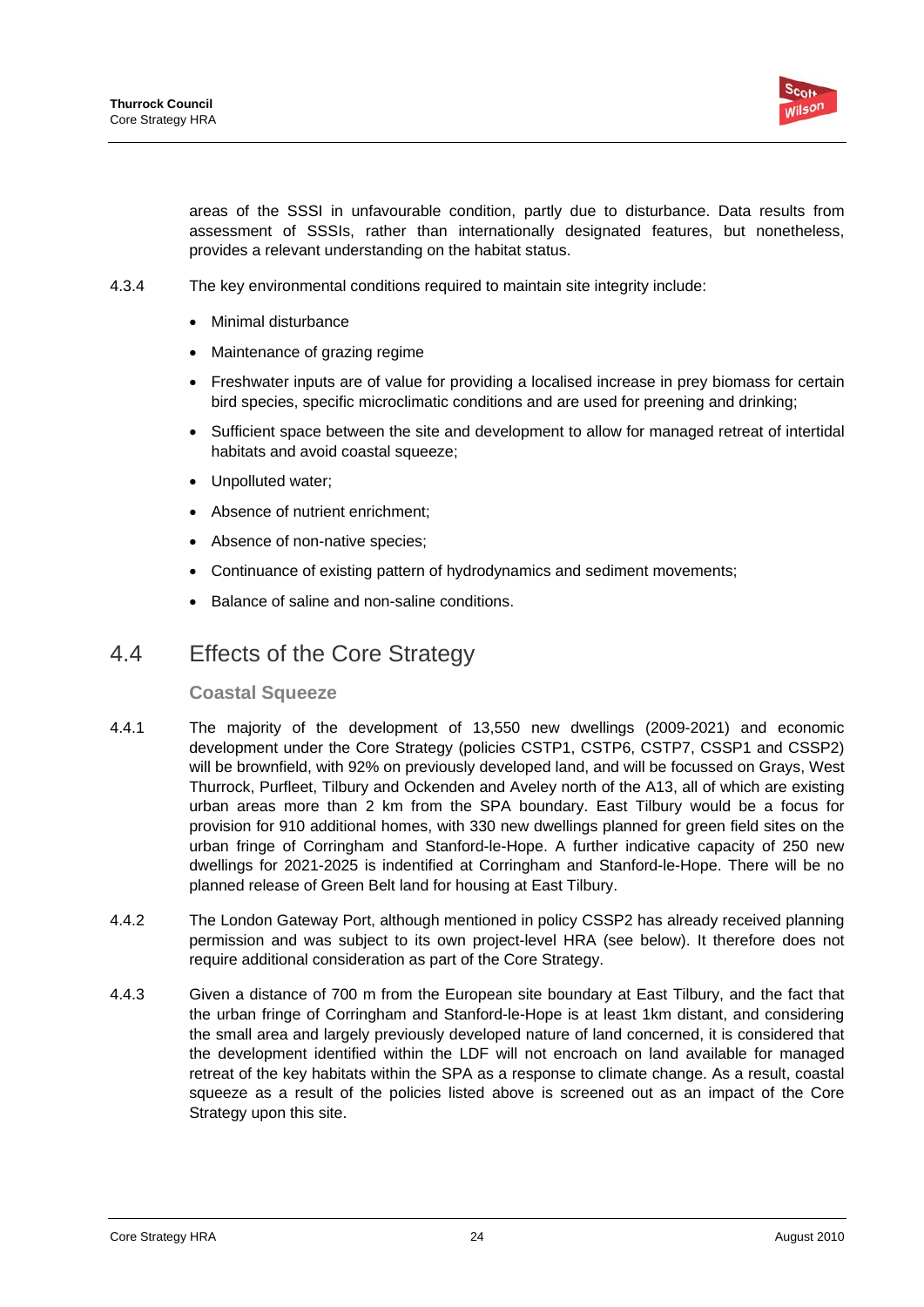areas of the SSSI in unfavourable condition, partly due to disturbance. Data results from assessment of SSSIs, rather than internationally designated features, but nonetheless, provides a relevant understanding on the habitat status.

4.3.4 The key environmental conditions required to maintain site integrity include:

- Minimal disturbance
- Maintenance of grazing regime
- Freshwater inputs are of value for providing a localised increase in prey biomass for certain bird species, specific microclimatic conditions and are used for preening and drinking;
- Sufficient space between the site and development to allow for managed retreat of intertidal habitats and avoid coastal squeeze;
- Unpolluted water;
- Absence of nutrient enrichment;
- Absence of non-native species;
- Continuance of existing pattern of hydrodynamics and sediment movements;
- Balance of saline and non-saline conditions.

## 4.4 Effects of the Core Strategy

### Coastal Squeeze

4.4.1 The majority of the development of 13,550 new dwellings (2009-2021) and economic development under the Core Strategy (policies CSTP1, CSTP6, CSTP7, CSSP1 and CSSP2) will be brownfield, with 92% on previously developed land, and will be focussed on Grays, West Thurrock, Purfleet, Tilbury and Ockenden and Aveley north of the A13, all of which are existing urban areas more than 2 km from the SPA boundary. East Tilbury would be a focus for provision for 910 additional homes, with 330 new dwellings planned for green field sites on the urban fringe of Corringham and Stanford-le-Hope. A further indicative capacity of 250 new dwellings for 2021-2025 is indentified at Corringham and Stanford-le-Hope. There will be no planned release of Green Belt land for housing at East Tilbury.

4.4.2 The London Gateway Port, although mentioned in policy CSSP2 has already received planning permission and was subject to its own project-level HRA (see below). It therefore does not require additional consideration as part of the Core Strategy.

4.4.3 Given a distance of 700 m from the European site boundary at East Tilbury, and the fact that the urban fringe of Corringham and Stanford-le-Hope is at least 1km distant, and considering the small area and largely previously developed nature of land concerned, it is considered that the development identified within the LDF will not encroach on land available for managed retreat of the key habitats within the SPA as a response to climate change. As a result, coastal squeeze as a result of the policies listed above is screened out as an impact of the Core Strategy upon this site.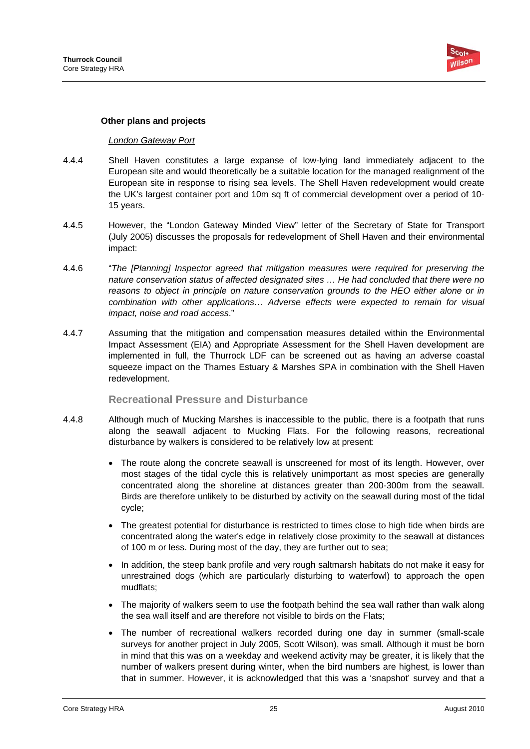**Other plans and projects**

*London Gateway Port*

4.4.4 Shell Haven constitutes a large expanse of low-lying land immediately adjacent to the European site and would theoretically be a suitable location for the managed realignment of the European site in response to rising sea levels. The Shell Haven redevelopment would create the UK's largest container port and 10m sq ft of commercial development over a period of 10-15 years.

4.4.5 However, the "London Gateway Minded View" letter of the Secretary of State for Transport (July 2005) discusses the proposals for redevelopment of Shell Haven and their environmental impact:

4.4.6 "*The [Planning] Inspector agreed that mitigation measures were required for preserving the nature conservation status of affected designated sites … He had concluded that there were no reasons to object in principle on nature conservation grounds to the HEO either alone or in combination with other applications… Adverse effects were expected to remain for visual impact, noise and road access*."

4.4.7 Assuming that the mitigation and compensation measures detailed within the Environmental Impact Assessment (EIA) and Appropriate Assessment for the Shell Haven development are implemented in full, the Thurrock LDF can be screened out as having an adverse coastal squeeze impact on the Thames Estuary & Marshes SPA in combination with the Shell Haven redevelopment.

### Recreational Pressure and Disturbance

4.4.8 Although much of Mucking Marshes is inaccessible to the public, there is a footpath that runs along the seawall adjacent to Mucking Flats. For the following reasons, recreational disturbance by walkers is considered to be relatively low at present:

- The route along the concrete seawall is unscreened for most of its length. However, over most stages of the tidal cycle this is relatively unimportant as most species are generally concentrated along the shoreline at distances greater than 200-300m from the seawall. Birds are therefore unlikely to be disturbed by activity on the seawall during most of the tidal cycle;
- The greatest potential for disturbance is restricted to times close to high tide when birds are concentrated along the water's edge in relatively close proximity to the seawall at distances of 100 m or less. During most of the day, they are further out to sea;
- In addition, the steep bank profile and very rough saltmarsh habitats do not make it easy for unrestrained dogs (which are particularly disturbing to waterfowl) to approach the open mudflats;
- The majority of walkers seem to use the footpath behind the sea wall rather than walk along the sea wall itself and are therefore not visible to birds on the Flats;
- The number of recreational walkers recorded during one day in summer (small-scale surveys for another project in July 2005, Scott Wilson), was small. Although it must be born in mind that this was on a weekday and weekend activity may be greater, it is likely that the number of walkers present during winter, when the bird numbers are highest, is lower than that in summer. However, it is acknowledged that this was a 'snapshot' survey and that a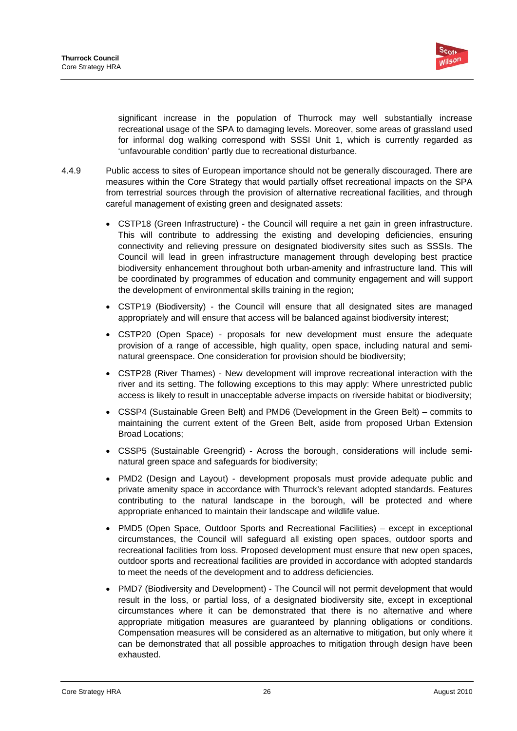significant increase in the population of Thurrock may well substantially increase recreational usage of the SPA to damaging levels. Moreover, some areas of grassland used for informal dog walking correspond with SSSI Unit 1, which is currently regarded as 'unfavourable condition' partly due to recreational disturbance.

4.4.9 Public access to sites of European importance should not be generally discouraged. There are measures within the Core Strategy that would partially offset recreational impacts on the SPA from terrestrial sources through the provision of alternative recreational facilities, and through careful management of existing green and designated assets:

- CSTP18 (Green Infrastructure) - the Council will require a net gain in green infrastructure. This will contribute to addressing the existing and developing deficiencies, ensuring connectivity and relieving pressure on designated biodiversity sites such as SSSIs. The Council will lead in green infrastructure management through developing best practice biodiversity enhancement throughout both urban-amenity and infrastructure land. This will be coordinated by programmes of education and community engagement and will support the development of environmental skills training in the region;

- CSTP19 (Biodiversity) - the Council will ensure that all designated sites are managed appropriately and will ensure that access will be balanced against biodiversity interest;

- CSTP20 (Open Space) - proposals for new development must ensure the adequate provision of a range of accessible, high quality, open space, including natural and semi-natural greenspace. One consideration for provision should be biodiversity;

- CSTP28 (River Thames) - New development will improve recreational interaction with the river and its setting. The following exceptions to this may apply: Where unrestricted public access is likely to result in unacceptable adverse impacts on riverside habitat or biodiversity;

- CSSP4 (Sustainable Green Belt) and PMD6 (Development in the Green Belt) – commits to maintaining the current extent of the Green Belt, aside from proposed Urban Extension Broad Locations;

- CSSP5 (Sustainable Greengrid) - Across the borough, considerations will include semi-natural green space and safeguards for biodiversity;

- PMD2 (Design and Layout) - development proposals must provide adequate public and private amenity space in accordance with Thurrock's relevant adopted standards. Features contributing to the natural landscape in the borough, will be protected and where appropriate enhanced to maintain their landscape and wildlife value.

- PMD5 (Open Space, Outdoor Sports and Recreational Facilities) – except in exceptional circumstances, the Council will safeguard all existing open spaces, outdoor sports and recreational facilities from loss. Proposed development must ensure that new open spaces, outdoor sports and recreational facilities are provided in accordance with adopted standards to meet the needs of the development and to address deficiencies.

- PMD7 (Biodiversity and Development) - The Council will not permit development that would result in the loss, or partial loss, of a designated biodiversity site, except in exceptional circumstances where it can be demonstrated that there is no alternative and where appropriate mitigation measures are guaranteed by planning obligations or conditions. Compensation measures will be considered as an alternative to mitigation, but only where it can be demonstrated that all possible approaches to mitigation through design have been exhausted.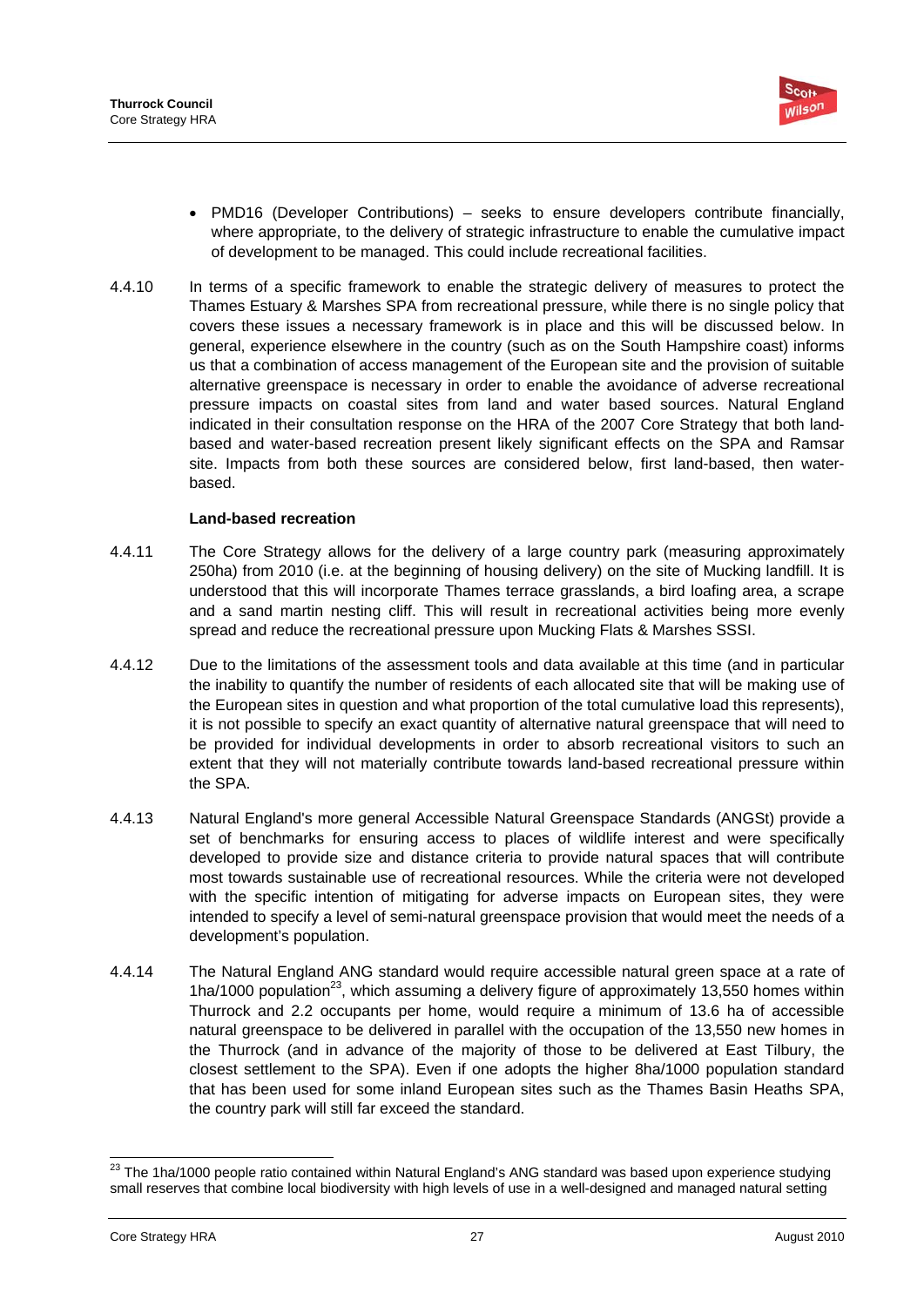- PMD16 (Developer Contributions) – seeks to ensure developers contribute financially, where appropriate, to the delivery of strategic infrastructure to enable the cumulative impact of development to be managed. This could include recreational facilities.

4.4.10 In terms of a specific framework to enable the strategic delivery of measures to protect the Thames Estuary & Marshes SPA from recreational pressure, while there is no single policy that covers these issues a necessary framework is in place and this will be discussed below. In general, experience elsewhere in the country (such as on the South Hampshire coast) informs us that a combination of access management of the European site and the provision of suitable alternative greenspace is necessary in order to enable the avoidance of adverse recreational pressure impacts on coastal sites from land and water based sources. Natural England indicated in their consultation response on the HRA of the 2007 Core Strategy that both land-based and water-based recreation present likely significant effects on the SPA and Ramsar site. Impacts from both these sources are considered below, first land-based, then water-based.

**Land-based recreation**

4.4.11 The Core Strategy allows for the delivery of a large country park (measuring approximately 250ha) from 2010 (i.e. at the beginning of housing delivery) on the site of Mucking landfill. It is understood that this will incorporate Thames terrace grasslands, a bird loafing area, a scrape and a sand martin nesting cliff. This will result in recreational activities being more evenly spread and reduce the recreational pressure upon Mucking Flats & Marshes SSSI.

4.4.12 Due to the limitations of the assessment tools and data available at this time (and in particular the inability to quantify the number of residents of each allocated site that will be making use of the European sites in question and what proportion of the total cumulative load this represents), it is not possible to specify an exact quantity of alternative natural greenspace that will need to be provided for individual developments in order to absorb recreational visitors to such an extent that they will not materially contribute towards land-based recreational pressure within the SPA.

4.4.13 Natural England's more general Accessible Natural Greenspace Standards (ANGSt) provide a set of benchmarks for ensuring access to places of wildlife interest and were specifically developed to provide size and distance criteria to provide natural spaces that will contribute most towards sustainable use of recreational resources. While the criteria were not developed with the specific intention of mitigating for adverse impacts on European sites, they were intended to specify a level of semi-natural greenspace provision that would meet the needs of a development's population.

4.4.14 The Natural England ANG standard would require accessible natural green space at a rate of 1ha/1000 population[23], which assuming a delivery figure of approximately 13,550 homes within Thurrock and 2.2 occupants per home, would require a minimum of 13.6 ha of accessible natural greenspace to be delivered in parallel with the occupation of the 13,550 new homes in the Thurrock (and in advance of the majority of those to be delivered at East Tilbury, the closest settlement to the SPA). Even if one adopts the higher 8ha/1000 population standard that has been used for some inland European sites such as the Thames Basin Heaths SPA, the country park will still far exceed the standard.

[23] The 1ha/1000 people ratio contained within Natural England's ANG standard was based upon experience studying small reserves that combine local biodiversity with high levels of use in a well-designed and managed natural setting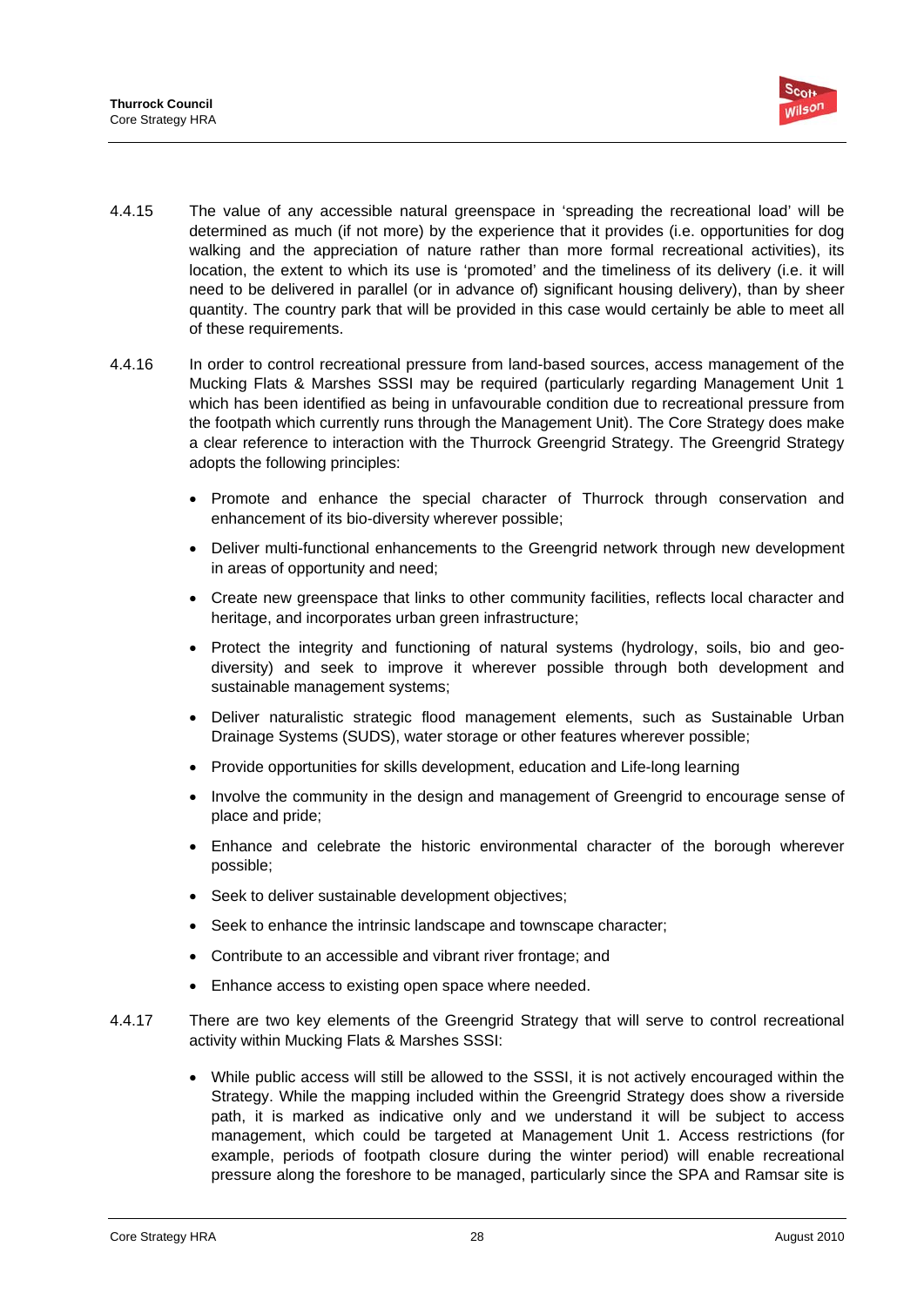4.4.15 The value of any accessible natural greenspace in 'spreading the recreational load' will be determined as much (if not more) by the experience that it provides (i.e. opportunities for dog walking and the appreciation of nature rather than more formal recreational activities), its location, the extent to which its use is 'promoted' and the timeliness of its delivery (i.e. it will need to be delivered in parallel (or in advance of) significant housing delivery), than by sheer quantity. The country park that will be provided in this case would certainly be able to meet all of these requirements.

4.4.16 In order to control recreational pressure from land-based sources, access management of the Mucking Flats & Marshes SSSI may be required (particularly regarding Management Unit 1 which has been identified as being in unfavourable condition due to recreational pressure from the footpath which currently runs through the Management Unit). The Core Strategy does make a clear reference to interaction with the Thurrock Greengrid Strategy. The Greengrid Strategy adopts the following principles:

- Promote and enhance the special character of Thurrock through conservation and enhancement of its bio-diversity wherever possible;
- Deliver multi-functional enhancements to the Greengrid network through new development in areas of opportunity and need;
- Create new greenspace that links to other community facilities, reflects local character and heritage, and incorporates urban green infrastructure;
- Protect the integrity and functioning of natural systems (hydrology, soils, bio and geo-diversity) and seek to improve it wherever possible through both development and sustainable management systems;
- Deliver naturalistic strategic flood management elements, such as Sustainable Urban Drainage Systems (SUDS), water storage or other features wherever possible;
- Provide opportunities for skills development, education and Life-long learning
- Involve the community in the design and management of Greengrid to encourage sense of place and pride;
- Enhance and celebrate the historic environmental character of the borough wherever possible;
- Seek to deliver sustainable development objectives;
- Seek to enhance the intrinsic landscape and townscape character;
- Contribute to an accessible and vibrant river frontage; and
- Enhance access to existing open space where needed.

4.4.17 There are two key elements of the Greengrid Strategy that will serve to control recreational activity within Mucking Flats & Marshes SSSI:

- While public access will still be allowed to the SSSI, it is not actively encouraged within the Strategy. While the mapping included within the Greengrid Strategy does show a riverside path, it is marked as indicative only and we understand it will be subject to access management, which could be targeted at Management Unit 1. Access restrictions (for example, periods of footpath closure during the winter period) will enable recreational pressure along the foreshore to be managed, particularly since the SPA and Ramsar site is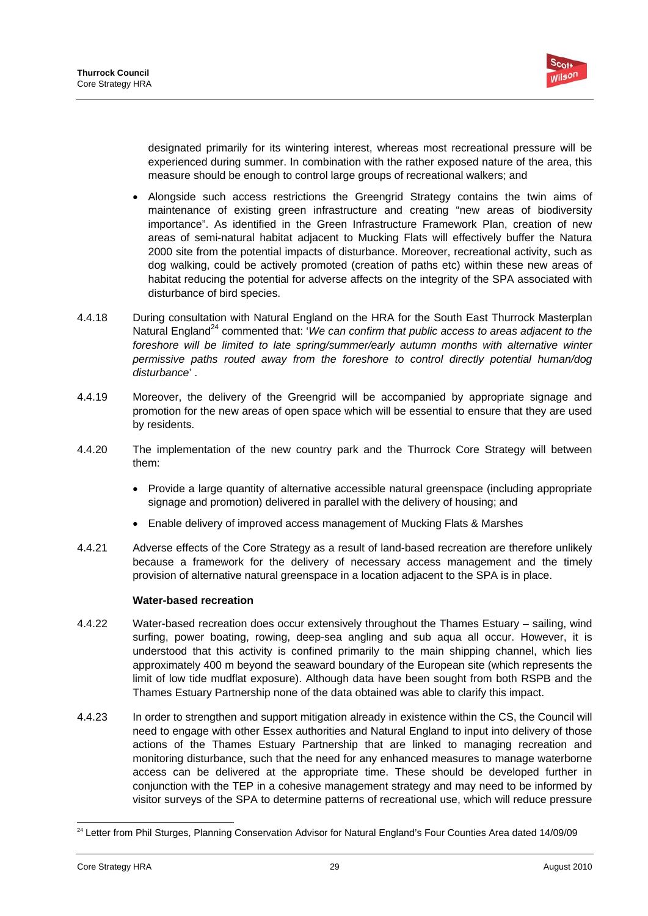designated primarily for its wintering interest, whereas most recreational pressure will be experienced during summer. In combination with the rather exposed nature of the area, this measure should be enough to control large groups of recreational walkers; and

- Alongside such access restrictions the Greengrid Strategy contains the twin aims of maintenance of existing green infrastructure and creating "new areas of biodiversity importance". As identified in the Green Infrastructure Framework Plan, creation of new areas of semi-natural habitat adjacent to Mucking Flats will effectively buffer the Natura 2000 site from the potential impacts of disturbance. Moreover, recreational activity, such as dog walking, could be actively promoted (creation of paths etc) within these new areas of habitat reducing the potential for adverse affects on the integrity of the SPA associated with disturbance of bird species.

4.4.18 During consultation with Natural England on the HRA for the South East Thurrock Masterplan Natural England[24] commented that: '*We can confirm that public access to areas adjacent to the foreshore will be limited to late spring/summer/early autumn months with alternative winter permissive paths routed away from the foreshore to control directly potential human/dog disturbance*' .

4.4.19 Moreover, the delivery of the Greengrid will be accompanied by appropriate signage and promotion for the new areas of open space which will be essential to ensure that they are used by residents.

4.4.20 The implementation of the new country park and the Thurrock Core Strategy will between them:

- Provide a large quantity of alternative accessible natural greenspace (including appropriate signage and promotion) delivered in parallel with the delivery of housing; and
- Enable delivery of improved access management of Mucking Flats & Marshes

4.4.21 Adverse effects of the Core Strategy as a result of land-based recreation are therefore unlikely because a framework for the delivery of necessary access management and the timely provision of alternative natural greenspace in a location adjacent to the SPA is in place.

**Water-based recreation**

4.4.22 Water-based recreation does occur extensively throughout the Thames Estuary – sailing, wind surfing, power boating, rowing, deep-sea angling and sub aqua all occur. However, it is understood that this activity is confined primarily to the main shipping channel, which lies approximately 400 m beyond the seaward boundary of the European site (which represents the limit of low tide mudflat exposure). Although data have been sought from both RSPB and the Thames Estuary Partnership none of the data obtained was able to clarify this impact.

4.4.23 In order to strengthen and support mitigation already in existence within the CS, the Council will need to engage with other Essex authorities and Natural England to input into delivery of those actions of the Thames Estuary Partnership that are linked to managing recreation and monitoring disturbance, such that the need for any enhanced measures to manage waterborne access can be delivered at the appropriate time. These should be developed further in conjunction with the TEP in a cohesive management strategy and may need to be informed by visitor surveys of the SPA to determine patterns of recreational use, which will reduce pressure

[24] Letter from Phil Sturges, Planning Conservation Advisor for Natural England's Four Counties Area dated 14/09/09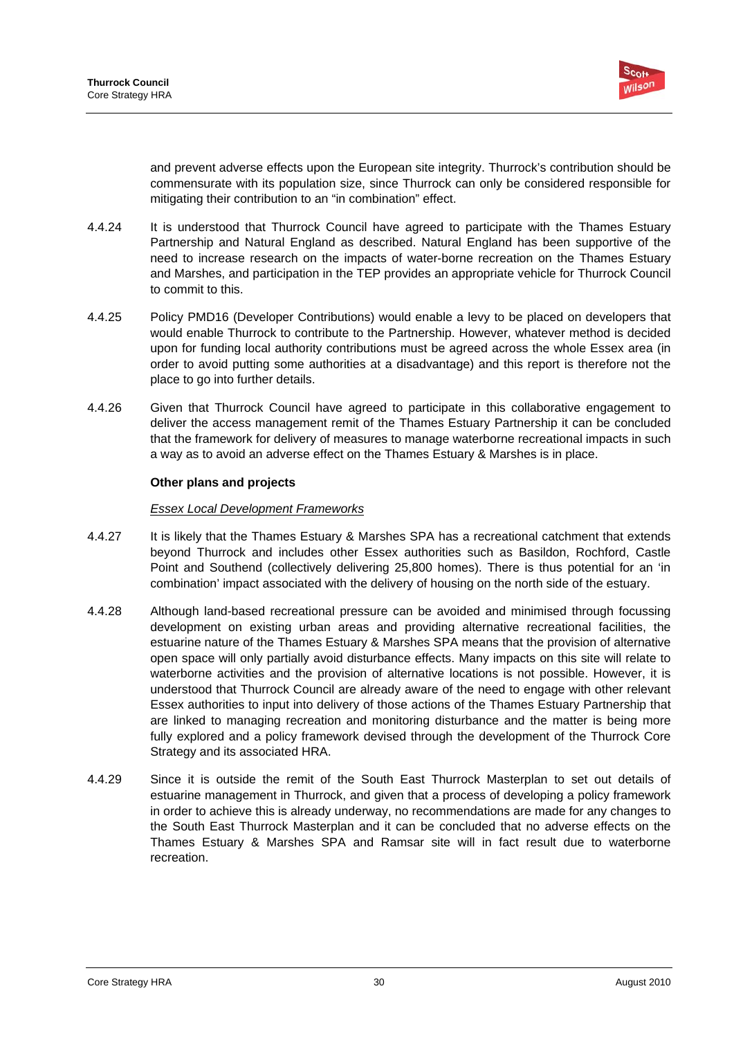and prevent adverse effects upon the European site integrity. Thurrock's contribution should be commensurate with its population size, since Thurrock can only be considered responsible for mitigating their contribution to an "in combination" effect.

4.4.24 It is understood that Thurrock Council have agreed to participate with the Thames Estuary Partnership and Natural England as described. Natural England has been supportive of the need to increase research on the impacts of water-borne recreation on the Thames Estuary and Marshes, and participation in the TEP provides an appropriate vehicle for Thurrock Council to commit to this.

4.4.25 Policy PMD16 (Developer Contributions) would enable a levy to be placed on developers that would enable Thurrock to contribute to the Partnership. However, whatever method is decided upon for funding local authority contributions must be agreed across the whole Essex area (in order to avoid putting some authorities at a disadvantage) and this report is therefore not the place to go into further details.

4.4.26 Given that Thurrock Council have agreed to participate in this collaborative engagement to deliver the access management remit of the Thames Estuary Partnership it can be concluded that the framework for delivery of measures to manage waterborne recreational impacts in such a way as to avoid an adverse effect on the Thames Estuary & Marshes is in place.

**Other plans and projects**

*Essex Local Development Frameworks*

4.4.27 It is likely that the Thames Estuary & Marshes SPA has a recreational catchment that extends beyond Thurrock and includes other Essex authorities such as Basildon, Rochford, Castle Point and Southend (collectively delivering 25,800 homes). There is thus potential for an 'in combination' impact associated with the delivery of housing on the north side of the estuary.

4.4.28 Although land-based recreational pressure can be avoided and minimised through focussing development on existing urban areas and providing alternative recreational facilities, the estuarine nature of the Thames Estuary & Marshes SPA means that the provision of alternative open space will only partially avoid disturbance effects. Many impacts on this site will relate to waterborne activities and the provision of alternative locations is not possible. However, it is understood that Thurrock Council are already aware of the need to engage with other relevant Essex authorities to input into delivery of those actions of the Thames Estuary Partnership that are linked to managing recreation and monitoring disturbance and the matter is being more fully explored and a policy framework devised through the development of the Thurrock Core Strategy and its associated HRA.

4.4.29 Since it is outside the remit of the South East Thurrock Masterplan to set out details of estuarine management in Thurrock, and given that a process of developing a policy framework in order to achieve this is already underway, no recommendations are made for any changes to the South East Thurrock Masterplan and it can be concluded that no adverse effects on the Thames Estuary & Marshes SPA and Ramsar site will in fact result due to waterborne recreation.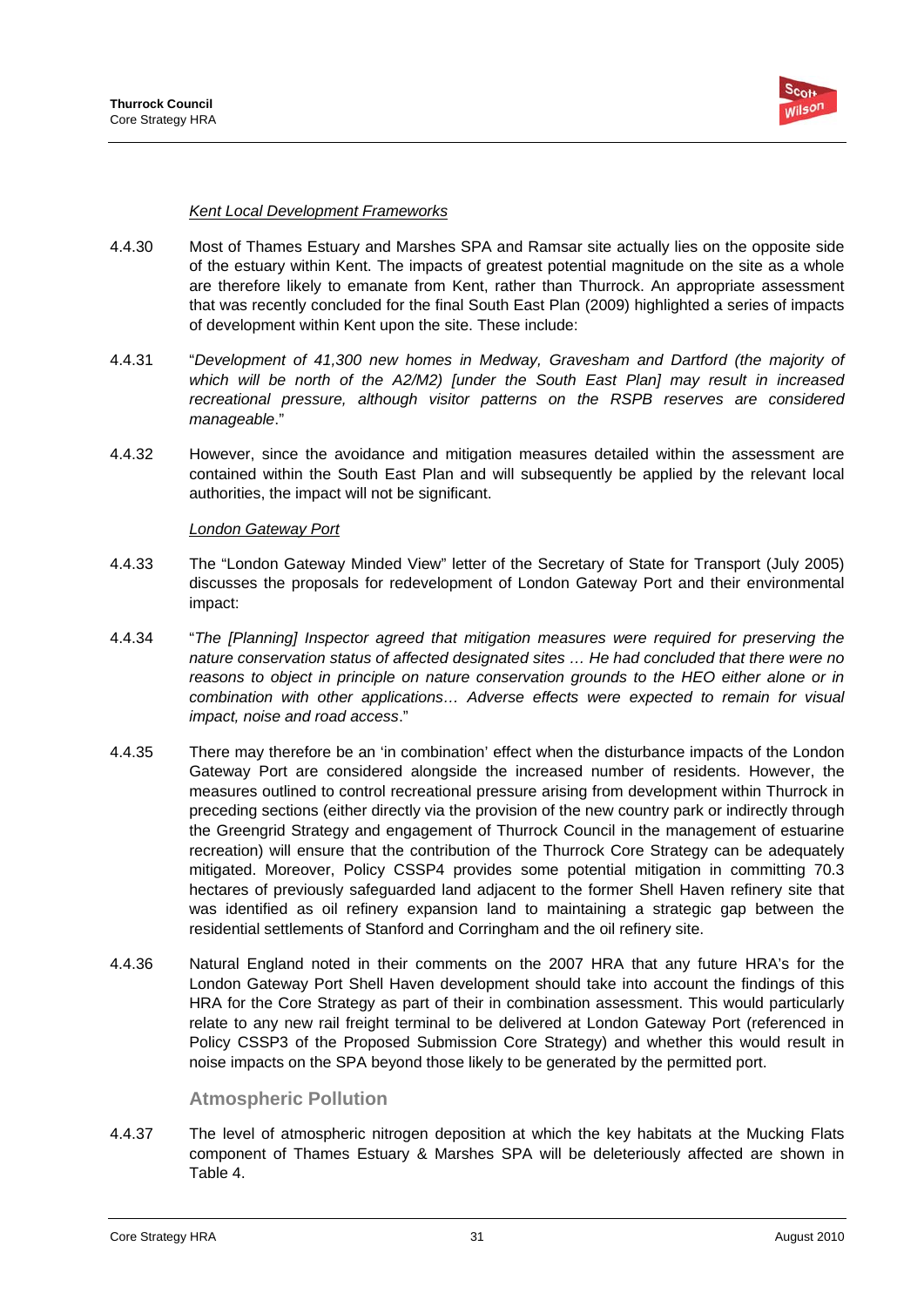*Kent Local Development Frameworks*

4.4.30 Most of Thames Estuary and Marshes SPA and Ramsar site actually lies on the opposite side of the estuary within Kent. The impacts of greatest potential magnitude on the site as a whole are therefore likely to emanate from Kent, rather than Thurrock. An appropriate assessment that was recently concluded for the final South East Plan (2009) highlighted a series of impacts of development within Kent upon the site. These include:

4.4.31 "*Development of 41,300 new homes in Medway, Gravesham and Dartford (the majority of which will be north of the A2/M2) [under the South East Plan] may result in increased recreational pressure, although visitor patterns on the RSPB reserves are considered manageable*."

4.4.32 However, since the avoidance and mitigation measures detailed within the assessment are contained within the South East Plan and will subsequently be applied by the relevant local authorities, the impact will not be significant.

*London Gateway Port*

4.4.33 The "London Gateway Minded View" letter of the Secretary of State for Transport (July 2005) discusses the proposals for redevelopment of London Gateway Port and their environmental impact:

4.4.34 "*The [Planning] Inspector agreed that mitigation measures were required for preserving the nature conservation status of affected designated sites … He had concluded that there were no reasons to object in principle on nature conservation grounds to the HEO either alone or in combination with other applications… Adverse effects were expected to remain for visual impact, noise and road access*."

4.4.35 There may therefore be an 'in combination' effect when the disturbance impacts of the London Gateway Port are considered alongside the increased number of residents. However, the measures outlined to control recreational pressure arising from development within Thurrock in preceding sections (either directly via the provision of the new country park or indirectly through the Greengrid Strategy and engagement of Thurrock Council in the management of estuarine recreation) will ensure that the contribution of the Thurrock Core Strategy can be adequately mitigated. Moreover, Policy CSSP4 provides some potential mitigation in committing 70.3 hectares of previously safeguarded land adjacent to the former Shell Haven refinery site that was identified as oil refinery expansion land to maintaining a strategic gap between the residential settlements of Stanford and Corringham and the oil refinery site.

4.4.36 Natural England noted in their comments on the 2007 HRA that any future HRA's for the London Gateway Port Shell Haven development should take into account the findings of this HRA for the Core Strategy as part of their in combination assessment. This would particularly relate to any new rail freight terminal to be delivered at London Gateway Port (referenced in Policy CSSP3 of the Proposed Submission Core Strategy) and whether this would result in noise impacts on the SPA beyond those likely to be generated by the permitted port.

### Atmospheric Pollution

4.4.37 The level of atmospheric nitrogen deposition at which the key habitats at the Mucking Flats component of Thames Estuary & Marshes SPA will be deleteriously affected are shown in Table 4.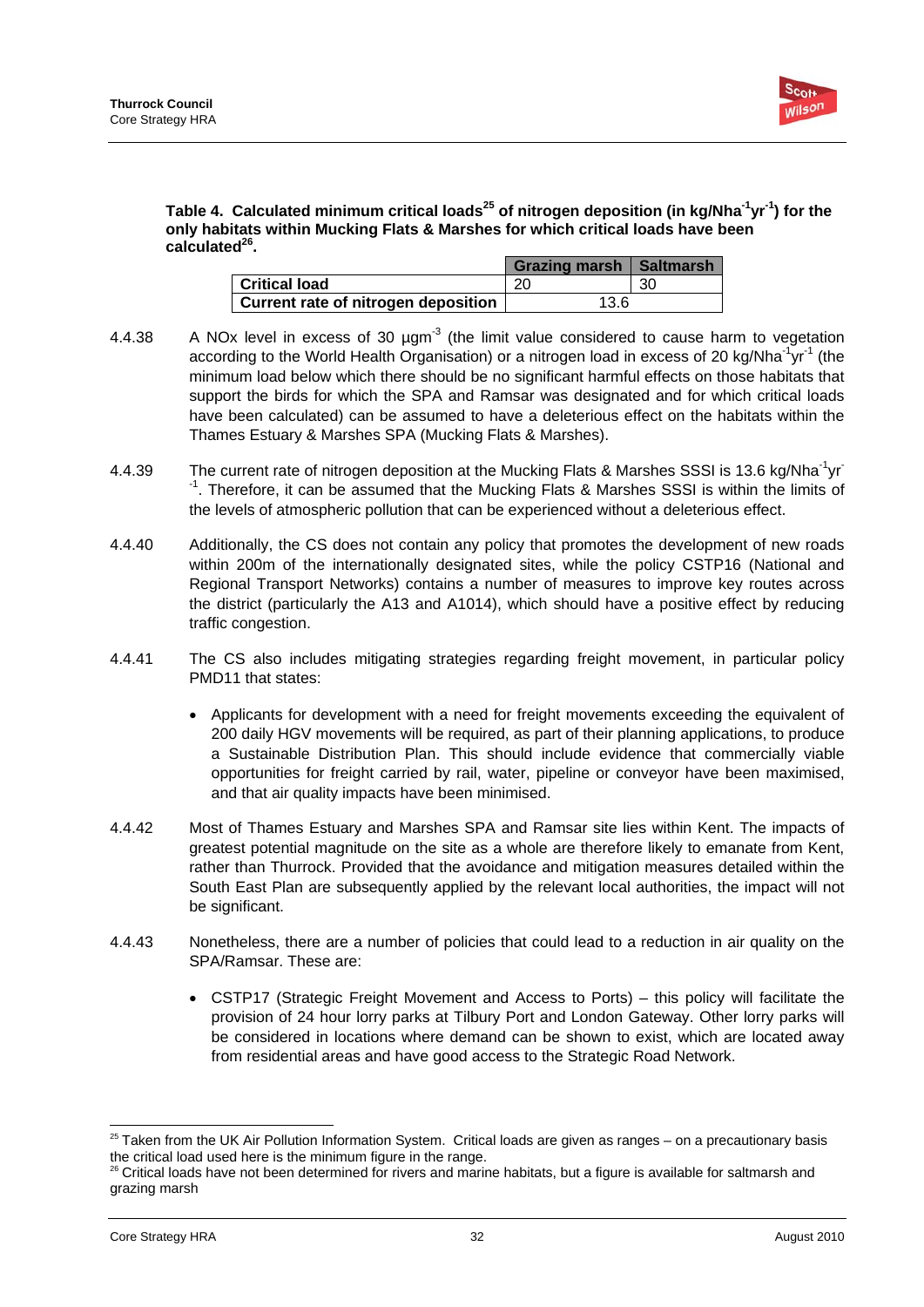**Table 4. Calculated minimum critical loads[25] of nitrogen deposition (in kg/Nha$^{-1}$yr$^{-1}$) for the only habitats within Mucking Flats & Marshes for which critical loads have been calculated[26].**

| | Grazing marsh | Saltmarsh |
|---|---|---|
| **Critical load** | 20 | 30 |
| **Current rate of nitrogen deposition** | 13.6 | |

4.4.38 A NOx level in excess of 30 µgm$^{-3}$ (the limit value considered to cause harm to vegetation according to the World Health Organisation) or a nitrogen load in excess of 20 kg/Nha$^{-1}$yr$^{-1}$ (the minimum load below which there should be no significant harmful effects on those habitats that support the birds for which the SPA and Ramsar was designated and for which critical loads have been calculated) can be assumed to have a deleterious effect on the habitats within the Thames Estuary & Marshes SPA (Mucking Flats & Marshes).

4.4.39 The current rate of nitrogen deposition at the Mucking Flats & Marshes SSSI is 13.6 kg/Nha$^{-1}$yr$^{-1}$. Therefore, it can be assumed that the Mucking Flats & Marshes SSSI is within the limits of the levels of atmospheric pollution that can be experienced without a deleterious effect.

4.4.40 Additionally, the CS does not contain any policy that promotes the development of new roads within 200m of the internationally designated sites, while the policy CSTP16 (National and Regional Transport Networks) contains a number of measures to improve key routes across the district (particularly the A13 and A1014), which should have a positive effect by reducing traffic congestion.

4.4.41 The CS also includes mitigating strategies regarding freight movement, in particular policy PMD11 that states:

- Applicants for development with a need for freight movements exceeding the equivalent of 200 daily HGV movements will be required, as part of their planning applications, to produce a Sustainable Distribution Plan. This should include evidence that commercially viable opportunities for freight carried by rail, water, pipeline or conveyor have been maximised, and that air quality impacts have been minimised.

4.4.42 Most of Thames Estuary and Marshes SPA and Ramsar site lies within Kent. The impacts of greatest potential magnitude on the site as a whole are therefore likely to emanate from Kent, rather than Thurrock. Provided that the avoidance and mitigation measures detailed within the South East Plan are subsequently applied by the relevant local authorities, the impact will not be significant.

4.4.43 Nonetheless, there are a number of policies that could lead to a reduction in air quality on the SPA/Ramsar. These are:

- CSTP17 (Strategic Freight Movement and Access to Ports) – this policy will facilitate the provision of 24 hour lorry parks at Tilbury Port and London Gateway. Other lorry parks will be considered in locations where demand can be shown to exist, which are located away from residential areas and have good access to the Strategic Road Network.

---

[25] Taken from the UK Air Pollution Information System. Critical loads are given as ranges – on a precautionary basis the critical load used here is the minimum figure in the range.

[26] Critical loads have not been determined for rivers and marine habitats, but a figure is available for saltmarsh and grazing marsh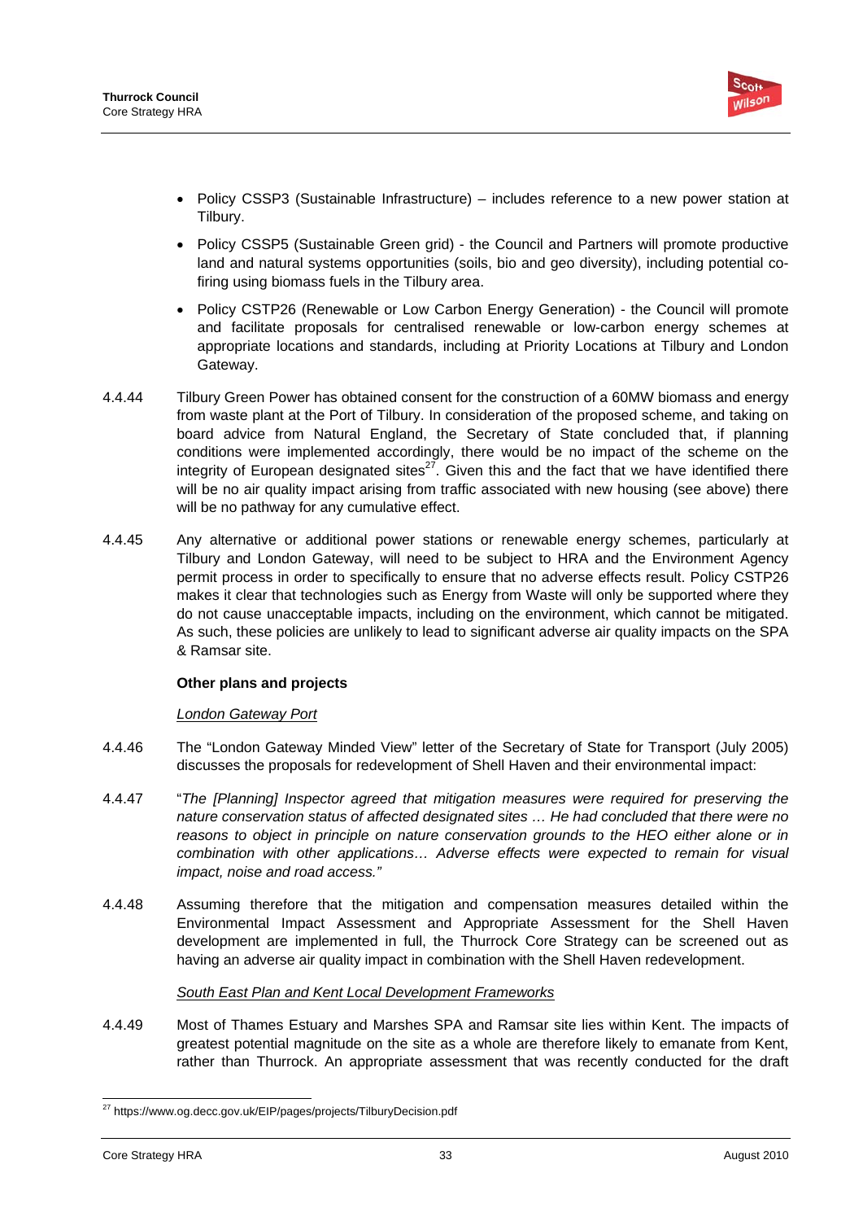- Policy CSSP3 (Sustainable Infrastructure) – includes reference to a new power station at Tilbury.
- Policy CSSP5 (Sustainable Green grid) - the Council and Partners will promote productive land and natural systems opportunities (soils, bio and geo diversity), including potential co-firing using biomass fuels in the Tilbury area.
- Policy CSTP26 (Renewable or Low Carbon Energy Generation) - the Council will promote and facilitate proposals for centralised renewable or low-carbon energy schemes at appropriate locations and standards, including at Priority Locations at Tilbury and London Gateway.

4.4.44 Tilbury Green Power has obtained consent for the construction of a 60MW biomass and energy from waste plant at the Port of Tilbury. In consideration of the proposed scheme, and taking on board advice from Natural England, the Secretary of State concluded that, if planning conditions were implemented accordingly, there would be no impact of the scheme on the integrity of European designated sites[27]. Given this and the fact that we have identified there will be no air quality impact arising from traffic associated with new housing (see above) there will be no pathway for any cumulative effect.

4.4.45 Any alternative or additional power stations or renewable energy schemes, particularly at Tilbury and London Gateway, will need to be subject to HRA and the Environment Agency permit process in order to specifically to ensure that no adverse effects result. Policy CSTP26 makes it clear that technologies such as Energy from Waste will only be supported where they do not cause unacceptable impacts, including on the environment, which cannot be mitigated. As such, these policies are unlikely to lead to significant adverse air quality impacts on the SPA & Ramsar site.

**Other plans and projects**

<u>*London Gateway Port*</u>

4.4.46 The "London Gateway Minded View" letter of the Secretary of State for Transport (July 2005) discusses the proposals for redevelopment of Shell Haven and their environmental impact:

4.4.47 "*The [Planning] Inspector agreed that mitigation measures were required for preserving the nature conservation status of affected designated sites … He had concluded that there were no reasons to object in principle on nature conservation grounds to the HEO either alone or in combination with other applications… Adverse effects were expected to remain for visual impact, noise and road access.*"

4.4.48 Assuming therefore that the mitigation and compensation measures detailed within the Environmental Impact Assessment and Appropriate Assessment for the Shell Haven development are implemented in full, the Thurrock Core Strategy can be screened out as having an adverse air quality impact in combination with the Shell Haven redevelopment.

<u>*South East Plan and Kent Local Development Frameworks*</u>

4.4.49 Most of Thames Estuary and Marshes SPA and Ramsar site lies within Kent. The impacts of greatest potential magnitude on the site as a whole are therefore likely to emanate from Kent, rather than Thurrock. An appropriate assessment that was recently conducted for the draft

[27] https://www.og.decc.gov.uk/EIP/pages/projects/TilburyDecision.pdf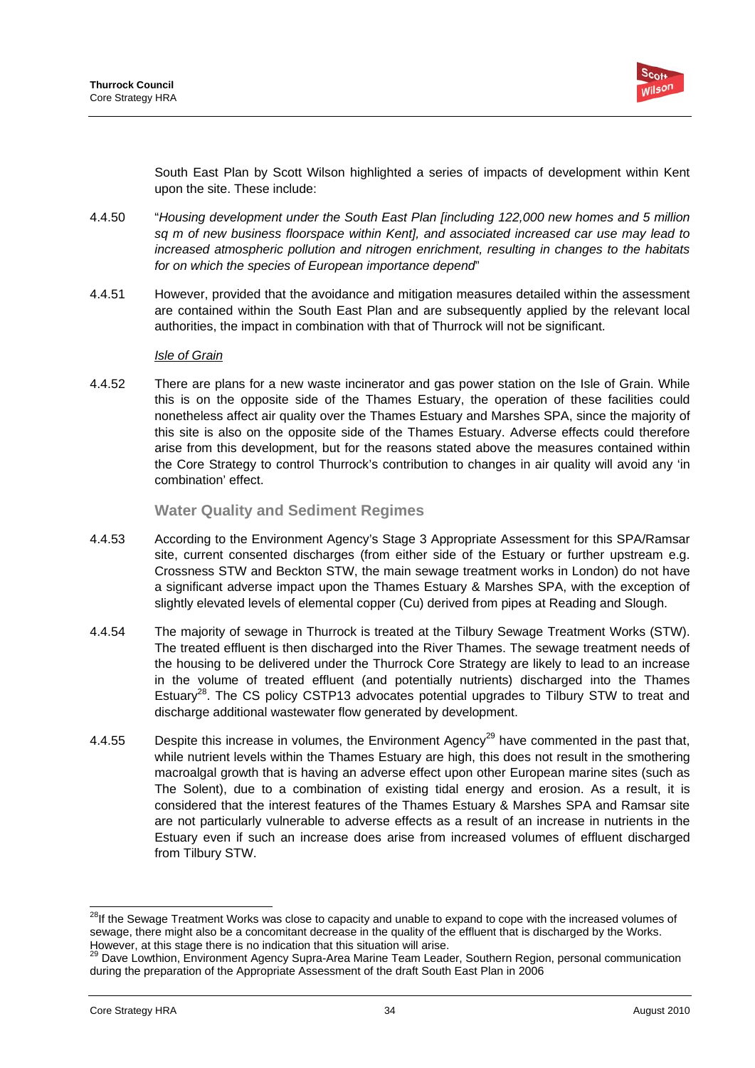South East Plan by Scott Wilson highlighted a series of impacts of development within Kent upon the site. These include:

4.4.50 "*Housing development under the South East Plan [including 122,000 new homes and 5 million sq m of new business floorspace within Kent], and associated increased car use may lead to increased atmospheric pollution and nitrogen enrichment, resulting in changes to the habitats for on which the species of European importance depend*"

4.4.51 However, provided that the avoidance and mitigation measures detailed within the assessment are contained within the South East Plan and are subsequently applied by the relevant local authorities, the impact in combination with that of Thurrock will not be significant.

*Isle of Grain*

4.4.52 There are plans for a new waste incinerator and gas power station on the Isle of Grain. While this is on the opposite side of the Thames Estuary, the operation of these facilities could nonetheless affect air quality over the Thames Estuary and Marshes SPA, since the majority of this site is also on the opposite side of the Thames Estuary. Adverse effects could therefore arise from this development, but for the reasons stated above the measures contained within the Core Strategy to control Thurrock's contribution to changes in air quality will avoid any 'in combination' effect.

### Water Quality and Sediment Regimes

4.4.53 According to the Environment Agency's Stage 3 Appropriate Assessment for this SPA/Ramsar site, current consented discharges (from either side of the Estuary or further upstream e.g. Crossness STW and Beckton STW, the main sewage treatment works in London) do not have a significant adverse impact upon the Thames Estuary & Marshes SPA, with the exception of slightly elevated levels of elemental copper (Cu) derived from pipes at Reading and Slough.

4.4.54 The majority of sewage in Thurrock is treated at the Tilbury Sewage Treatment Works (STW). The treated effluent is then discharged into the River Thames. The sewage treatment needs of the housing to be delivered under the Thurrock Core Strategy are likely to lead to an increase in the volume of treated effluent (and potentially nutrients) discharged into the Thames Estuary[28]. The CS policy CSTP13 advocates potential upgrades to Tilbury STW to treat and discharge additional wastewater flow generated by development.

4.4.55 Despite this increase in volumes, the Environment Agency[29] have commented in the past that, while nutrient levels within the Thames Estuary are high, this does not result in the smothering macroalgal growth that is having an adverse effect upon other European marine sites (such as The Solent), due to a combination of existing tidal energy and erosion. As a result, it is considered that the interest features of the Thames Estuary & Marshes SPA and Ramsar site are not particularly vulnerable to adverse effects as a result of an increase in nutrients in the Estuary even if such an increase does arise from increased volumes of effluent discharged from Tilbury STW.

---

[28] If the Sewage Treatment Works was close to capacity and unable to expand to cope with the increased volumes of sewage, there might also be a concomitant decrease in the quality of the effluent that is discharged by the Works. However, at this stage there is no indication that this situation will arise.

[29] Dave Lowthion, Environment Agency Supra-Area Marine Team Leader, Southern Region, personal communication during the preparation of the Appropriate Assessment of the draft South East Plan in 2006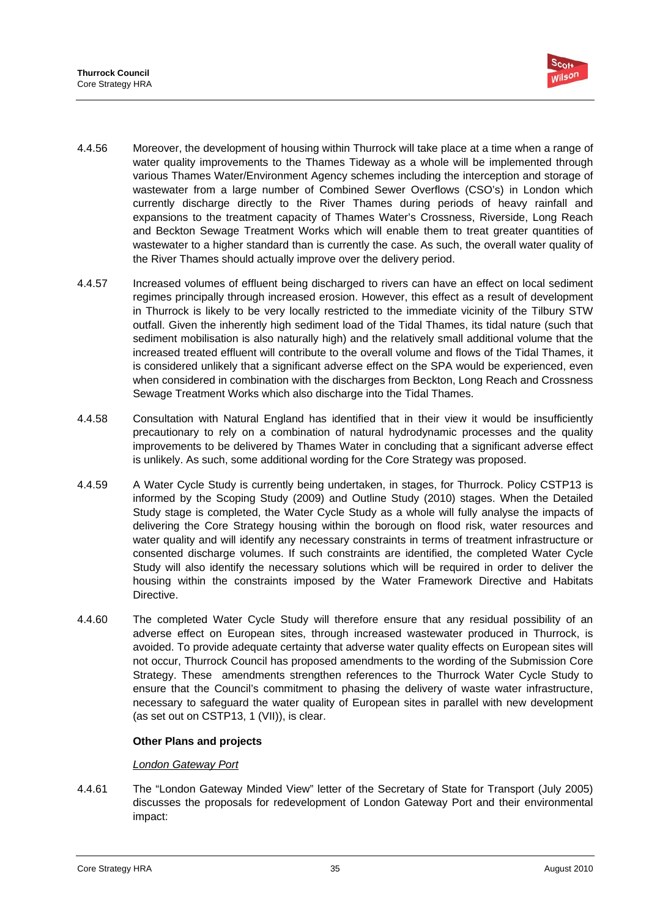4.4.56 Moreover, the development of housing within Thurrock will take place at a time when a range of water quality improvements to the Thames Tideway as a whole will be implemented through various Thames Water/Environment Agency schemes including the interception and storage of wastewater from a large number of Combined Sewer Overflows (CSO's) in London which currently discharge directly to the River Thames during periods of heavy rainfall and expansions to the treatment capacity of Thames Water's Crossness, Riverside, Long Reach and Beckton Sewage Treatment Works which will enable them to treat greater quantities of wastewater to a higher standard than is currently the case. As such, the overall water quality of the River Thames should actually improve over the delivery period.

4.4.57 Increased volumes of effluent being discharged to rivers can have an effect on local sediment regimes principally through increased erosion. However, this effect as a result of development in Thurrock is likely to be very locally restricted to the immediate vicinity of the Tilbury STW outfall. Given the inherently high sediment load of the Tidal Thames, its tidal nature (such that sediment mobilisation is also naturally high) and the relatively small additional volume that the increased treated effluent will contribute to the overall volume and flows of the Tidal Thames, it is considered unlikely that a significant adverse effect on the SPA would be experienced, even when considered in combination with the discharges from Beckton, Long Reach and Crossness Sewage Treatment Works which also discharge into the Tidal Thames.

4.4.58 Consultation with Natural England has identified that in their view it would be insufficiently precautionary to rely on a combination of natural hydrodynamic processes and the quality improvements to be delivered by Thames Water in concluding that a significant adverse effect is unlikely. As such, some additional wording for the Core Strategy was proposed.

4.4.59 A Water Cycle Study is currently being undertaken, in stages, for Thurrock. Policy CSTP13 is informed by the Scoping Study (2009) and Outline Study (2010) stages. When the Detailed Study stage is completed, the Water Cycle Study as a whole will fully analyse the impacts of delivering the Core Strategy housing within the borough on flood risk, water resources and water quality and will identify any necessary constraints in terms of treatment infrastructure or consented discharge volumes. If such constraints are identified, the completed Water Cycle Study will also identify the necessary solutions which will be required in order to deliver the housing within the constraints imposed by the Water Framework Directive and Habitats Directive.

4.4.60 The completed Water Cycle Study will therefore ensure that any residual possibility of an adverse effect on European sites, through increased wastewater produced in Thurrock, is avoided. To provide adequate certainty that adverse water quality effects on European sites will not occur, Thurrock Council has proposed amendments to the wording of the Submission Core Strategy. These amendments strengthen references to the Thurrock Water Cycle Study to ensure that the Council's commitment to phasing the delivery of waste water infrastructure, necessary to safeguard the water quality of European sites in parallel with new development (as set out on CSTP13, 1 (VII)), is clear.

**Other Plans and projects**

*London Gateway Port*

4.4.61 The "London Gateway Minded View" letter of the Secretary of State for Transport (July 2005) discusses the proposals for redevelopment of London Gateway Port and their environmental impact: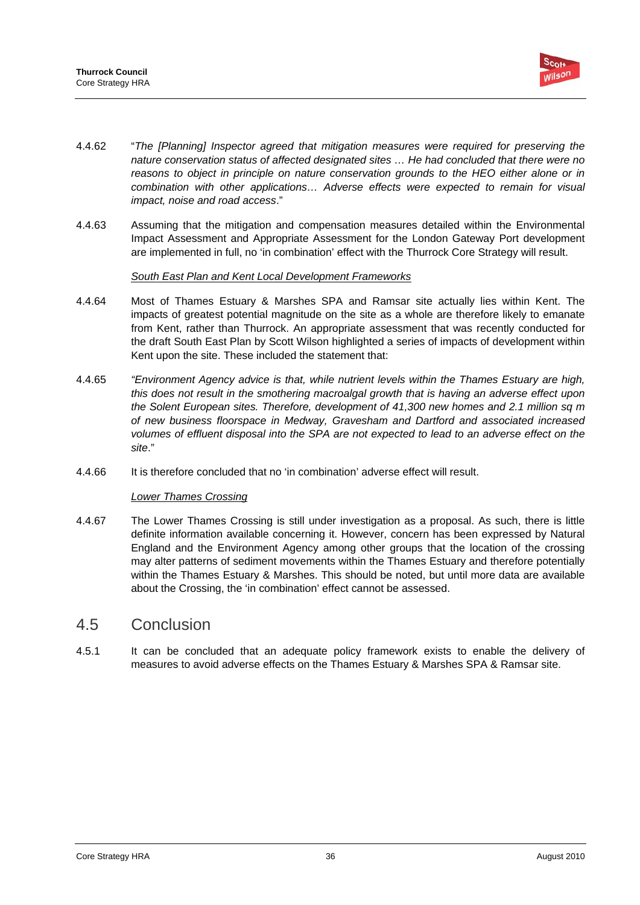4.4.62 "*The [Planning] Inspector agreed that mitigation measures were required for preserving the nature conservation status of affected designated sites … He had concluded that there were no reasons to object in principle on nature conservation grounds to the HEO either alone or in combination with other applications… Adverse effects were expected to remain for visual impact, noise and road access*."

4.4.63 Assuming that the mitigation and compensation measures detailed within the Environmental Impact Assessment and Appropriate Assessment for the London Gateway Port development are implemented in full, no 'in combination' effect with the Thurrock Core Strategy will result.

South East Plan and Kent Local Development Frameworks

4.4.64 Most of Thames Estuary & Marshes SPA and Ramsar site actually lies within Kent. The impacts of greatest potential magnitude on the site as a whole are therefore likely to emanate from Kent, rather than Thurrock. An appropriate assessment that was recently conducted for the draft South East Plan by Scott Wilson highlighted a series of impacts of development within Kent upon the site. These included the statement that:

4.4.65 *"Environment Agency advice is that, while nutrient levels within the Thames Estuary are high, this does not result in the smothering macroalgal growth that is having an adverse effect upon the Solent European sites. Therefore, development of 41,300 new homes and 2.1 million sq m of new business floorspace in Medway, Gravesham and Dartford and associated increased volumes of effluent disposal into the SPA are not expected to lead to an adverse effect on the site*."

4.4.66 It is therefore concluded that no 'in combination' adverse effect will result.

Lower Thames Crossing

4.4.67 The Lower Thames Crossing is still under investigation as a proposal. As such, there is little definite information available concerning it. However, concern has been expressed by Natural England and the Environment Agency among other groups that the location of the crossing may alter patterns of sediment movements within the Thames Estuary and therefore potentially within the Thames Estuary & Marshes. This should be noted, but until more data are available about the Crossing, the 'in combination' effect cannot be assessed.

## 4.5 Conclusion

4.5.1 It can be concluded that an adequate policy framework exists to enable the delivery of measures to avoid adverse effects on the Thames Estuary & Marshes SPA & Ramsar site.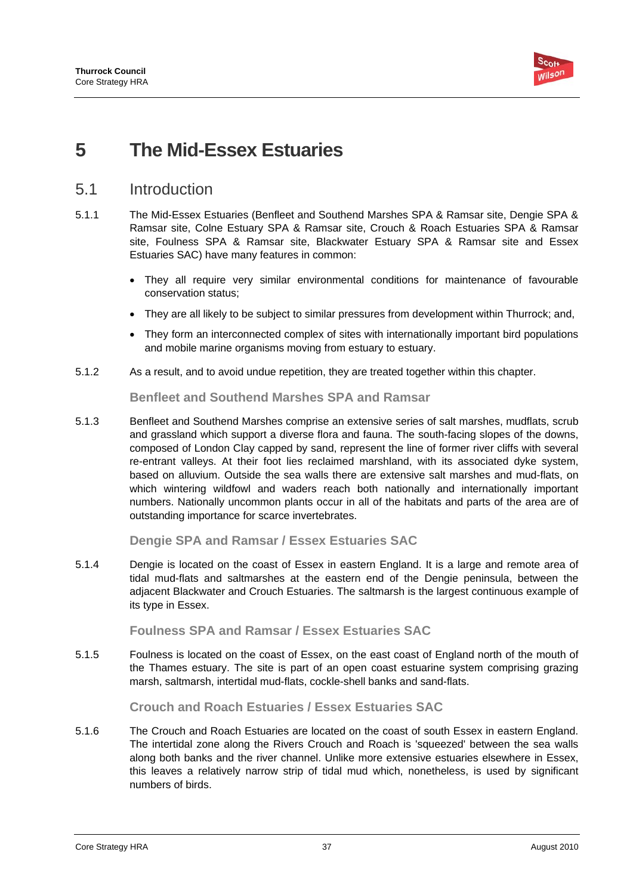# 5 The Mid-Essex Estuaries

## 5.1 Introduction

5.1.1 The Mid-Essex Estuaries (Benfleet and Southend Marshes SPA & Ramsar site, Dengie SPA & Ramsar site, Colne Estuary SPA & Ramsar site, Crouch & Roach Estuaries SPA & Ramsar site, Foulness SPA & Ramsar site, Blackwater Estuary SPA & Ramsar site and Essex Estuaries SAC) have many features in common:

- They all require very similar environmental conditions for maintenance of favourable conservation status;
- They are all likely to be subject to similar pressures from development within Thurrock; and,
- They form an interconnected complex of sites with internationally important bird populations and mobile marine organisms moving from estuary to estuary.

5.1.2 As a result, and to avoid undue repetition, they are treated together within this chapter.

### Benfleet and Southend Marshes SPA and Ramsar

5.1.3 Benfleet and Southend Marshes comprise an extensive series of salt marshes, mudflats, scrub and grassland which support a diverse flora and fauna. The south-facing slopes of the downs, composed of London Clay capped by sand, represent the line of former river cliffs with several re-entrant valleys. At their foot lies reclaimed marshland, with its associated dyke system, based on alluvium. Outside the sea walls there are extensive salt marshes and mud-flats, on which wintering wildfowl and waders reach both nationally and internationally important numbers. Nationally uncommon plants occur in all of the habitats and parts of the area are of outstanding importance for scarce invertebrates.

### Dengie SPA and Ramsar / Essex Estuaries SAC

5.1.4 Dengie is located on the coast of Essex in eastern England. It is a large and remote area of tidal mud-flats and saltmarshes at the eastern end of the Dengie peninsula, between the adjacent Blackwater and Crouch Estuaries. The saltmarsh is the largest continuous example of its type in Essex.

### Foulness SPA and Ramsar / Essex Estuaries SAC

5.1.5 Foulness is located on the coast of Essex, on the east coast of England north of the mouth of the Thames estuary. The site is part of an open coast estuarine system comprising grazing marsh, saltmarsh, intertidal mud-flats, cockle-shell banks and sand-flats.

### Crouch and Roach Estuaries / Essex Estuaries SAC

5.1.6 The Crouch and Roach Estuaries are located on the coast of south Essex in eastern England. The intertidal zone along the Rivers Crouch and Roach is 'squeezed' between the sea walls along both banks and the river channel. Unlike more extensive estuaries elsewhere in Essex, this leaves a relatively narrow strip of tidal mud which, nonetheless, is used by significant numbers of birds.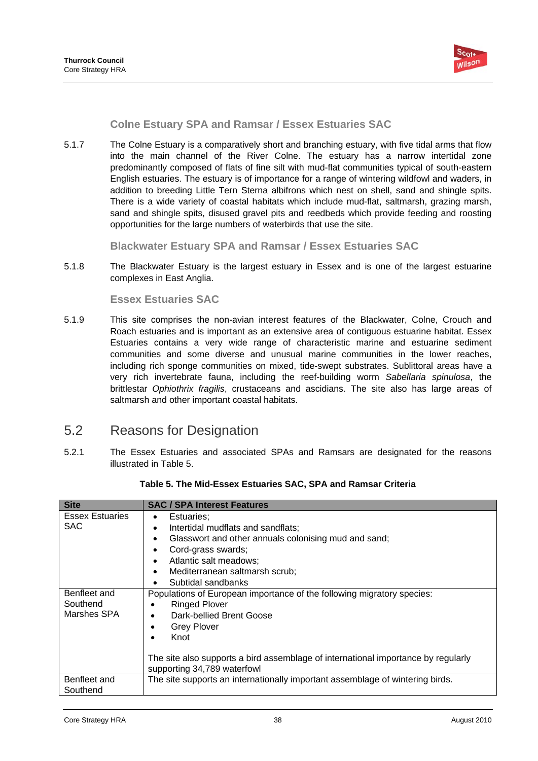### Colne Estuary SPA and Ramsar / Essex Estuaries SAC

5.1.7 The Colne Estuary is a comparatively short and branching estuary, with five tidal arms that flow into the main channel of the River Colne. The estuary has a narrow intertidal zone predominantly composed of flats of fine silt with mud-flat communities typical of south-eastern English estuaries. The estuary is of importance for a range of wintering wildfowl and waders, in addition to breeding Little Tern Sterna albifrons which nest on shell, sand and shingle spits. There is a wide variety of coastal habitats which include mud-flat, saltmarsh, grazing marsh, sand and shingle spits, disused gravel pits and reedbeds which provide feeding and roosting opportunities for the large numbers of waterbirds that use the site.

### Blackwater Estuary SPA and Ramsar / Essex Estuaries SAC

5.1.8 The Blackwater Estuary is the largest estuary in Essex and is one of the largest estuarine complexes in East Anglia.

### Essex Estuaries SAC

5.1.9 This site comprises the non-avian interest features of the Blackwater, Colne, Crouch and Roach estuaries and is important as an extensive area of contiguous estuarine habitat. Essex Estuaries contains a very wide range of characteristic marine and estuarine sediment communities and some diverse and unusual marine communities in the lower reaches, including rich sponge communities on mixed, tide-swept substrates. Sublittoral areas have a very rich invertebrate fauna, including the reef-building worm *Sabellaria spinulosa*, the brittlestar *Ophiothrix fragilis*, crustaceans and ascidians. The site also has large areas of saltmarsh and other important coastal habitats.

## 5.2 Reasons for Designation

5.2.1 The Essex Estuaries and associated SPAs and Ramsars are designated for the reasons illustrated in Table 5.

**Table 5. The Mid-Essex Estuaries SAC, SPA and Ramsar Criteria**

| Site | SAC / SPA Interest Features |
|---|---|
| Essex Estuaries SAC | • Estuaries;<br>• Intertidal mudflats and sandflats;<br>• Glasswort and other annuals colonising mud and sand;<br>• Cord-grass swards;<br>• Atlantic salt meadows;<br>• Mediterranean saltmarsh scrub;<br>• Subtidal sandbanks |
| Benfleet and Southend Marshes SPA | Populations of European importance of the following migratory species:<br>• Ringed Plover<br>• Dark-bellied Brent Goose<br>• Grey Plover<br>• Knot<br><br>The site also supports a bird assemblage of international importance by regularly supporting 34,789 waterfowl |
| Benfleet and Southend | The site supports an internationally important assemblage of wintering birds. |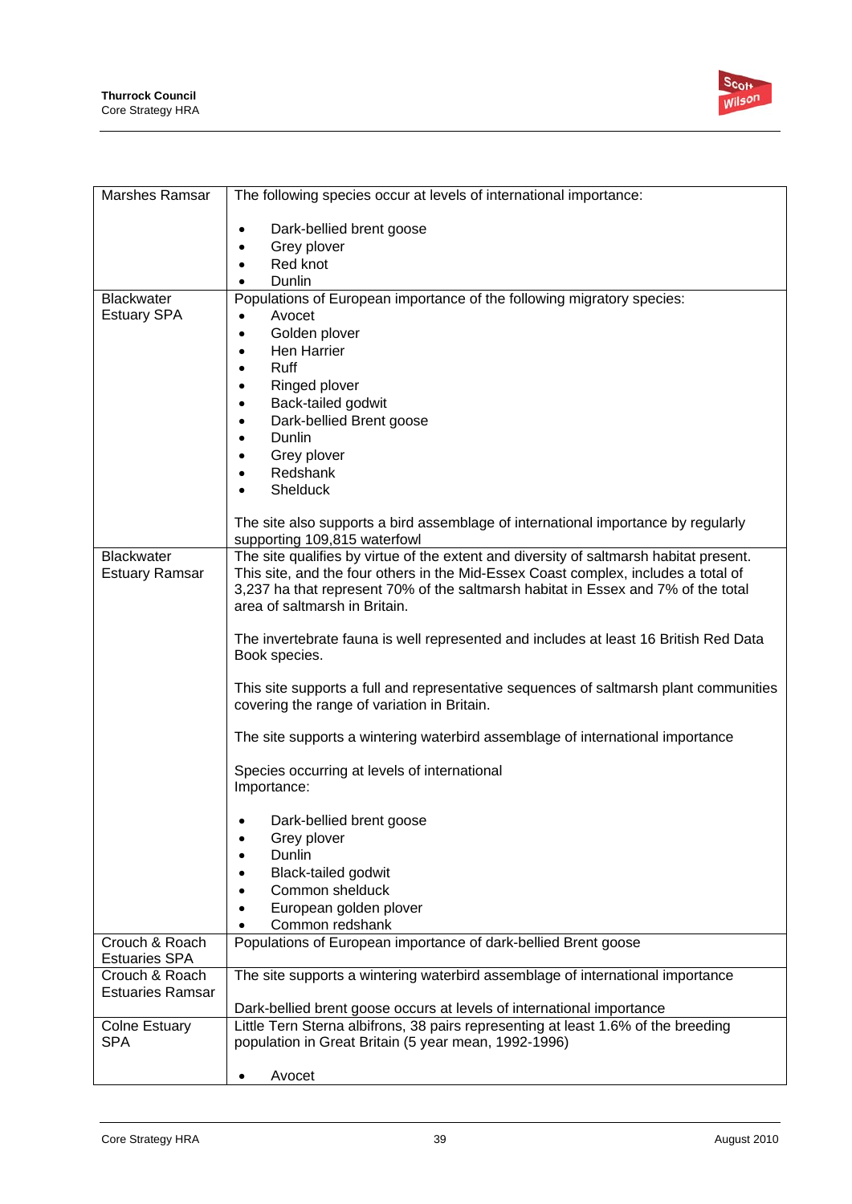| Marshes Ramsar | The following species occur at levels of international importance:<br><br>• Dark-bellied brent goose<br>• Grey plover<br>• Red knot<br>• Dunlin |
|---|---|
| Blackwater Estuary SPA | Populations of European importance of the following migratory species:<br>• Avocet<br>• Golden plover<br>• Hen Harrier<br>• Ruff<br>• Ringed plover<br>• Back-tailed godwit<br>• Dark-bellied Brent goose<br>• Dunlin<br>• Grey plover<br>• Redshank<br>• Shelduck<br><br>The site also supports a bird assemblage of international importance by regularly supporting 109,815 waterfowl |
| Blackwater Estuary Ramsar | The site qualifies by virtue of the extent and diversity of saltmarsh habitat present. This site, and the four others in the Mid-Essex Coast complex, includes a total of 3,237 ha that represent 70% of the saltmarsh habitat in Essex and 7% of the total area of saltmarsh in Britain.<br><br>The invertebrate fauna is well represented and includes at least 16 British Red Data Book species.<br><br>This site supports a full and representative sequences of saltmarsh plant communities covering the range of variation in Britain.<br><br>The site supports a wintering waterbird assemblage of international importance<br><br>Species occurring at levels of international Importance:<br><br>• Dark-bellied brent goose<br>• Grey plover<br>• Dunlin<br>• Black-tailed godwit<br>• Common shelduck<br>• European golden plover<br>• Common redshank |
| Crouch & Roach Estuaries SPA | Populations of European importance of dark-bellied Brent goose |
| Crouch & Roach Estuaries Ramsar | The site supports a wintering waterbird assemblage of international importance<br><br>Dark-bellied brent goose occurs at levels of international importance |
| Colne Estuary SPA | Little Tern Sterna albifrons, 38 pairs representing at least 1.6% of the breeding population in Great Britain (5 year mean, 1992-1996)<br><br>• Avocet |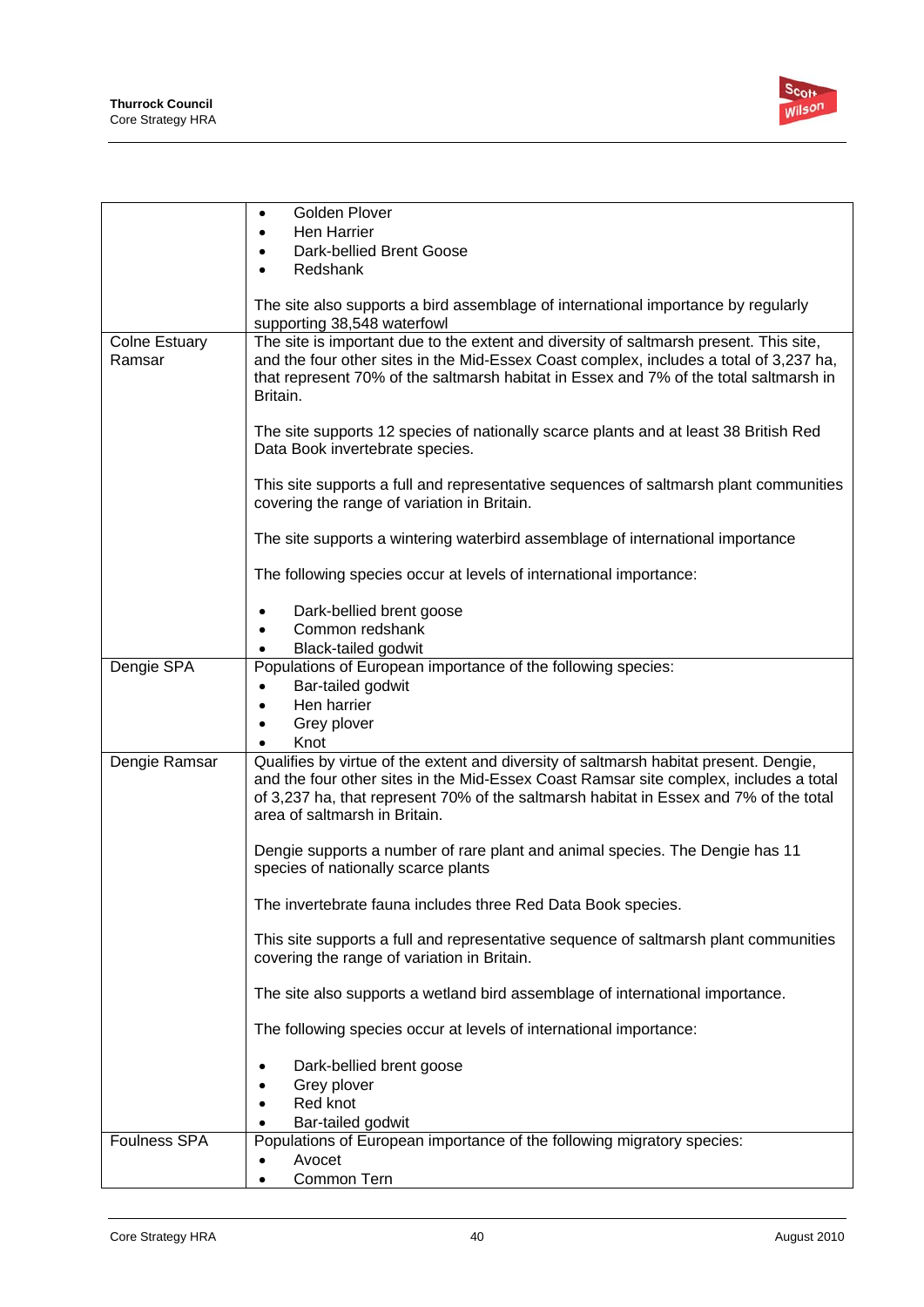| | |
|---|---|
| | • Golden Plover<br>• Hen Harrier<br>• Dark-bellied Brent Goose<br>• Redshank<br><br>The site also supports a bird assemblage of international importance by regularly supporting 38,548 waterfowl |
| Colne Estuary Ramsar | The site is important due to the extent and diversity of saltmarsh present. This site, and the four other sites in the Mid-Essex Coast complex, includes a total of 3,237 ha, that represent 70% of the saltmarsh habitat in Essex and 7% of the total saltmarsh in Britain.<br><br>The site supports 12 species of nationally scarce plants and at least 38 British Red Data Book invertebrate species.<br><br>This site supports a full and representative sequences of saltmarsh plant communities covering the range of variation in Britain.<br><br>The site supports a wintering waterbird assemblage of international importance<br><br>The following species occur at levels of international importance:<br><br>• Dark-bellied brent goose<br>• Common redshank<br>• Black-tailed godwit |
| Dengie SPA | Populations of European importance of the following species:<br>• Bar-tailed godwit<br>• Hen harrier<br>• Grey plover<br>• Knot |
| Dengie Ramsar | Qualifies by virtue of the extent and diversity of saltmarsh habitat present. Dengie, and the four other sites in the Mid-Essex Coast Ramsar site complex, includes a total of 3,237 ha, that represent 70% of the saltmarsh habitat in Essex and 7% of the total area of saltmarsh in Britain.<br><br>Dengie supports a number of rare plant and animal species. The Dengie has 11 species of nationally scarce plants<br><br>The invertebrate fauna includes three Red Data Book species.<br><br>This site supports a full and representative sequence of saltmarsh plant communities covering the range of variation in Britain.<br><br>The site also supports a wetland bird assemblage of international importance.<br><br>The following species occur at levels of international importance:<br><br>• Dark-bellied brent goose<br>• Grey plover<br>• Red knot<br>• Bar-tailed godwit |
| Foulness SPA | Populations of European importance of the following migratory species:<br>• Avocet<br>• Common Tern |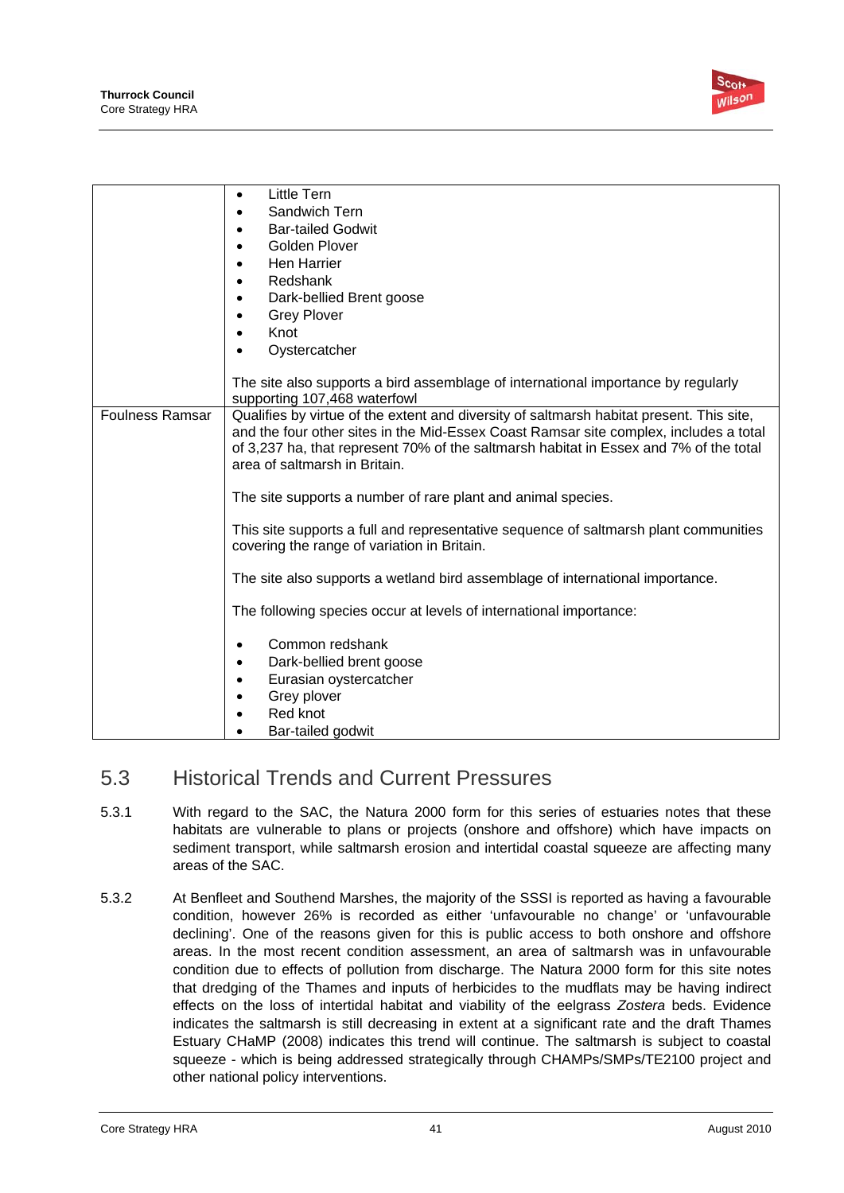| | |
|---|---|
| | • Little Tern<br>• Sandwich Tern<br>• Bar-tailed Godwit<br>• Golden Plover<br>• Hen Harrier<br>• Redshank<br>• Dark-bellied Brent goose<br>• Grey Plover<br>• Knot<br>• Oystercatcher<br><br>The site also supports a bird assemblage of international importance by regularly supporting 107,468 waterfowl |
| Foulness Ramsar | Qualifies by virtue of the extent and diversity of saltmarsh habitat present. This site, and the four other sites in the Mid-Essex Coast Ramsar site complex, includes a total of 3,237 ha, that represent 70% of the saltmarsh habitat in Essex and 7% of the total area of saltmarsh in Britain.<br><br>The site supports a number of rare plant and animal species.<br><br>This site supports a full and representative sequence of saltmarsh plant communities covering the range of variation in Britain.<br><br>The site also supports a wetland bird assemblage of international importance.<br><br>The following species occur at levels of international importance:<br><br>• Common redshank<br>• Dark-bellied brent goose<br>• Eurasian oystercatcher<br>• Grey plover<br>• Red knot<br>• Bar-tailed godwit |

## 5.3 Historical Trends and Current Pressures

5.3.1 With regard to the SAC, the Natura 2000 form for this series of estuaries notes that these habitats are vulnerable to plans or projects (onshore and offshore) which have impacts on sediment transport, while saltmarsh erosion and intertidal coastal squeeze are affecting many areas of the SAC.

5.3.2 At Benfleet and Southend Marshes, the majority of the SSSI is reported as having a favourable condition, however 26% is recorded as either 'unfavourable no change' or 'unfavourable declining'. One of the reasons given for this is public access to both onshore and offshore areas. In the most recent condition assessment, an area of saltmarsh was in unfavourable condition due to effects of pollution from discharge. The Natura 2000 form for this site notes that dredging of the Thames and inputs of herbicides to the mudflats may be having indirect effects on the loss of intertidal habitat and viability of the eelgrass *Zostera* beds. Evidence indicates the saltmarsh is still decreasing in extent at a significant rate and the draft Thames Estuary CHaMP (2008) indicates this trend will continue. The saltmarsh is subject to coastal squeeze - which is being addressed strategically through CHAMPs/SMPs/TE2100 project and other national policy interventions.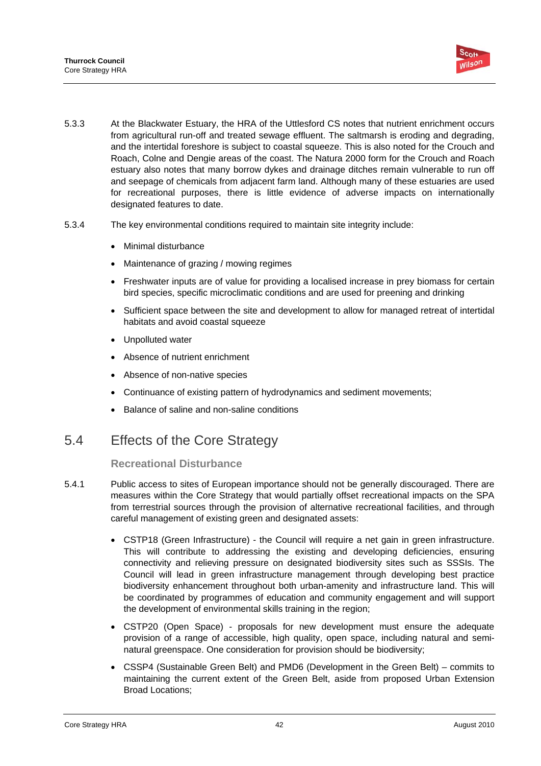5.3.3 At the Blackwater Estuary, the HRA of the Uttlesford CS notes that nutrient enrichment occurs from agricultural run-off and treated sewage effluent. The saltmarsh is eroding and degrading, and the intertidal foreshore is subject to coastal squeeze. This is also noted for the Crouch and Roach, Colne and Dengie areas of the coast. The Natura 2000 form for the Crouch and Roach estuary also notes that many borrow dykes and drainage ditches remain vulnerable to run off and seepage of chemicals from adjacent farm land. Although many of these estuaries are used for recreational purposes, there is little evidence of adverse impacts on internationally designated features to date.

5.3.4 The key environmental conditions required to maintain site integrity include:

- Minimal disturbance
- Maintenance of grazing / mowing regimes
- Freshwater inputs are of value for providing a localised increase in prey biomass for certain bird species, specific microclimatic conditions and are used for preening and drinking
- Sufficient space between the site and development to allow for managed retreat of intertidal habitats and avoid coastal squeeze
- Unpolluted water
- Absence of nutrient enrichment
- Absence of non-native species
- Continuance of existing pattern of hydrodynamics and sediment movements;
- Balance of saline and non-saline conditions

## 5.4 Effects of the Core Strategy

### Recreational Disturbance

5.4.1 Public access to sites of European importance should not be generally discouraged. There are measures within the Core Strategy that would partially offset recreational impacts on the SPA from terrestrial sources through the provision of alternative recreational facilities, and through careful management of existing green and designated assets:

- CSTP18 (Green Infrastructure) - the Council will require a net gain in green infrastructure. This will contribute to addressing the existing and developing deficiencies, ensuring connectivity and relieving pressure on designated biodiversity sites such as SSSIs. The Council will lead in green infrastructure management through developing best practice biodiversity enhancement throughout both urban-amenity and infrastructure land. This will be coordinated by programmes of education and community engagement and will support the development of environmental skills training in the region;
- CSTP20 (Open Space) - proposals for new development must ensure the adequate provision of a range of accessible, high quality, open space, including natural and semi-natural greenspace. One consideration for provision should be biodiversity;
- CSSP4 (Sustainable Green Belt) and PMD6 (Development in the Green Belt) – commits to maintaining the current extent of the Green Belt, aside from proposed Urban Extension Broad Locations;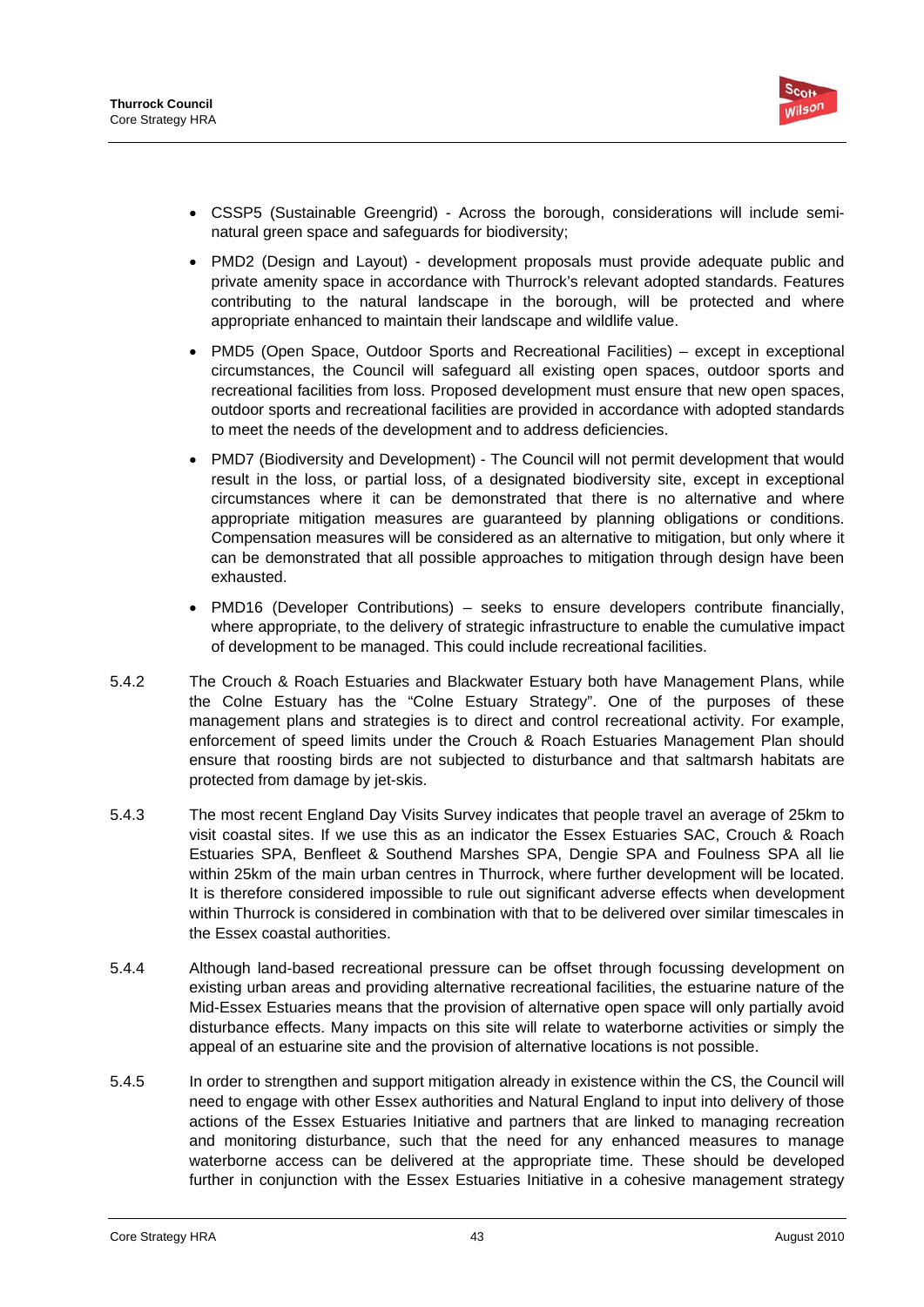- CSSP5 (Sustainable Greengrid) - Across the borough, considerations will include semi-natural green space and safeguards for biodiversity;

- PMD2 (Design and Layout) - development proposals must provide adequate public and private amenity space in accordance with Thurrock's relevant adopted standards. Features contributing to the natural landscape in the borough, will be protected and where appropriate enhanced to maintain their landscape and wildlife value.

- PMD5 (Open Space, Outdoor Sports and Recreational Facilities) – except in exceptional circumstances, the Council will safeguard all existing open spaces, outdoor sports and recreational facilities from loss. Proposed development must ensure that new open spaces, outdoor sports and recreational facilities are provided in accordance with adopted standards to meet the needs of the development and to address deficiencies.

- PMD7 (Biodiversity and Development) - The Council will not permit development that would result in the loss, or partial loss, of a designated biodiversity site, except in exceptional circumstances where it can be demonstrated that there is no alternative and where appropriate mitigation measures are guaranteed by planning obligations or conditions. Compensation measures will be considered as an alternative to mitigation, but only where it can be demonstrated that all possible approaches to mitigation through design have been exhausted.

- PMD16 (Developer Contributions) – seeks to ensure developers contribute financially, where appropriate, to the delivery of strategic infrastructure to enable the cumulative impact of development to be managed. This could include recreational facilities.

5.4.2 The Crouch & Roach Estuaries and Blackwater Estuary both have Management Plans, while the Colne Estuary has the "Colne Estuary Strategy". One of the purposes of these management plans and strategies is to direct and control recreational activity. For example, enforcement of speed limits under the Crouch & Roach Estuaries Management Plan should ensure that roosting birds are not subjected to disturbance and that saltmarsh habitats are protected from damage by jet-skis.

5.4.3 The most recent England Day Visits Survey indicates that people travel an average of 25km to visit coastal sites. If we use this as an indicator the Essex Estuaries SAC, Crouch & Roach Estuaries SPA, Benfleet & Southend Marshes SPA, Dengie SPA and Foulness SPA all lie within 25km of the main urban centres in Thurrock, where further development will be located. It is therefore considered impossible to rule out significant adverse effects when development within Thurrock is considered in combination with that to be delivered over similar timescales in the Essex coastal authorities.

5.4.4 Although land-based recreational pressure can be offset through focussing development on existing urban areas and providing alternative recreational facilities, the estuarine nature of the Mid-Essex Estuaries means that the provision of alternative open space will only partially avoid disturbance effects. Many impacts on this site will relate to waterborne activities or simply the appeal of an estuarine site and the provision of alternative locations is not possible.

5.4.5 In order to strengthen and support mitigation already in existence within the CS, the Council will need to engage with other Essex authorities and Natural England to input into delivery of those actions of the Essex Estuaries Initiative and partners that are linked to managing recreation and monitoring disturbance, such that the need for any enhanced measures to manage waterborne access can be delivered at the appropriate time. These should be developed further in conjunction with the Essex Estuaries Initiative in a cohesive management strategy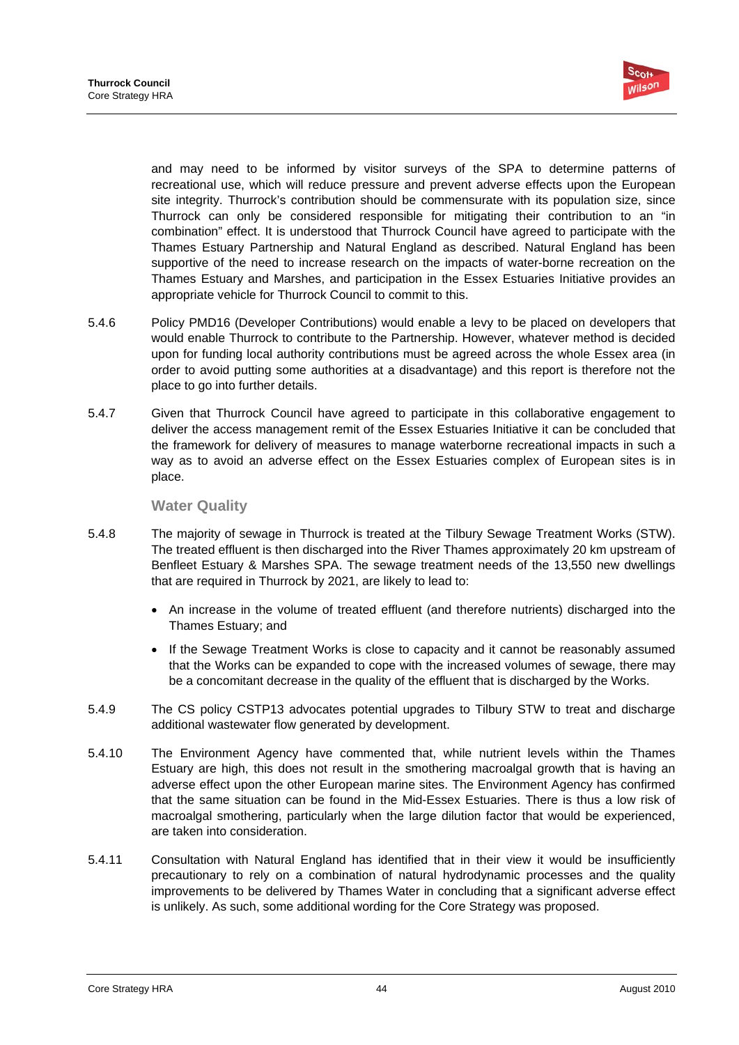and may need to be informed by visitor surveys of the SPA to determine patterns of recreational use, which will reduce pressure and prevent adverse effects upon the European site integrity. Thurrock's contribution should be commensurate with its population size, since Thurrock can only be considered responsible for mitigating their contribution to an "in combination" effect. It is understood that Thurrock Council have agreed to participate with the Thames Estuary Partnership and Natural England as described. Natural England has been supportive of the need to increase research on the impacts of water-borne recreation on the Thames Estuary and Marshes, and participation in the Essex Estuaries Initiative provides an appropriate vehicle for Thurrock Council to commit to this.

5.4.6 Policy PMD16 (Developer Contributions) would enable a levy to be placed on developers that would enable Thurrock to contribute to the Partnership. However, whatever method is decided upon for funding local authority contributions must be agreed across the whole Essex area (in order to avoid putting some authorities at a disadvantage) and this report is therefore not the place to go into further details.

5.4.7 Given that Thurrock Council have agreed to participate in this collaborative engagement to deliver the access management remit of the Essex Estuaries Initiative it can be concluded that the framework for delivery of measures to manage waterborne recreational impacts in such a way as to avoid an adverse effect on the Essex Estuaries complex of European sites is in place.

### Water Quality

5.4.8 The majority of sewage in Thurrock is treated at the Tilbury Sewage Treatment Works (STW). The treated effluent is then discharged into the River Thames approximately 20 km upstream of Benfleet Estuary & Marshes SPA. The sewage treatment needs of the 13,550 new dwellings that are required in Thurrock by 2021, are likely to lead to:

- An increase in the volume of treated effluent (and therefore nutrients) discharged into the Thames Estuary; and
- If the Sewage Treatment Works is close to capacity and it cannot be reasonably assumed that the Works can be expanded to cope with the increased volumes of sewage, there may be a concomitant decrease in the quality of the effluent that is discharged by the Works.

5.4.9 The CS policy CSTP13 advocates potential upgrades to Tilbury STW to treat and discharge additional wastewater flow generated by development.

5.4.10 The Environment Agency have commented that, while nutrient levels within the Thames Estuary are high, this does not result in the smothering macroalgal growth that is having an adverse effect upon the other European marine sites. The Environment Agency has confirmed that the same situation can be found in the Mid-Essex Estuaries. There is thus a low risk of macroalgal smothering, particularly when the large dilution factor that would be experienced, are taken into consideration.

5.4.11 Consultation with Natural England has identified that in their view it would be insufficiently precautionary to rely on a combination of natural hydrodynamic processes and the quality improvements to be delivered by Thames Water in concluding that a significant adverse effect is unlikely. As such, some additional wording for the Core Strategy was proposed.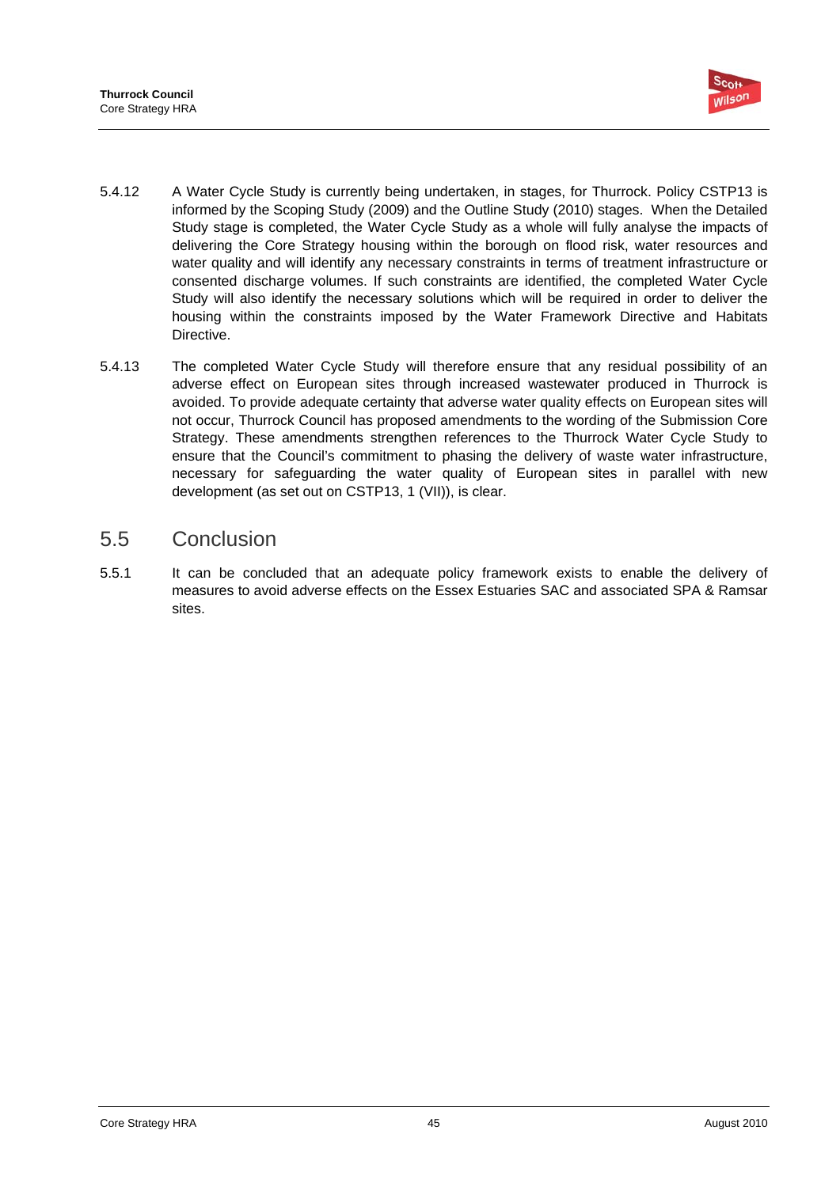5.4.12 A Water Cycle Study is currently being undertaken, in stages, for Thurrock. Policy CSTP13 is informed by the Scoping Study (2009) and the Outline Study (2010) stages. When the Detailed Study stage is completed, the Water Cycle Study as a whole will fully analyse the impacts of delivering the Core Strategy housing within the borough on flood risk, water resources and water quality and will identify any necessary constraints in terms of treatment infrastructure or consented discharge volumes. If such constraints are identified, the completed Water Cycle Study will also identify the necessary solutions which will be required in order to deliver the housing within the constraints imposed by the Water Framework Directive and Habitats Directive.

5.4.13 The completed Water Cycle Study will therefore ensure that any residual possibility of an adverse effect on European sites through increased wastewater produced in Thurrock is avoided. To provide adequate certainty that adverse water quality effects on European sites will not occur, Thurrock Council has proposed amendments to the wording of the Submission Core Strategy. These amendments strengthen references to the Thurrock Water Cycle Study to ensure that the Council's commitment to phasing the delivery of waste water infrastructure, necessary for safeguarding the water quality of European sites in parallel with new development (as set out on CSTP13, 1 (VII)), is clear.

## 5.5 Conclusion

5.5.1 It can be concluded that an adequate policy framework exists to enable the delivery of measures to avoid adverse effects on the Essex Estuaries SAC and associated SPA & Ramsar sites.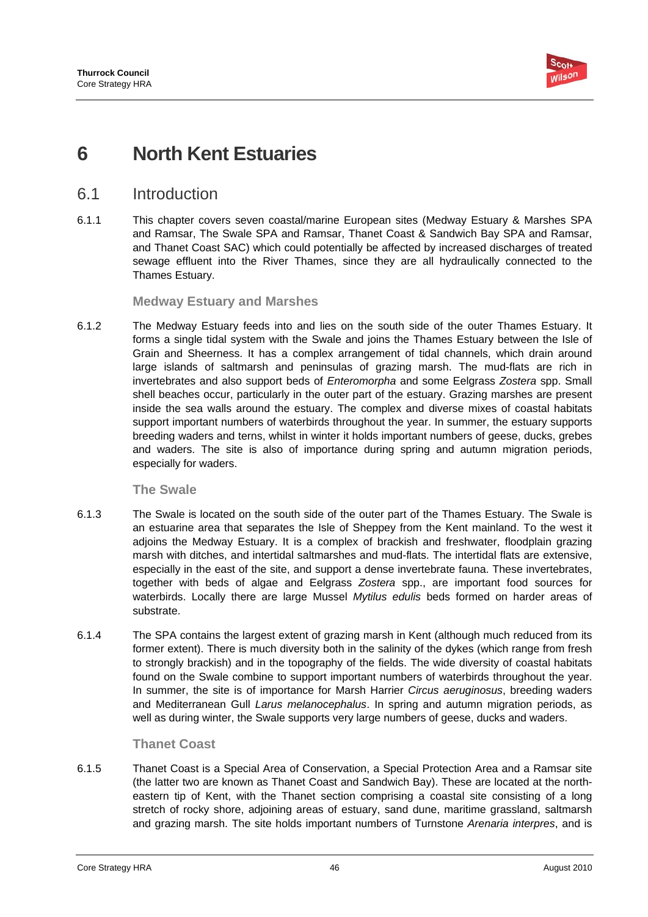# 6 North Kent Estuaries

## 6.1 Introduction

6.1.1 This chapter covers seven coastal/marine European sites (Medway Estuary & Marshes SPA and Ramsar, The Swale SPA and Ramsar, Thanet Coast & Sandwich Bay SPA and Ramsar, and Thanet Coast SAC) which could potentially be affected by increased discharges of treated sewage effluent into the River Thames, since they are all hydraulically connected to the Thames Estuary.

### Medway Estuary and Marshes

6.1.2 The Medway Estuary feeds into and lies on the south side of the outer Thames Estuary. It forms a single tidal system with the Swale and joins the Thames Estuary between the Isle of Grain and Sheerness. It has a complex arrangement of tidal channels, which drain around large islands of saltmarsh and peninsulas of grazing marsh. The mud-flats are rich in invertebrates and also support beds of *Enteromorpha* and some Eelgrass *Zostera* spp. Small shell beaches occur, particularly in the outer part of the estuary. Grazing marshes are present inside the sea walls around the estuary. The complex and diverse mixes of coastal habitats support important numbers of waterbirds throughout the year. In summer, the estuary supports breeding waders and terns, whilst in winter it holds important numbers of geese, ducks, grebes and waders. The site is also of importance during spring and autumn migration periods, especially for waders.

### The Swale

6.1.3 The Swale is located on the south side of the outer part of the Thames Estuary. The Swale is an estuarine area that separates the Isle of Sheppey from the Kent mainland. To the west it adjoins the Medway Estuary. It is a complex of brackish and freshwater, floodplain grazing marsh with ditches, and intertidal saltmarshes and mud-flats. The intertidal flats are extensive, especially in the east of the site, and support a dense invertebrate fauna. These invertebrates, together with beds of algae and Eelgrass *Zostera* spp., are important food sources for waterbirds. Locally there are large Mussel *Mytilus edulis* beds formed on harder areas of substrate.

6.1.4 The SPA contains the largest extent of grazing marsh in Kent (although much reduced from its former extent). There is much diversity both in the salinity of the dykes (which range from fresh to strongly brackish) and in the topography of the fields. The wide diversity of coastal habitats found on the Swale combine to support important numbers of waterbirds throughout the year. In summer, the site is of importance for Marsh Harrier *Circus aeruginosus*, breeding waders and Mediterranean Gull *Larus melanocephalus*. In spring and autumn migration periods, as well as during winter, the Swale supports very large numbers of geese, ducks and waders.

### Thanet Coast

6.1.5 Thanet Coast is a Special Area of Conservation, a Special Protection Area and a Ramsar site (the latter two are known as Thanet Coast and Sandwich Bay). These are located at the north-eastern tip of Kent, with the Thanet section comprising a coastal site consisting of a long stretch of rocky shore, adjoining areas of estuary, sand dune, maritime grassland, saltmarsh and grazing marsh. The site holds important numbers of Turnstone *Arenaria interpres*, and is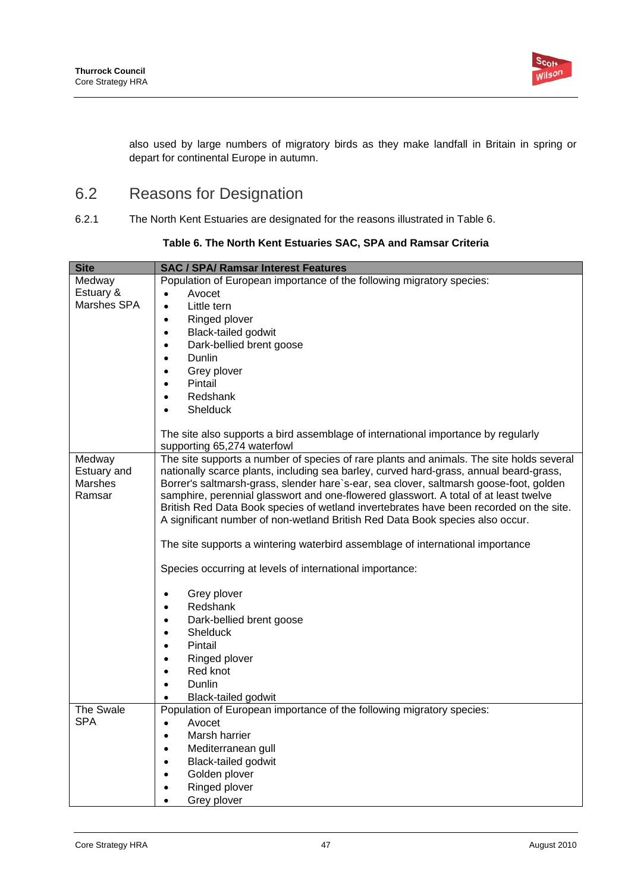also used by large numbers of migratory birds as they make landfall in Britain in spring or depart for continental Europe in autumn.

## 6.2 Reasons for Designation

6.2.1 The North Kent Estuaries are designated for the reasons illustrated in Table 6.

**Table 6. The North Kent Estuaries SAC, SPA and Ramsar Criteria**

| Site | SAC / SPA/ Ramsar Interest Features |
|---|---|
| Medway Estuary & Marshes SPA | Population of European importance of the following migratory species:<br>• Avocet<br>• Little tern<br>• Ringed plover<br>• Black-tailed godwit<br>• Dark-bellied brent goose<br>• Dunlin<br>• Grey plover<br>• Pintail<br>• Redshank<br>• Shelduck<br><br>The site also supports a bird assemblage of international importance by regularly supporting 65,274 waterfowl |
| Medway Estuary and Marshes Ramsar | The site supports a number of species of rare plants and animals. The site holds several nationally scarce plants, including sea barley, curved hard-grass, annual beard-grass, Borrer's saltmarsh-grass, slender hare`s-ear, sea clover, saltmarsh goose-foot, golden samphire, perennial glasswort and one-flowered glasswort. A total of at least twelve British Red Data Book species of wetland invertebrates have been recorded on the site. A significant number of non-wetland British Red Data Book species also occur.<br><br>The site supports a wintering waterbird assemblage of international importance<br><br>Species occurring at levels of international importance:<br><br>• Grey plover<br>• Redshank<br>• Dark-bellied brent goose<br>• Shelduck<br>• Pintail<br>• Ringed plover<br>• Red knot<br>• Dunlin<br>• Black-tailed godwit |
| The Swale SPA | Population of European importance of the following migratory species:<br>• Avocet<br>• Marsh harrier<br>• Mediterranean gull<br>• Black-tailed godwit<br>• Golden plover<br>• Ringed plover<br>• Grey plover |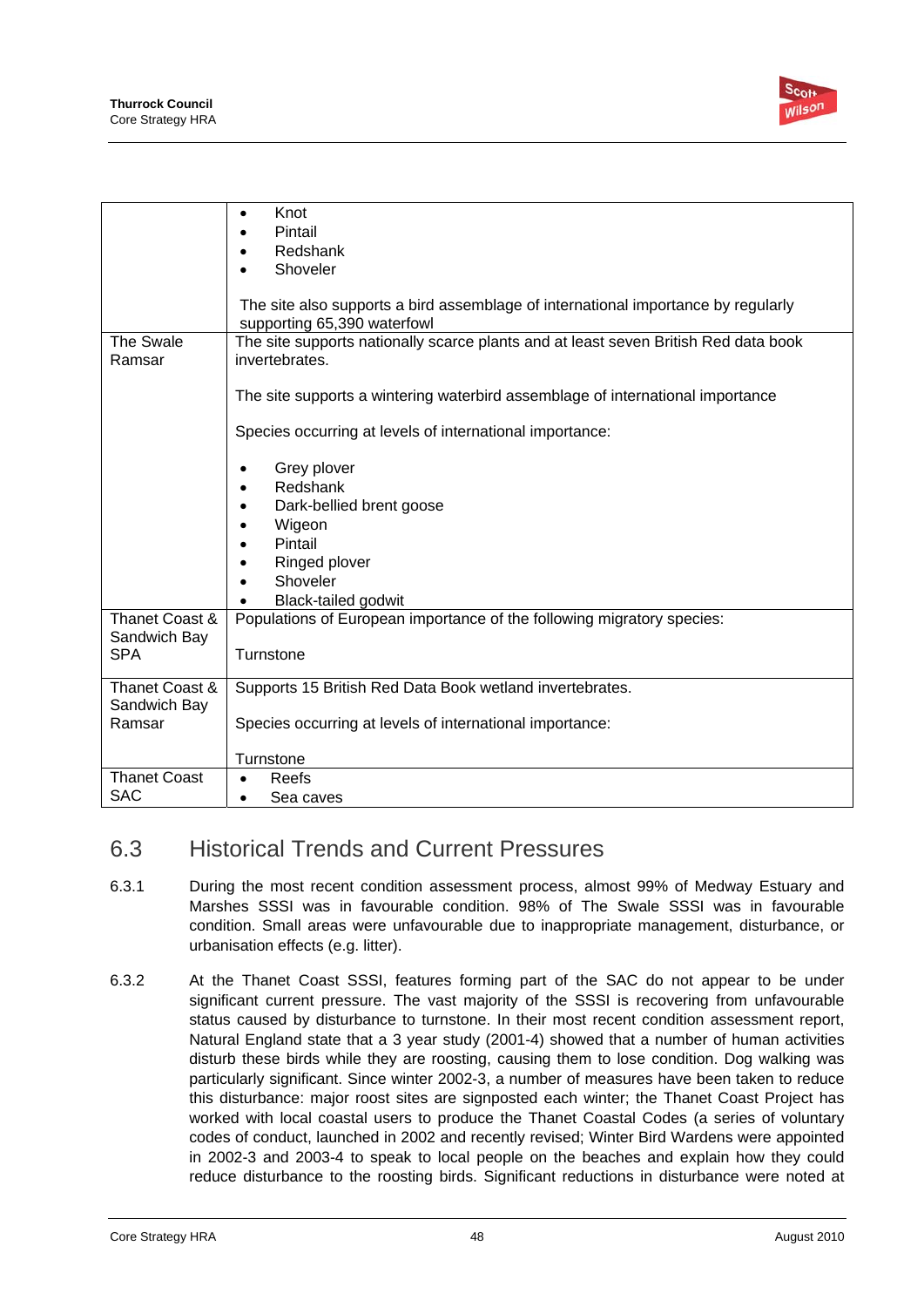| | |
|---|---|
| | • Knot<br>• Pintail<br>• Redshank<br>• Shoveler<br><br>The site also supports a bird assemblage of international importance by regularly supporting 65,390 waterfowl |
| The Swale Ramsar | The site supports nationally scarce plants and at least seven British Red data book invertebrates.<br><br>The site supports a wintering waterbird assemblage of international importance<br><br>Species occurring at levels of international importance:<br><br>• Grey plover<br>• Redshank<br>• Dark-bellied brent goose<br>• Wigeon<br>• Pintail<br>• Ringed plover<br>• Shoveler<br>• Black-tailed godwit |
| Thanet Coast & Sandwich Bay SPA | Populations of European importance of the following migratory species:<br><br>Turnstone |
| Thanet Coast & Sandwich Bay Ramsar | Supports 15 British Red Data Book wetland invertebrates.<br><br>Species occurring at levels of international importance:<br><br>Turnstone |
| Thanet Coast SAC | • Reefs<br>• Sea caves |

## 6.3 Historical Trends and Current Pressures

6.3.1 During the most recent condition assessment process, almost 99% of Medway Estuary and Marshes SSSI was in favourable condition. 98% of The Swale SSSI was in favourable condition. Small areas were unfavourable due to inappropriate management, disturbance, or urbanisation effects (e.g. litter).

6.3.2 At the Thanet Coast SSSI, features forming part of the SAC do not appear to be under significant current pressure. The vast majority of the SSSI is recovering from unfavourable status caused by disturbance to turnstone. In their most recent condition assessment report, Natural England state that a 3 year study (2001-4) showed that a number of human activities disturb these birds while they are roosting, causing them to lose condition. Dog walking was particularly significant. Since winter 2002-3, a number of measures have been taken to reduce this disturbance: major roost sites are signposted each winter; the Thanet Coast Project has worked with local coastal users to produce the Thanet Coastal Codes (a series of voluntary codes of conduct, launched in 2002 and recently revised; Winter Bird Wardens were appointed in 2002-3 and 2003-4 to speak to local people on the beaches and explain how they could reduce disturbance to the roosting birds. Significant reductions in disturbance were noted at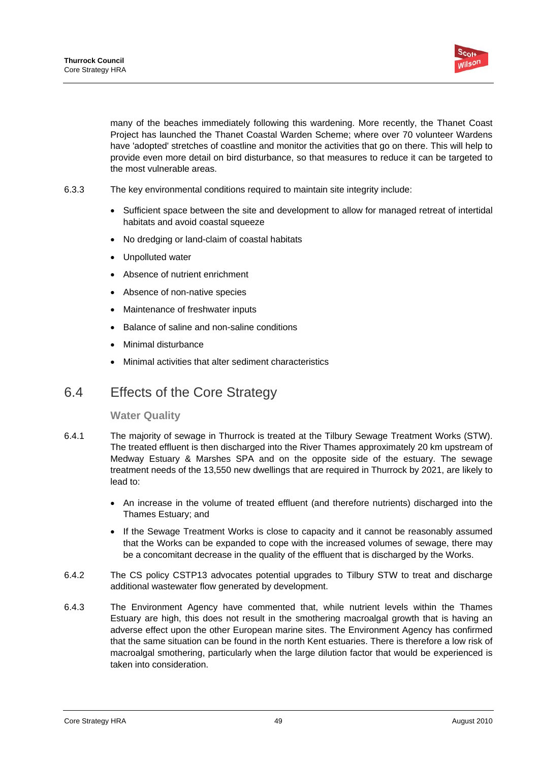many of the beaches immediately following this wardening. More recently, the Thanet Coast Project has launched the Thanet Coastal Warden Scheme; where over 70 volunteer Wardens have 'adopted' stretches of coastline and monitor the activities that go on there. This will help to provide even more detail on bird disturbance, so that measures to reduce it can be targeted to the most vulnerable areas.

6.3.3 The key environmental conditions required to maintain site integrity include:

- Sufficient space between the site and development to allow for managed retreat of intertidal habitats and avoid coastal squeeze
- No dredging or land-claim of coastal habitats
- Unpolluted water
- Absence of nutrient enrichment
- Absence of non-native species
- Maintenance of freshwater inputs
- Balance of saline and non-saline conditions
- Minimal disturbance
- Minimal activities that alter sediment characteristics

## 6.4 Effects of the Core Strategy

### Water Quality

6.4.1 The majority of sewage in Thurrock is treated at the Tilbury Sewage Treatment Works (STW). The treated effluent is then discharged into the River Thames approximately 20 km upstream of Medway Estuary & Marshes SPA and on the opposite side of the estuary. The sewage treatment needs of the 13,550 new dwellings that are required in Thurrock by 2021, are likely to lead to:

- An increase in the volume of treated effluent (and therefore nutrients) discharged into the Thames Estuary; and
- If the Sewage Treatment Works is close to capacity and it cannot be reasonably assumed that the Works can be expanded to cope with the increased volumes of sewage, there may be a concomitant decrease in the quality of the effluent that is discharged by the Works.

6.4.2 The CS policy CSTP13 advocates potential upgrades to Tilbury STW to treat and discharge additional wastewater flow generated by development.

6.4.3 The Environment Agency have commented that, while nutrient levels within the Thames Estuary are high, this does not result in the smothering macroalgal growth that is having an adverse effect upon the other European marine sites. The Environment Agency has confirmed that the same situation can be found in the north Kent estuaries. There is therefore a low risk of macroalgal smothering, particularly when the large dilution factor that would be experienced is taken into consideration.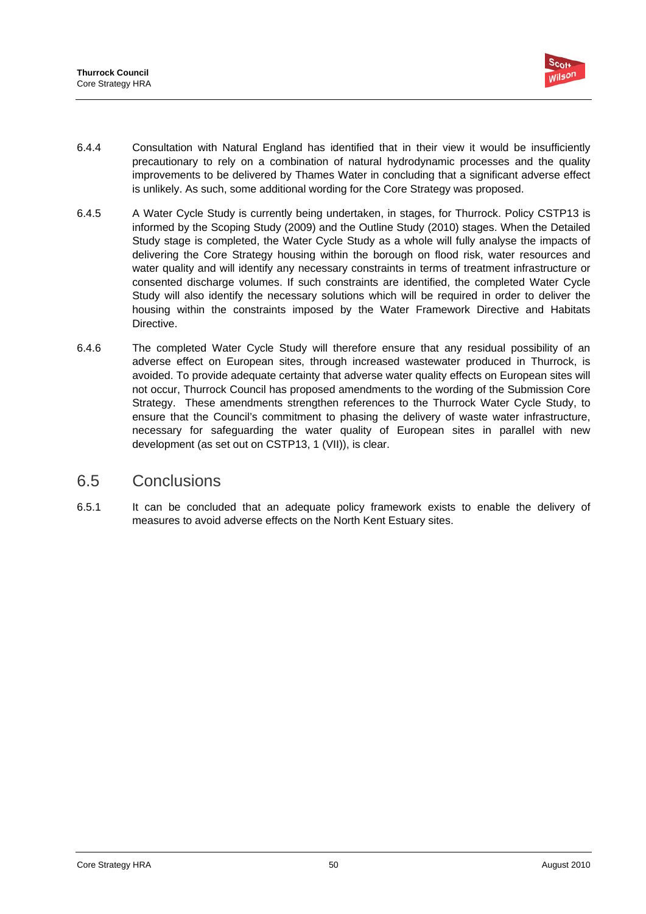6.4.4 Consultation with Natural England has identified that in their view it would be insufficiently precautionary to rely on a combination of natural hydrodynamic processes and the quality improvements to be delivered by Thames Water in concluding that a significant adverse effect is unlikely. As such, some additional wording for the Core Strategy was proposed.

6.4.5 A Water Cycle Study is currently being undertaken, in stages, for Thurrock. Policy CSTP13 is informed by the Scoping Study (2009) and the Outline Study (2010) stages. When the Detailed Study stage is completed, the Water Cycle Study as a whole will fully analyse the impacts of delivering the Core Strategy housing within the borough on flood risk, water resources and water quality and will identify any necessary constraints in terms of treatment infrastructure or consented discharge volumes. If such constraints are identified, the completed Water Cycle Study will also identify the necessary solutions which will be required in order to deliver the housing within the constraints imposed by the Water Framework Directive and Habitats Directive.

6.4.6 The completed Water Cycle Study will therefore ensure that any residual possibility of an adverse effect on European sites, through increased wastewater produced in Thurrock, is avoided. To provide adequate certainty that adverse water quality effects on European sites will not occur, Thurrock Council has proposed amendments to the wording of the Submission Core Strategy. These amendments strengthen references to the Thurrock Water Cycle Study, to ensure that the Council's commitment to phasing the delivery of waste water infrastructure, necessary for safeguarding the water quality of European sites in parallel with new development (as set out on CSTP13, 1 (VII)), is clear.

## 6.5 Conclusions

6.5.1 It can be concluded that an adequate policy framework exists to enable the delivery of measures to avoid adverse effects on the North Kent Estuary sites.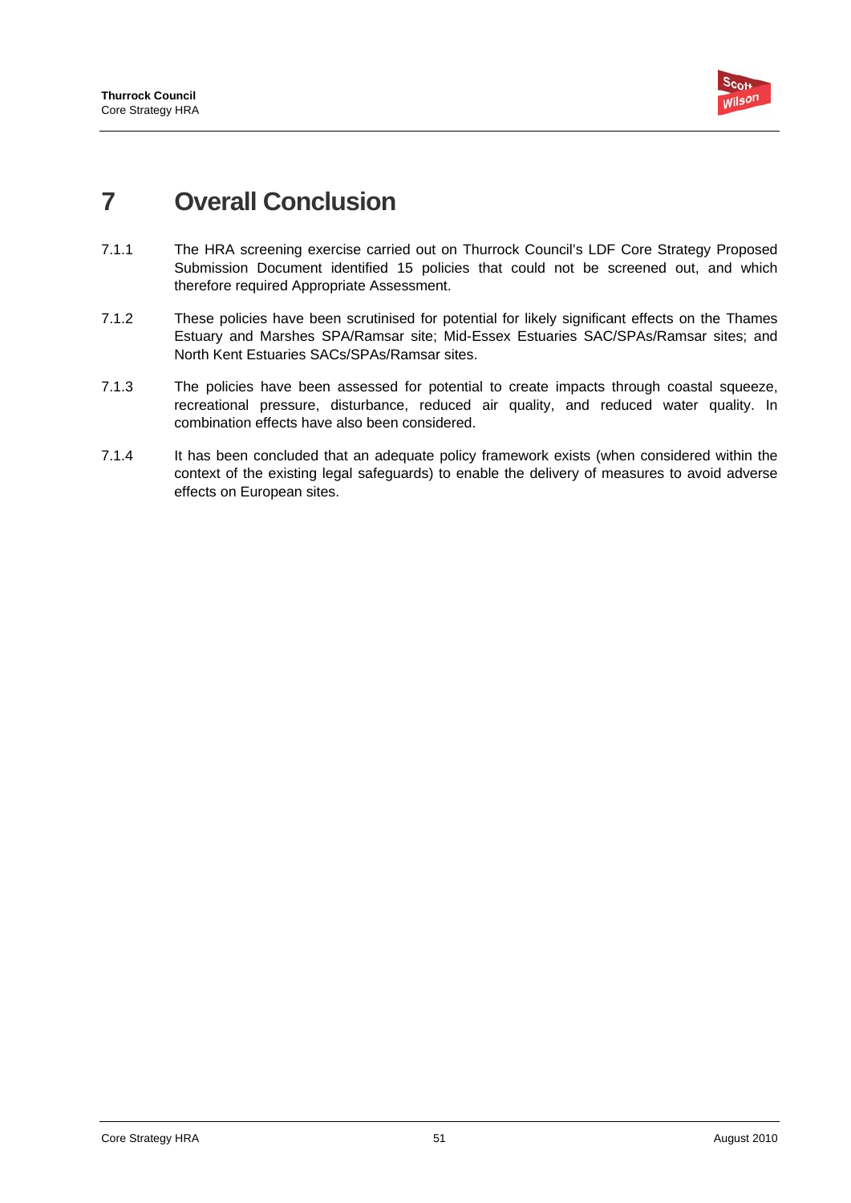# 7 Overall Conclusion

7.1.1 The HRA screening exercise carried out on Thurrock Council's LDF Core Strategy Proposed Submission Document identified 15 policies that could not be screened out, and which therefore required Appropriate Assessment.

7.1.2 These policies have been scrutinised for potential for likely significant effects on the Thames Estuary and Marshes SPA/Ramsar site; Mid-Essex Estuaries SAC/SPAs/Ramsar sites; and North Kent Estuaries SACs/SPAs/Ramsar sites.

7.1.3 The policies have been assessed for potential to create impacts through coastal squeeze, recreational pressure, disturbance, reduced air quality, and reduced water quality. In combination effects have also been considered.

7.1.4 It has been concluded that an adequate policy framework exists (when considered within the context of the existing legal safeguards) to enable the delivery of measures to avoid adverse effects on European sites.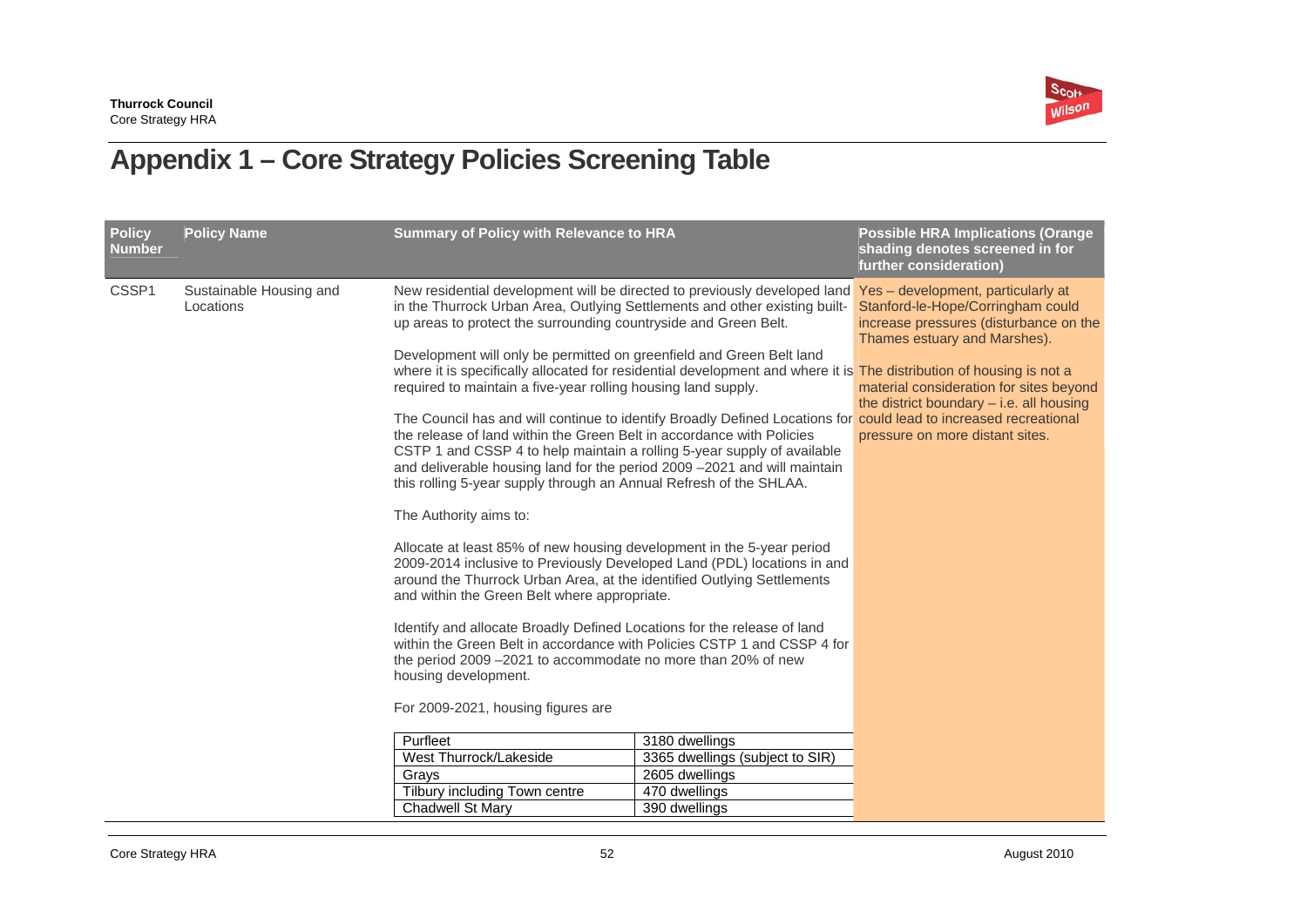# Appendix 1 – Core Strategy Policies Screening Table

| Policy Number | Policy Name | Summary of Policy with Relevance to HRA | Possible HRA Implications (Orange shading denotes screened in for further consideration) |
|---|---|---|---|
| CSSP1 | Sustainable Housing and Locations | New residential development will be directed to previously developed land in the Thurrock Urban Area, Outlying Settlements and other existing built-up areas to protect the surrounding countryside and Green Belt.<br><br>Development will only be permitted on greenfield and Green Belt land where it is specifically allocated for residential development and where it is required to maintain a five-year rolling housing land supply.<br><br>The Council has and will continue to identify Broadly Defined Locations for the release of land within the Green Belt in accordance with Policies CSTP 1 and CSSP 4 to help maintain a rolling 5-year supply of available and deliverable housing land for the period 2009 –2021 and will maintain this rolling 5-year supply through an Annual Refresh of the SHLAA.<br><br>The Authority aims to:<br><br>Allocate at least 85% of new housing development in the 5-year period 2009-2014 inclusive to Previously Developed Land (PDL) locations in and around the Thurrock Urban Area, at the identified Outlying Settlements and within the Green Belt where appropriate.<br><br>Identify and allocate Broadly Defined Locations for the release of land within the Green Belt in accordance with Policies CSTP 1 and CSSP 4 for the period 2009 –2021 to accommodate no more than 20% of new housing development.<br><br>For 2009-2021, housing figures are<br><br>Purfleet – 3180 dwellings<br>West Thurrock/Lakeside – 3365 dwellings (subject to SIR)<br>Grays – 2605 dwellings<br>Tilbury including Town centre – 470 dwellings<br>Chadwell St Mary – 390 dwellings | Yes – development, particularly at Stanford-le-Hope/Corringham could increase pressures (disturbance on the Thames estuary and Marshes).<br><br>The distribution of housing is not a material consideration for sites beyond the district boundary – i.e. all housing could lead to increased recreational pressure on more distant sites. |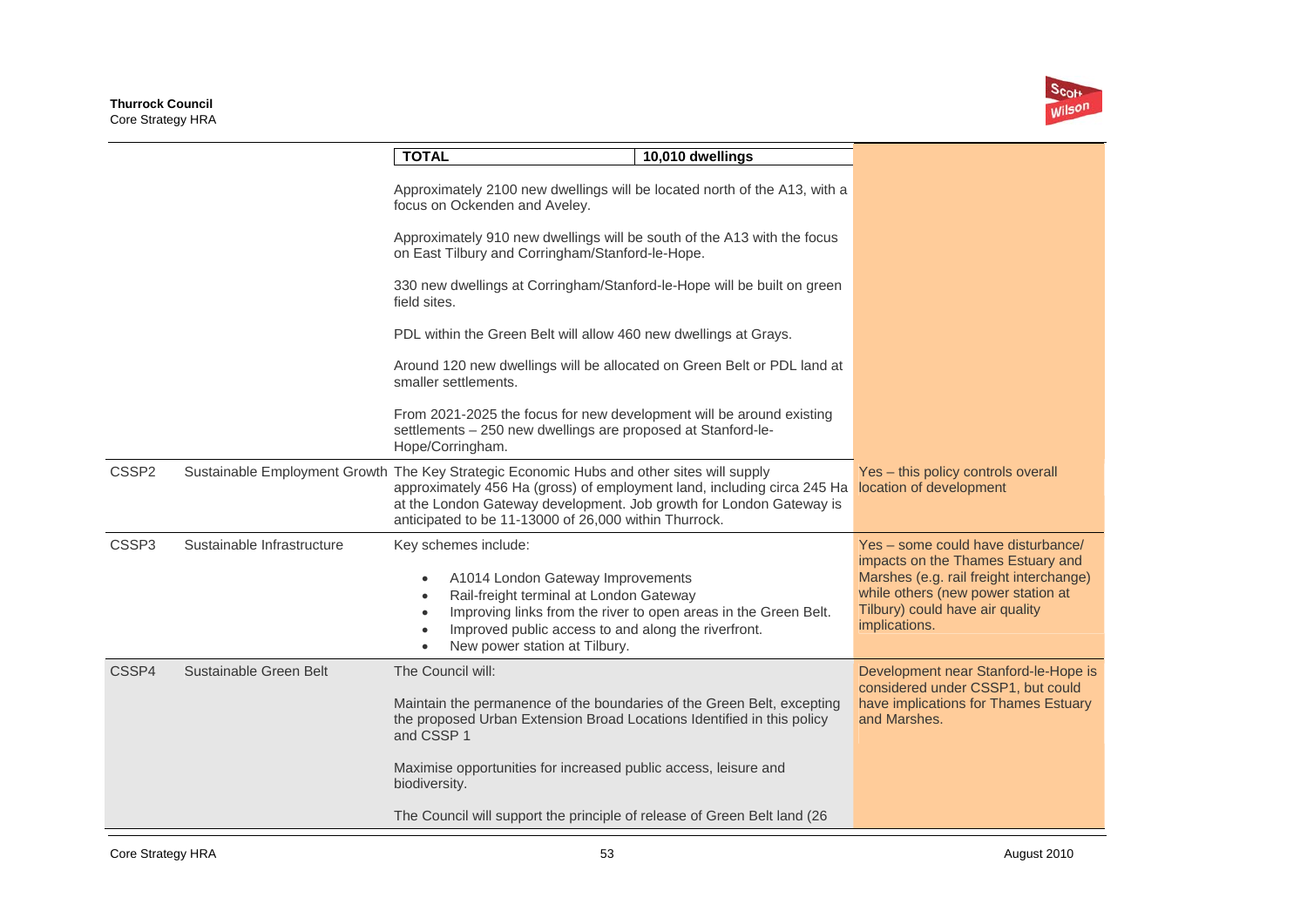| | | | |
|---|---|---|---|
| | | **TOTAL** — **10,010 dwellings**<br><br>Approximately 2100 new dwellings will be located north of the A13, with a focus on Ockenden and Aveley.<br><br>Approximately 910 new dwellings will be south of the A13 with the focus on East Tilbury and Corringham/Stanford-le-Hope.<br><br>330 new dwellings at Corringham/Stanford-le-Hope will be built on green field sites.<br><br>PDL within the Green Belt will allow 460 new dwellings at Grays.<br><br>Around 120 new dwellings will be allocated on Green Belt or PDL land at smaller settlements.<br><br>From 2021-2025 the focus for new development will be around existing settlements – 250 new dwellings are proposed at Stanford-le-Hope/Corringham. | |
| CSSP2 | Sustainable Employment Growth | The Key Strategic Economic Hubs and other sites will supply approximately 456 Ha (gross) of employment land, including circa 245 Ha at the London Gateway development. Job growth for London Gateway is anticipated to be 11-13000 of 26,000 within Thurrock. | Yes – this policy controls overall location of development |
| CSSP3 | Sustainable Infrastructure | Key schemes include:<br><br>• A1014 London Gateway Improvements<br>• Rail-freight terminal at London Gateway<br>• Improving links from the river to open areas in the Green Belt.<br>• Improved public access to and along the riverfront.<br>• New power station at Tilbury. | Yes – some could have disturbance/ impacts on the Thames Estuary and Marshes (e.g. rail freight interchange) while others (new power station at Tilbury) could have air quality implications. |
| CSSP4 | Sustainable Green Belt | The Council will:<br><br>Maintain the permanence of the boundaries of the Green Belt, excepting the proposed Urban Extension Broad Locations Identified in this policy and CSSP 1<br><br>Maximise opportunities for increased public access, leisure and biodiversity.<br><br>The Council will support the principle of release of Green Belt land (26 | Development near Stanford-le-Hope is considered under CSSP1, but could have implications for Thames Estuary and Marshes. |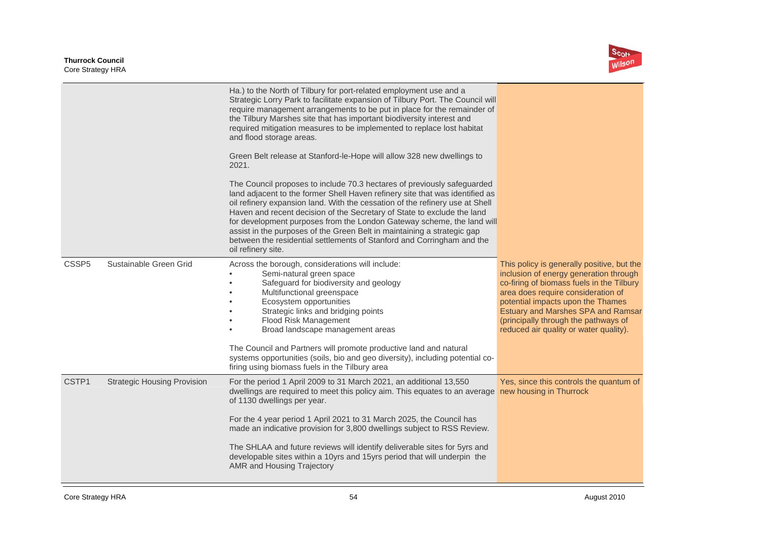| | | | |
|---|---|---|---|
| | | Ha.) to the North of Tilbury for port-related employment use and a Strategic Lorry Park to facilitate expansion of Tilbury Port. The Council will require management arrangements to be put in place for the remainder of the Tilbury Marshes site that has important biodiversity interest and required mitigation measures to be implemented to replace lost habitat and flood storage areas.<br><br>Green Belt release at Stanford-le-Hope will allow 328 new dwellings to 2021.<br><br>The Council proposes to include 70.3 hectares of previously safeguarded land adjacent to the former Shell Haven refinery site that was identified as oil refinery expansion land. With the cessation of the refinery use at Shell Haven and recent decision of the Secretary of State to exclude the land for development purposes from the London Gateway scheme, the land will assist in the purposes of the Green Belt in maintaining a strategic gap between the residential settlements of Stanford and Corringham and the oil refinery site. | |
| CSSP5 | Sustainable Green Grid | Across the borough, considerations will include:<br>• Semi-natural green space<br>• Safeguard for biodiversity and geology<br>• Multifunctional greenspace<br>• Ecosystem opportunities<br>• Strategic links and bridging points<br>• Flood Risk Management<br>• Broad landscape management areas<br><br>The Council and Partners will promote productive land and natural systems opportunities (soils, bio and geo diversity), including potential co-firing using biomass fuels in the Tilbury area | This policy is generally positive, but the inclusion of energy generation through co-firing of biomass fuels in the Tilbury area does require consideration of potential impacts upon the Thames Estuary and Marshes SPA and Ramsar (principally through the pathways of reduced air quality or water quality). |
| CSTP1 | Strategic Housing Provision | For the period 1 April 2009 to 31 March 2021, an additional 13,550 dwellings are required to meet this policy aim. This equates to an average of 1130 dwellings per year.<br><br>For the 4 year period 1 April 2021 to 31 March 2025, the Council has made an indicative provision for 3,800 dwellings subject to RSS Review.<br><br>The SHLAA and future reviews will identify deliverable sites for 5yrs and developable sites within a 10yrs and 15yrs period that will underpin the AMR and Housing Trajectory | Yes, since this controls the quantum of new housing in Thurrock |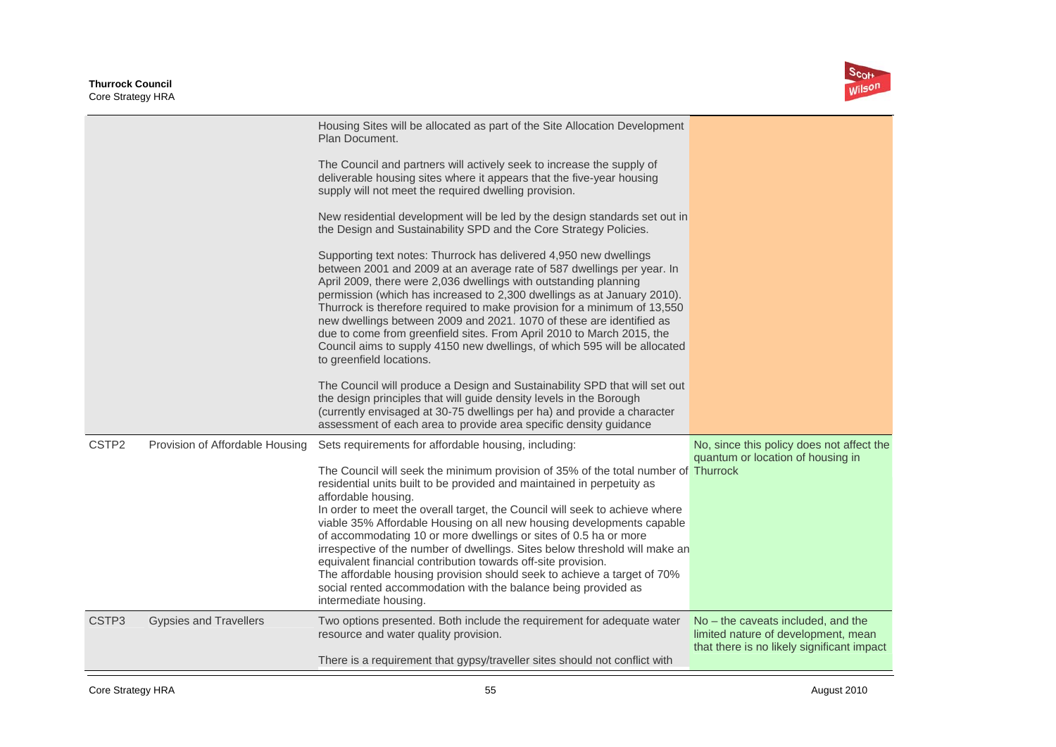| | | | |
|---|---|---|---|
| | | Housing Sites will be allocated as part of the Site Allocation Development Plan Document.<br><br>The Council and partners will actively seek to increase the supply of deliverable housing sites where it appears that the five-year housing supply will not meet the required dwelling provision.<br><br>New residential development will be led by the design standards set out in the Design and Sustainability SPD and the Core Strategy Policies.<br><br>Supporting text notes: Thurrock has delivered 4,950 new dwellings between 2001 and 2009 at an average rate of 587 dwellings per year. In April 2009, there were 2,036 dwellings with outstanding planning permission (which has increased to 2,300 dwellings as at January 2010). Thurrock is therefore required to make provision for a minimum of 13,550 new dwellings between 2009 and 2021. 1070 of these are identified as due to come from greenfield sites. From April 2010 to March 2015, the Council aims to supply 4150 new dwellings, of which 595 will be allocated to greenfield locations.<br><br>The Council will produce a Design and Sustainability SPD that will set out the design principles that will guide density levels in the Borough (currently envisaged at 30-75 dwellings per ha) and provide a character assessment of each area to provide area specific density guidance | |
| CSTP2 | Provision of Affordable Housing | Sets requirements for affordable housing, including:<br><br>The Council will seek the minimum provision of 35% of the total number of residential units built to be provided and maintained in perpetuity as affordable housing.<br>In order to meet the overall target, the Council will seek to achieve where viable 35% Affordable Housing on all new housing developments capable of accommodating 10 or more dwellings or sites of 0.5 ha or more irrespective of the number of dwellings. Sites below threshold will make an equivalent financial contribution towards off-site provision.<br>The affordable housing provision should seek to achieve a target of 70% social rented accommodation with the balance being provided as intermediate housing. | No, since this policy does not affect the quantum or location of housing in Thurrock |
| CSTP3 | Gypsies and Travellers | Two options presented. Both include the requirement for adequate water resource and water quality provision.<br><br>There is a requirement that gypsy/traveller sites should not conflict with | No – the caveats included, and the limited nature of development, mean that there is no likely significant impact |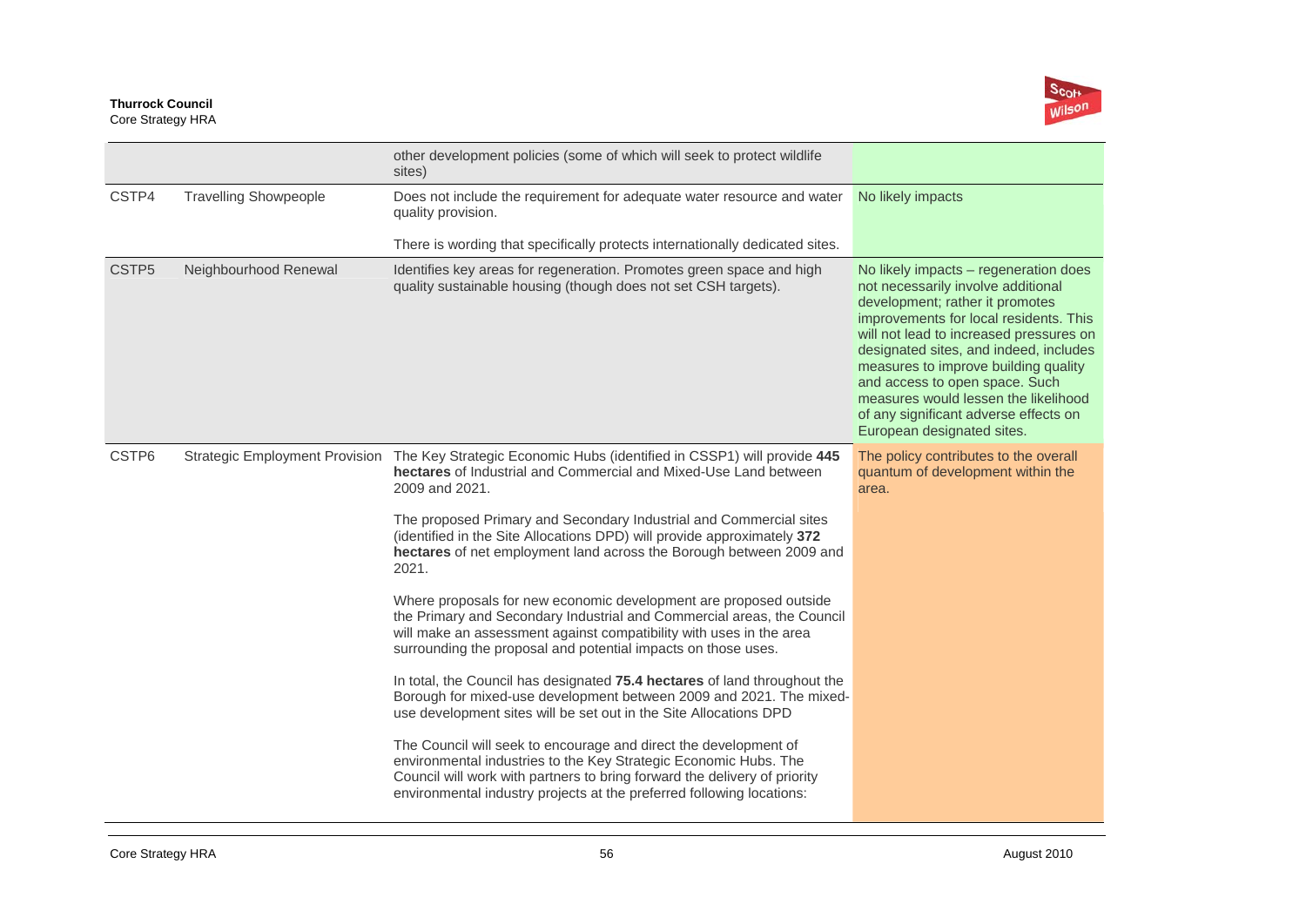| | | | |
|---|---|---|---|
| | | other development policies (some of which will seek to protect wildlife sites) | |
| CSTP4 | Travelling Showpeople | Does not include the requirement for adequate water resource and water quality provision.<br><br>There is wording that specifically protects internationally dedicated sites. | No likely impacts |
| CSTP5 | Neighbourhood Renewal | Identifies key areas for regeneration. Promotes green space and high quality sustainable housing (though does not set CSH targets). | No likely impacts – regeneration does not necessarily involve additional development; rather it promotes improvements for local residents. This will not lead to increased pressures on designated sites, and indeed, includes measures to improve building quality and access to open space. Such measures would lessen the likelihood of any significant adverse effects on European designated sites. |
| CSTP6 | Strategic Employment Provision | The Key Strategic Economic Hubs (identified in CSSP1) will provide **445 hectares** of Industrial and Commercial and Mixed-Use Land between 2009 and 2021.<br><br>The proposed Primary and Secondary Industrial and Commercial sites (identified in the Site Allocations DPD) will provide approximately **372 hectares** of net employment land across the Borough between 2009 and 2021.<br><br>Where proposals for new economic development are proposed outside the Primary and Secondary Industrial and Commercial areas, the Council will make an assessment against compatibility with uses in the area surrounding the proposal and potential impacts on those uses.<br><br>In total, the Council has designated **75.4 hectares** of land throughout the Borough for mixed-use development between 2009 and 2021. The mixed-use development sites will be set out in the Site Allocations DPD<br><br>The Council will seek to encourage and direct the development of environmental industries to the Key Strategic Economic Hubs. The Council will work with partners to bring forward the delivery of priority environmental industry projects at the preferred following locations: | The policy contributes to the overall quantum of development within the area. |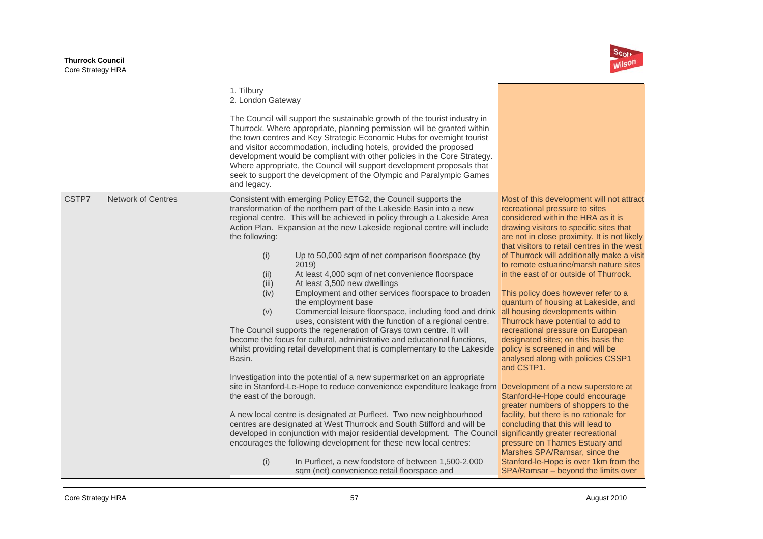| | | | |
|---|---|---|---|
| | | 1. Tilbury<br>2. London Gateway<br><br>The Council will support the sustainable growth of the tourist industry in Thurrock. Where appropriate, planning permission will be granted within the town centres and Key Strategic Economic Hubs for overnight tourist and visitor accommodation, including hotels, provided the proposed development would be compliant with other policies in the Core Strategy. Where appropriate, the Council will support development proposals that seek to support the development of the Olympic and Paralympic Games and legacy. | |
| CSTP7 | Network of Centres | Consistent with emerging Policy ETG2, the Council supports the transformation of the northern part of the Lakeside Basin into a new regional centre. This will be achieved in policy through a Lakeside Area Action Plan. Expansion at the new Lakeside regional centre will include the following:<br><br>(i) Up to 50,000 sqm of net comparison floorspace (by 2019)<br>(ii) At least 4,000 sqm of net convenience floorspace<br>(iii) At least 3,500 new dwellings<br>(iv) Employment and other services floorspace to broaden the employment base<br>(v) Commercial leisure floorspace, including food and drink uses, consistent with the function of a regional centre.<br><br>The Council supports the regeneration of Grays town centre. It will become the focus for cultural, administrative and educational functions, whilst providing retail development that is complementary to the Lakeside Basin.<br><br>Investigation into the potential of a new supermarket on an appropriate site in Stanford-Le-Hope to reduce convenience expenditure leakage from the east of the borough.<br><br>A new local centre is designated at Purfleet. Two new neighbourhood centres are designated at West Thurrock and South Stifford and will be developed in conjunction with major residential development. The Council encourages the following development for these new local centres:<br><br>(i) In Purfleet, a new foodstore of between 1,500-2,000 sqm (net) convenience retail floorspace and | Most of this development will not attract recreational pressure to sites considered within the HRA as it is drawing visitors to specific sites that are not in close proximity. It is not likely that visitors to retail centres in the west of Thurrock will additionally make a visit to remote estuarine/marsh nature sites in the east of or outside of Thurrock.<br><br>This policy does however refer to a quantum of housing at Lakeside, and all housing developments within Thurrock have potential to add to recreational pressure on European designated sites; on this basis the policy is screened in and will be analysed along with policies CSSP1 and CSTP1.<br><br>Development of a new superstore at Stanford-le-Hope could encourage greater numbers of shoppers to the facility, but there is no rationale for concluding that this will lead to significantly greater recreational pressure on Thames Estuary and Marshes SPA/Ramsar, since the Stanford-le-Hope is over 1km from the SPA/Ramsar – beyond the limits over |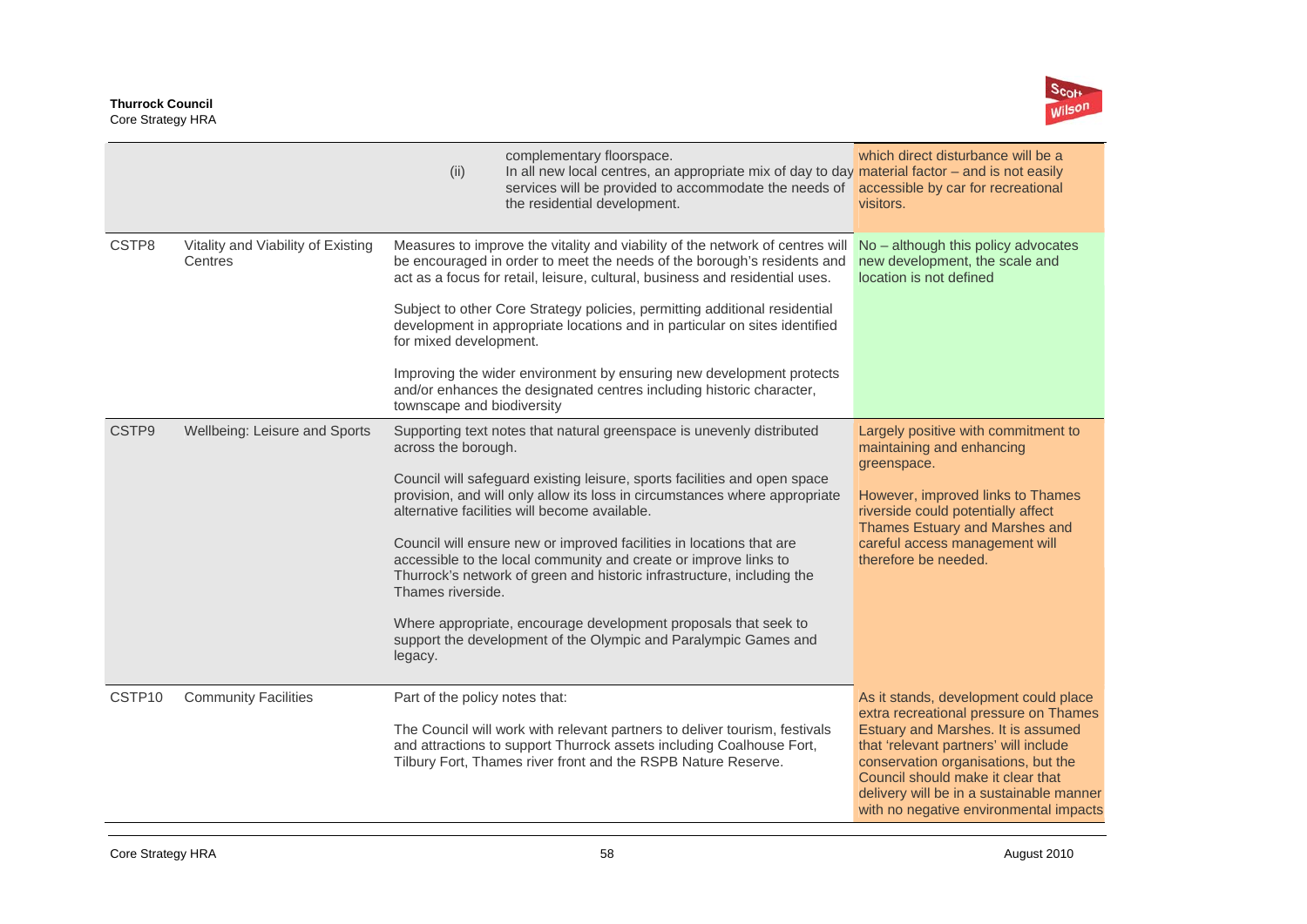| | | | |
|---|---|---|---|
| | | (ii) complementary floorspace. In all new local centres, an appropriate mix of day to day services will be provided to accommodate the needs of the residential development. | which direct disturbance will be a material factor – and is not easily accessible by car for recreational visitors. |
| CSTP8 | Vitality and Viability of Existing Centres | Measures to improve the vitality and viability of the network of centres will be encouraged in order to meet the needs of the borough's residents and act as a focus for retail, leisure, cultural, business and residential uses.<br><br>Subject to other Core Strategy policies, permitting additional residential development in appropriate locations and in particular on sites identified for mixed development.<br><br>Improving the wider environment by ensuring new development protects and/or enhances the designated centres including historic character, townscape and biodiversity | No – although this policy advocates new development, the scale and location is not defined |
| CSTP9 | Wellbeing: Leisure and Sports | Supporting text notes that natural greenspace is unevenly distributed across the borough.<br><br>Council will safeguard existing leisure, sports facilities and open space provision, and will only allow its loss in circumstances where appropriate alternative facilities will become available.<br><br>Council will ensure new or improved facilities in locations that are accessible to the local community and create or improve links to Thurrock's network of green and historic infrastructure, including the Thames riverside.<br><br>Where appropriate, encourage development proposals that seek to support the development of the Olympic and Paralympic Games and legacy. | Largely positive with commitment to maintaining and enhancing greenspace.<br><br>However, improved links to Thames riverside could potentially affect Thames Estuary and Marshes and careful access management will therefore be needed. |
| CSTP10 | Community Facilities | Part of the policy notes that:<br><br>The Council will work with relevant partners to deliver tourism, festivals and attractions to support Thurrock assets including Coalhouse Fort, Tilbury Fort, Thames river front and the RSPB Nature Reserve. | As it stands, development could place extra recreational pressure on Thames Estuary and Marshes. It is assumed that 'relevant partners' will include conservation organisations, but the Council should make it clear that delivery will be in a sustainable manner with no negative environmental impacts |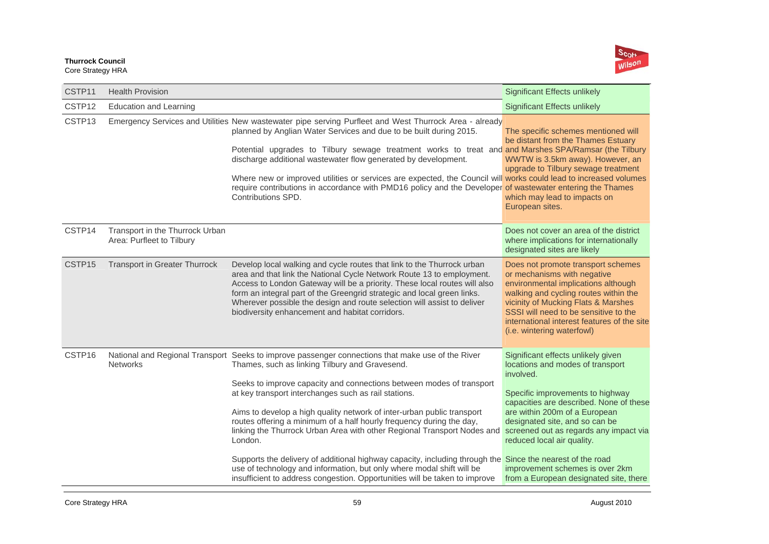| | | | |
|---|---|---|---|
| CSTP11 | Health Provision | | Significant Effects unlikely |
| CSTP12 | Education and Learning | | Significant Effects unlikely |
| CSTP13 | Emergency Services and Utilities | New wastewater pipe serving Purfleet and West Thurrock Area - already planned by Anglian Water Services and due to be built during 2015.<br><br>Potential upgrades to Tilbury sewage treatment works to treat and discharge additional wastewater flow generated by development.<br><br>Where new or improved utilities or services are expected, the Council will require contributions in accordance with PMD16 policy and the Developer Contributions SPD. | The specific schemes mentioned will be distant from the Thames Estuary and Marshes SPA/Ramsar (the Tilbury WWTW is 3.5km away). However, an upgrade to Tilbury sewage treatment works could lead to increased volumes of wastewater entering the Thames which may lead to impacts on European sites. |
| CSTP14 | Transport in the Thurrock Urban Area: Purfleet to Tilbury | | Does not cover an area of the district where implications for internationally designated sites are likely |
| CSTP15 | Transport in Greater Thurrock | Develop local walking and cycle routes that link to the Thurrock urban area and that link the National Cycle Network Route 13 to employment. Access to London Gateway will be a priority. These local routes will also form an integral part of the Greengrid strategic and local green links. Wherever possible the design and route selection will assist to deliver biodiversity enhancement and habitat corridors. | Does not promote transport schemes or mechanisms with negative environmental implications although walking and cycling routes within the vicinity of Mucking Flats & Marshes SSSI will need to be sensitive to the international interest features of the site (i.e. wintering waterfowl) |
| CSTP16 | National and Regional Transport Networks | Seeks to improve passenger connections that make use of the River Thames, such as linking Tilbury and Gravesend.<br><br>Seeks to improve capacity and connections between modes of transport at key transport interchanges such as rail stations.<br><br>Aims to develop a high quality network of inter-urban public transport routes offering a minimum of a half hourly frequency during the day, linking the Thurrock Urban Area with other Regional Transport Nodes and London.<br><br>Supports the delivery of additional highway capacity, including through the use of technology and information, but only where modal shift will be insufficient to address congestion. Opportunities will be taken to improve | Significant effects unlikely given locations and modes of transport involved.<br><br>Specific improvements to highway capacities are described. None of these are within 200m of a European designated site, and so can be screened out as regards any impact via reduced local air quality.<br><br>Since the nearest of the road improvement schemes is over 2km from a European designated site, there |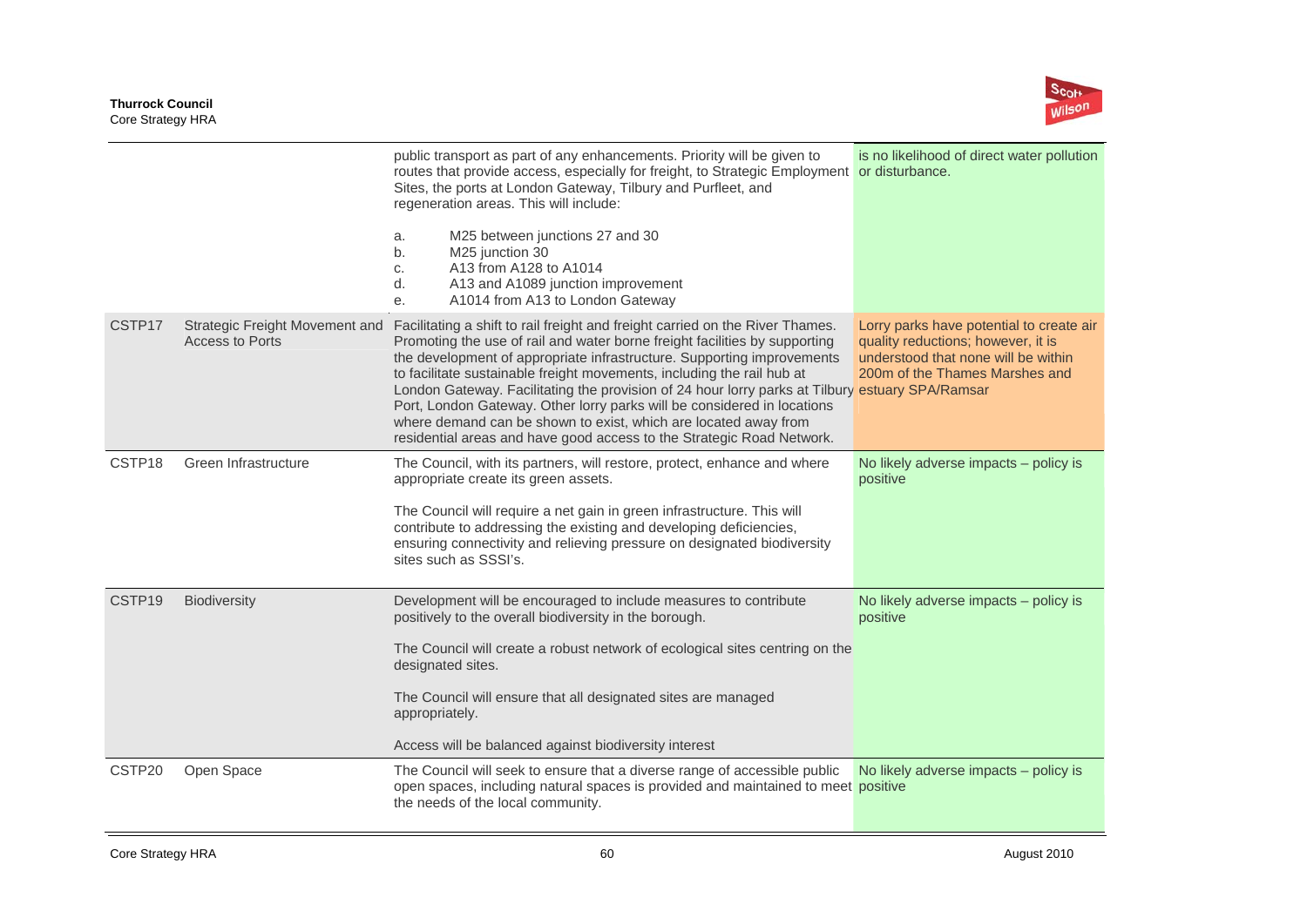| | | | |
|---|---|---|---|
| | | public transport as part of any enhancements. Priority will be given to routes that provide access, especially for freight, to Strategic Employment Sites, the ports at London Gateway, Tilbury and Purfleet, and regeneration areas. This will include:<br><br>a. M25 between junctions 27 and 30<br>b. M25 junction 30<br>c. A13 from A128 to A1014<br>d. A13 and A1089 junction improvement<br>e. A1014 from A13 to London Gateway | is no likelihood of direct water pollution or disturbance. |
| CSTP17 | Strategic Freight Movement and Access to Ports | Facilitating a shift to rail freight and freight carried on the River Thames. Promoting the use of rail and water borne freight facilities by supporting the development of appropriate infrastructure. Supporting improvements to facilitate sustainable freight movements, including the rail hub at London Gateway. Facilitating the provision of 24 hour lorry parks at Tilbury Port, London Gateway. Other lorry parks will be considered in locations where demand can be shown to exist, which are located away from residential areas and have good access to the Strategic Road Network. | Lorry parks have potential to create air quality reductions; however, it is understood that none will be within 200m of the Thames Marshes and estuary SPA/Ramsar |
| CSTP18 | Green Infrastructure | The Council, with its partners, will restore, protect, enhance and where appropriate create its green assets.<br><br>The Council will require a net gain in green infrastructure. This will contribute to addressing the existing and developing deficiencies, ensuring connectivity and relieving pressure on designated biodiversity sites such as SSSI's. | No likely adverse impacts – policy is positive |
| CSTP19 | Biodiversity | Development will be encouraged to include measures to contribute positively to the overall biodiversity in the borough.<br><br>The Council will create a robust network of ecological sites centring on the designated sites.<br><br>The Council will ensure that all designated sites are managed appropriately.<br><br>Access will be balanced against biodiversity interest | No likely adverse impacts – policy is positive |
| CSTP20 | Open Space | The Council will seek to ensure that a diverse range of accessible public open spaces, including natural spaces is provided and maintained to meet the needs of the local community. | No likely adverse impacts – policy is positive |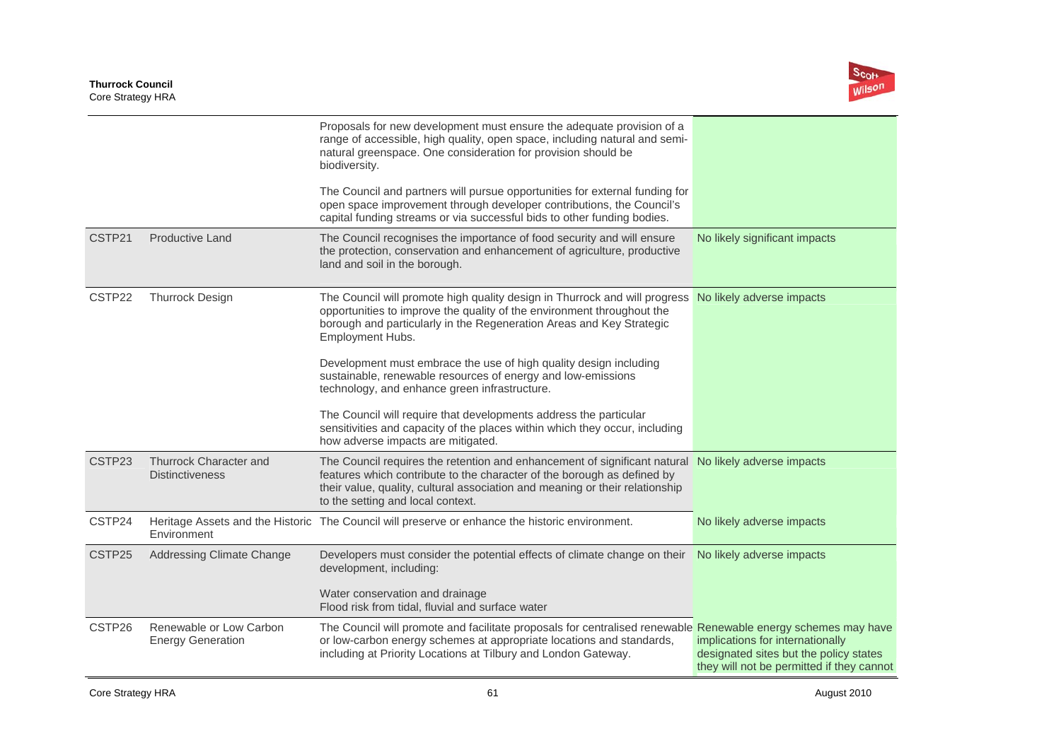| | | | |
|---|---|---|---|
| | | Proposals for new development must ensure the adequate provision of a range of accessible, high quality, open space, including natural and semi-natural greenspace. One consideration for provision should be biodiversity.<br><br>The Council and partners will pursue opportunities for external funding for open space improvement through developer contributions, the Council's capital funding streams or via successful bids to other funding bodies. | |
| CSTP21 | Productive Land | The Council recognises the importance of food security and will ensure the protection, conservation and enhancement of agriculture, productive land and soil in the borough. | No likely significant impacts |
| CSTP22 | Thurrock Design | The Council will promote high quality design in Thurrock and will progress opportunities to improve the quality of the environment throughout the borough and particularly in the Regeneration Areas and Key Strategic Employment Hubs.<br><br>Development must embrace the use of high quality design including sustainable, renewable resources of energy and low-emissions technology, and enhance green infrastructure.<br><br>The Council will require that developments address the particular sensitivities and capacity of the places within which they occur, including how adverse impacts are mitigated. | No likely adverse impacts |
| CSTP23 | Thurrock Character and Distinctiveness | The Council requires the retention and enhancement of significant natural features which contribute to the character of the borough as defined by their value, quality, cultural association and meaning or their relationship to the setting and local context. | No likely adverse impacts |
| CSTP24 | Heritage Assets and the Historic Environment | The Council will preserve or enhance the historic environment. | No likely adverse impacts |
| CSTP25 | Addressing Climate Change | Developers must consider the potential effects of climate change on their development, including:<br><br>Water conservation and drainage<br>Flood risk from tidal, fluvial and surface water | No likely adverse impacts |
| CSTP26 | Renewable or Low Carbon Energy Generation | The Council will promote and facilitate proposals for centralised renewable or low-carbon energy schemes at appropriate locations and standards, including at Priority Locations at Tilbury and London Gateway. | Renewable energy schemes may have implications for internationally designated sites but the policy states they will not be permitted if they cannot |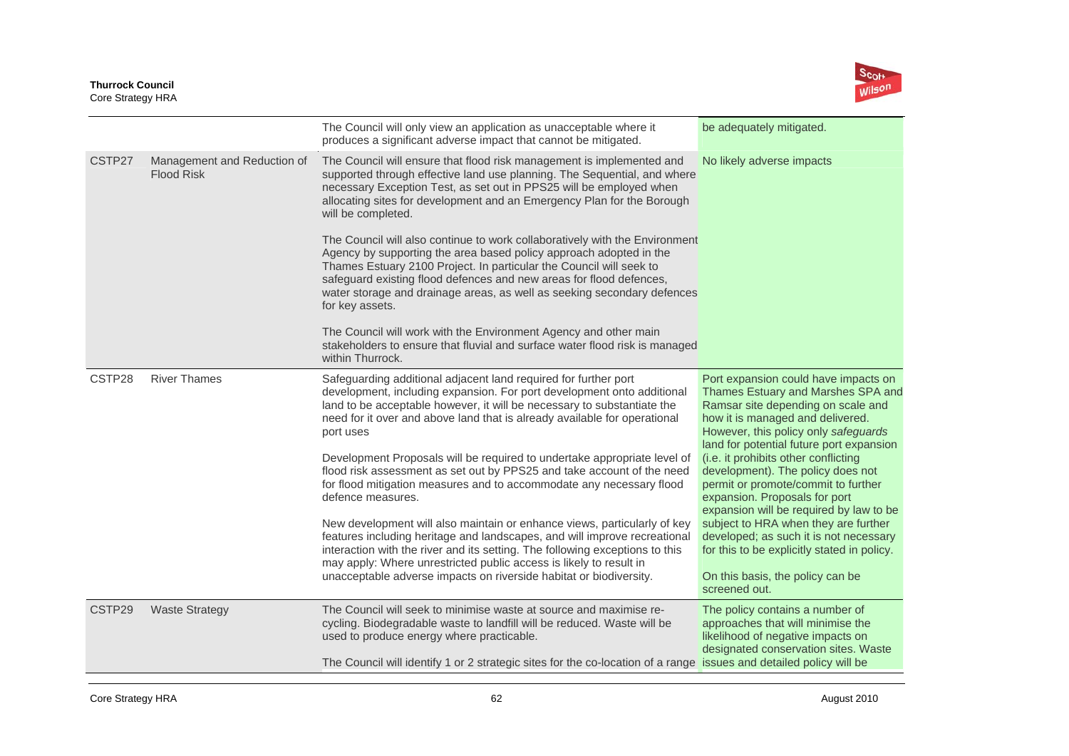| | | | |
|---|---|---|---|
| | | The Council will only view an application as unacceptable where it produces a significant adverse impact that cannot be mitigated. | be adequately mitigated. |
| CSTP27 | Management and Reduction of Flood Risk | The Council will ensure that flood risk management is implemented and supported through effective land use planning. The Sequential, and where necessary Exception Test, as set out in PPS25 will be employed when allocating sites for development and an Emergency Plan for the Borough will be completed.<br><br>The Council will also continue to work collaboratively with the Environment Agency by supporting the area based policy approach adopted in the Thames Estuary 2100 Project. In particular the Council will seek to safeguard existing flood defences and new areas for flood defences, water storage and drainage areas, as well as seeking secondary defences for key assets.<br><br>The Council will work with the Environment Agency and other main stakeholders to ensure that fluvial and surface water flood risk is managed within Thurrock. | No likely adverse impacts |
| CSTP28 | River Thames | Safeguarding additional adjacent land required for further port development, including expansion. For port development onto additional land to be acceptable however, it will be necessary to substantiate the need for it over and above land that is already available for operational port uses<br><br>Development Proposals will be required to undertake appropriate level of flood risk assessment as set out by PPS25 and take account of the need for flood mitigation measures and to accommodate any necessary flood defence measures.<br><br>New development will also maintain or enhance views, particularly of key features including heritage and landscapes, and will improve recreational interaction with the river and its setting. The following exceptions to this may apply: Where unrestricted public access is likely to result in unacceptable adverse impacts on riverside habitat or biodiversity. | Port expansion could have impacts on Thames Estuary and Marshes SPA and Ramsar site depending on scale and how it is managed and delivered. However, this policy only *safeguards* land for potential future port expansion (i.e. it prohibits other conflicting development). The policy does not permit or promote/commit to further expansion. Proposals for port expansion will be required by law to be subject to HRA when they are further developed; as such it is not necessary for this to be explicitly stated in policy.<br><br>On this basis, the policy can be screened out. |
| CSTP29 | Waste Strategy | The Council will seek to minimise waste at source and maximise re-cycling. Biodegradable waste to landfill will be reduced. Waste will be used to produce energy where practicable.<br><br>The Council will identify 1 or 2 strategic sites for the co-location of a range | The policy contains a number of approaches that will minimise the likelihood of negative impacts on designated conservation sites. Waste issues and detailed policy will be |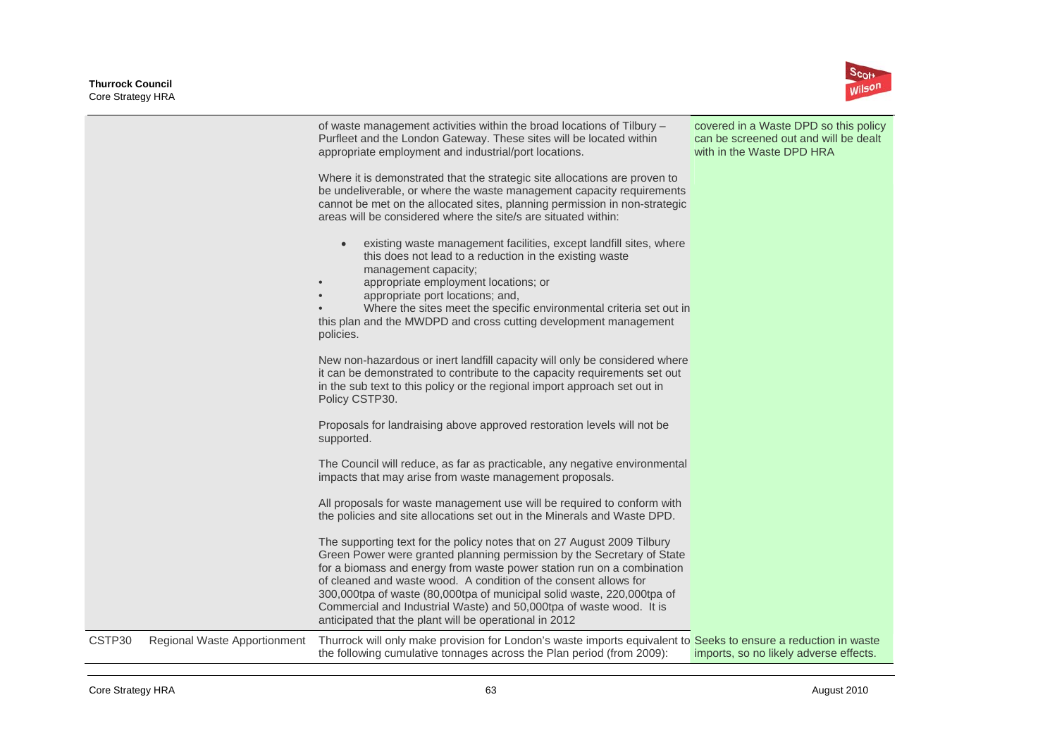| | | | |
|---|---|---|---|
| | | of waste management activities within the broad locations of Tilbury – Purfleet and the London Gateway. These sites will be located within appropriate employment and industrial/port locations.<br><br>Where it is demonstrated that the strategic site allocations are proven to be undeliverable, or where the waste management capacity requirements cannot be met on the allocated sites, planning permission in non-strategic areas will be considered where the site/s are situated within:<br><br>• existing waste management facilities, except landfill sites, where this does not lead to a reduction in the existing waste management capacity;<br>• appropriate employment locations; or<br>• appropriate port locations; and,<br>• Where the sites meet the specific environmental criteria set out in this plan and the MWDPD and cross cutting development management policies.<br><br>New non-hazardous or inert landfill capacity will only be considered where it can be demonstrated to contribute to the capacity requirements set out in the sub text to this policy or the regional import approach set out in Policy CSTP30.<br><br>Proposals for landraising above approved restoration levels will not be supported.<br><br>The Council will reduce, as far as practicable, any negative environmental impacts that may arise from waste management proposals.<br><br>All proposals for waste management use will be required to conform with the policies and site allocations set out in the Minerals and Waste DPD.<br><br>The supporting text for the policy notes that on 27 August 2009 Tilbury Green Power were granted planning permission by the Secretary of State for a biomass and energy from waste power station run on a combination of cleaned and waste wood. A condition of the consent allows for 300,000tpa of waste (80,000tpa of municipal solid waste, 220,000tpa of Commercial and Industrial Waste) and 50,000tpa of waste wood. It is anticipated that the plant will be operational in 2012 | covered in a Waste DPD so this policy can be screened out and will be dealt with in the Waste DPD HRA |
| CSTP30 | Regional Waste Apportionment | Thurrock will only make provision for London's waste imports equivalent to the following cumulative tonnages across the Plan period (from 2009): | Seeks to ensure a reduction in waste imports, so no likely adverse effects. |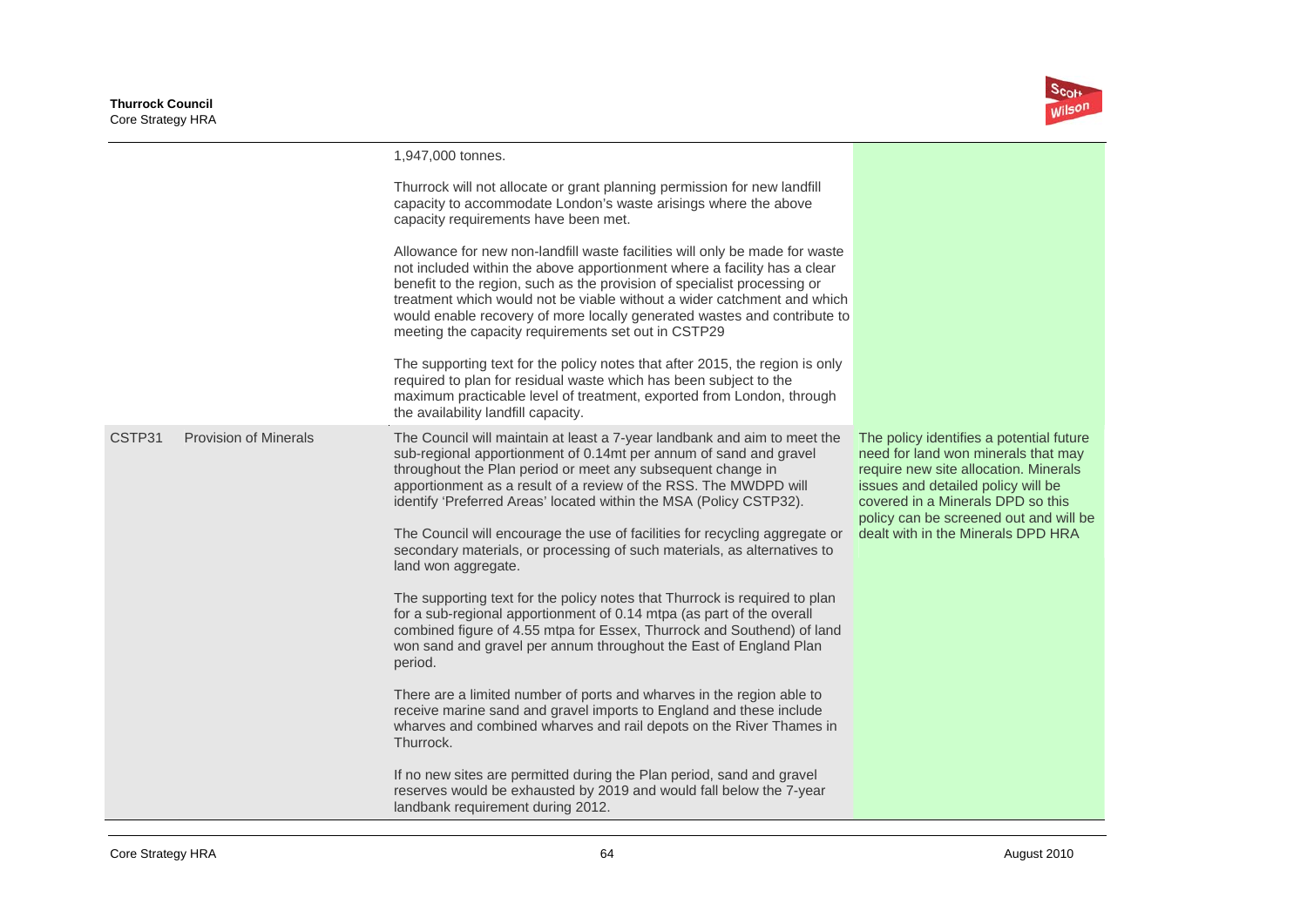| | | | |
|---|---|---|---|
| | | 1,947,000 tonnes.<br><br>Thurrock will not allocate or grant planning permission for new landfill capacity to accommodate London's waste arisings where the above capacity requirements have been met.<br><br>Allowance for new non-landfill waste facilities will only be made for waste not included within the above apportionment where a facility has a clear benefit to the region, such as the provision of specialist processing or treatment which would not be viable without a wider catchment and which would enable recovery of more locally generated wastes and contribute to meeting the capacity requirements set out in CSTP29<br><br>The supporting text for the policy notes that after 2015, the region is only required to plan for residual waste which has been subject to the maximum practicable level of treatment, exported from London, through the availability landfill capacity. | |
| CSTP31 | Provision of Minerals | The Council will maintain at least a 7-year landbank and aim to meet the sub-regional apportionment of 0.14mt per annum of sand and gravel throughout the Plan period or meet any subsequent change in apportionment as a result of a review of the RSS. The MWDPD will identify 'Preferred Areas' located within the MSA (Policy CSTP32).<br><br>The Council will encourage the use of facilities for recycling aggregate or secondary materials, or processing of such materials, as alternatives to land won aggregate.<br><br>The supporting text for the policy notes that Thurrock is required to plan for a sub-regional apportionment of 0.14 mtpa (as part of the overall combined figure of 4.55 mtpa for Essex, Thurrock and Southend) of land won sand and gravel per annum throughout the East of England Plan period.<br><br>There are a limited number of ports and wharves in the region able to receive marine sand and gravel imports to England and these include wharves and combined wharves and rail depots on the River Thames in Thurrock.<br><br>If no new sites are permitted during the Plan period, sand and gravel reserves would be exhausted by 2019 and would fall below the 7-year landbank requirement during 2012. | The policy identifies a potential future need for land won minerals that may require new site allocation. Minerals issues and detailed policy will be covered in a Minerals DPD so this policy can be screened out and will be dealt with in the Minerals DPD HRA |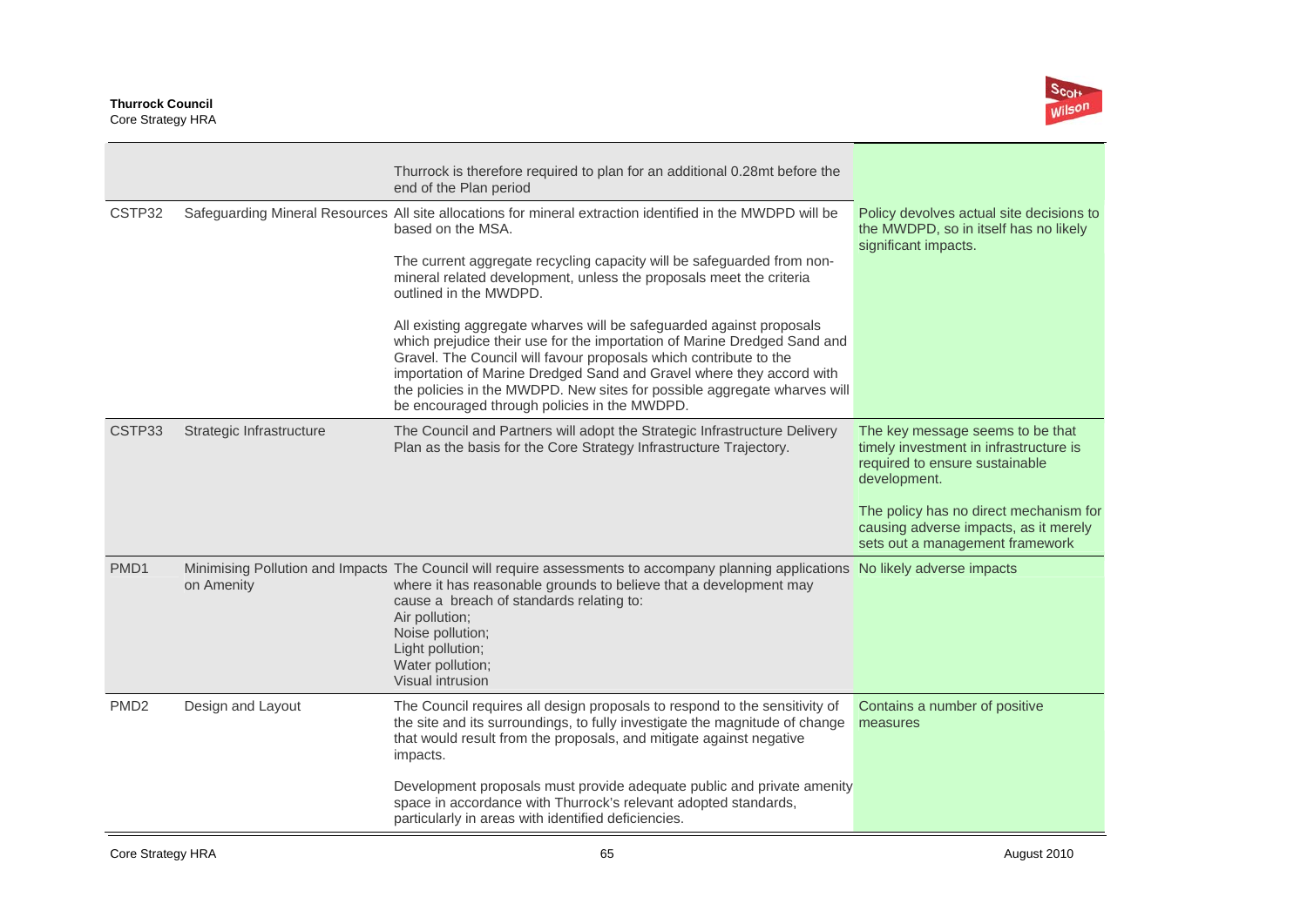| | | | |
|---|---|---|---|
| | | Thurrock is therefore required to plan for an additional 0.28mt before the end of the Plan period | |
| CSTP32 | Safeguarding Mineral Resources | All site allocations for mineral extraction identified in the MWDPD will be based on the MSA.<br><br>The current aggregate recycling capacity will be safeguarded from non-mineral related development, unless the proposals meet the criteria outlined in the MWDPD.<br><br>All existing aggregate wharves will be safeguarded against proposals which prejudice their use for the importation of Marine Dredged Sand and Gravel. The Council will favour proposals which contribute to the importation of Marine Dredged Sand and Gravel where they accord with the policies in the MWDPD. New sites for possible aggregate wharves will be encouraged through policies in the MWDPD. | Policy devolves actual site decisions to the MWDPD, so in itself has no likely significant impacts. |
| CSTP33 | Strategic Infrastructure | The Council and Partners will adopt the Strategic Infrastructure Delivery Plan as the basis for the Core Strategy Infrastructure Trajectory. | The key message seems to be that timely investment in infrastructure is required to ensure sustainable development.<br><br>The policy has no direct mechanism for causing adverse impacts, as it merely sets out a management framework |
| PMD1 | Minimising Pollution and Impacts on Amenity | The Council will require assessments to accompany planning applications where it has reasonable grounds to believe that a development may cause a breach of standards relating to:<br>Air pollution;<br>Noise pollution;<br>Light pollution;<br>Water pollution;<br>Visual intrusion | No likely adverse impacts |
| PMD2 | Design and Layout | The Council requires all design proposals to respond to the sensitivity of the site and its surroundings, to fully investigate the magnitude of change that would result from the proposals, and mitigate against negative impacts.<br><br>Development proposals must provide adequate public and private amenity space in accordance with Thurrock's relevant adopted standards, particularly in areas with identified deficiencies. | Contains a number of positive measures |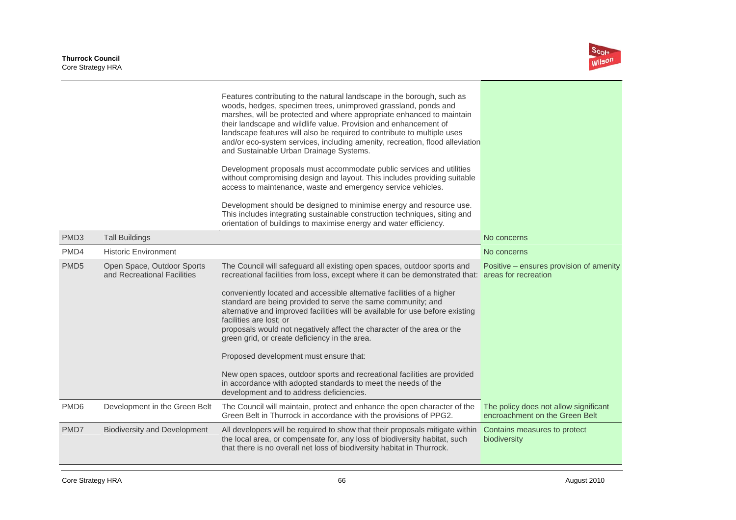| | | | |
|---|---|---|---|
| | | Features contributing to the natural landscape in the borough, such as woods, hedges, specimen trees, unimproved grassland, ponds and marshes, will be protected and where appropriate enhanced to maintain their landscape and wildlife value. Provision and enhancement of landscape features will also be required to contribute to multiple uses and/or eco-system services, including amenity, recreation, flood alleviation and Sustainable Urban Drainage Systems.<br><br>Development proposals must accommodate public services and utilities without compromising design and layout. This includes providing suitable access to maintenance, waste and emergency service vehicles.<br><br>Development should be designed to minimise energy and resource use. This includes integrating sustainable construction techniques, siting and orientation of buildings to maximise energy and water efficiency. | |
| PMD3 | Tall Buildings | | No concerns |
| PMD4 | Historic Environment | | No concerns |
| PMD5 | Open Space, Outdoor Sports and Recreational Facilities | The Council will safeguard all existing open spaces, outdoor sports and recreational facilities from loss, except where it can be demonstrated that:<br><br>conveniently located and accessible alternative facilities of a higher standard are being provided to serve the same community; and alternative and improved facilities will be available for use before existing facilities are lost; or<br>proposals would not negatively affect the character of the area or the green grid, or create deficiency in the area.<br><br>Proposed development must ensure that:<br><br>New open spaces, outdoor sports and recreational facilities are provided in accordance with adopted standards to meet the needs of the development and to address deficiencies. | Positive – ensures provision of amenity areas for recreation |
| PMD6 | Development in the Green Belt | The Council will maintain, protect and enhance the open character of the Green Belt in Thurrock in accordance with the provisions of PPG2. | The policy does not allow significant encroachment on the Green Belt |
| PMD7 | Biodiversity and Development | All developers will be required to show that their proposals mitigate within the local area, or compensate for, any loss of biodiversity habitat, such that there is no overall net loss of biodiversity habitat in Thurrock. | Contains measures to protect biodiversity |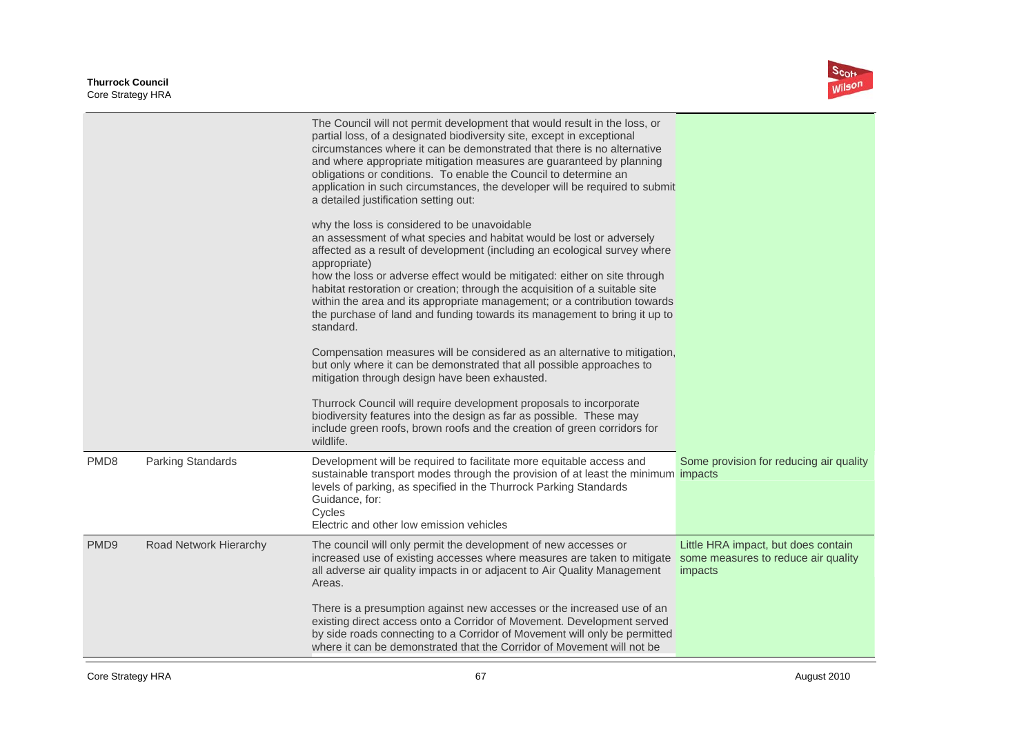| | | | |
|---|---|---|---|
| | | The Council will not permit development that would result in the loss, or partial loss, of a designated biodiversity site, except in exceptional circumstances where it can be demonstrated that there is no alternative and where appropriate mitigation measures are guaranteed by planning obligations or conditions. To enable the Council to determine an application in such circumstances, the developer will be required to submit a detailed justification setting out:<br><br>why the loss is considered to be unavoidable<br>an assessment of what species and habitat would be lost or adversely affected as a result of development (including an ecological survey where appropriate)<br>how the loss or adverse effect would be mitigated: either on site through habitat restoration or creation; through the acquisition of a suitable site within the area and its appropriate management; or a contribution towards the purchase of land and funding towards its management to bring it up to standard.<br><br>Compensation measures will be considered as an alternative to mitigation, but only where it can be demonstrated that all possible approaches to mitigation through design have been exhausted.<br><br>Thurrock Council will require development proposals to incorporate biodiversity features into the design as far as possible. These may include green roofs, brown roofs and the creation of green corridors for wildlife. | |
| PMD8 | Parking Standards | Development will be required to facilitate more equitable access and sustainable transport modes through the provision of at least the minimum levels of parking, as specified in the Thurrock Parking Standards Guidance, for:<br>Cycles<br>Electric and other low emission vehicles | Some provision for reducing air quality impacts |
| PMD9 | Road Network Hierarchy | The council will only permit the development of new accesses or increased use of existing accesses where measures are taken to mitigate all adverse air quality impacts in or adjacent to Air Quality Management Areas.<br><br>There is a presumption against new accesses or the increased use of an existing direct access onto a Corridor of Movement. Development served by side roads connecting to a Corridor of Movement will only be permitted where it can be demonstrated that the Corridor of Movement will not be | Little HRA impact, but does contain some measures to reduce air quality impacts |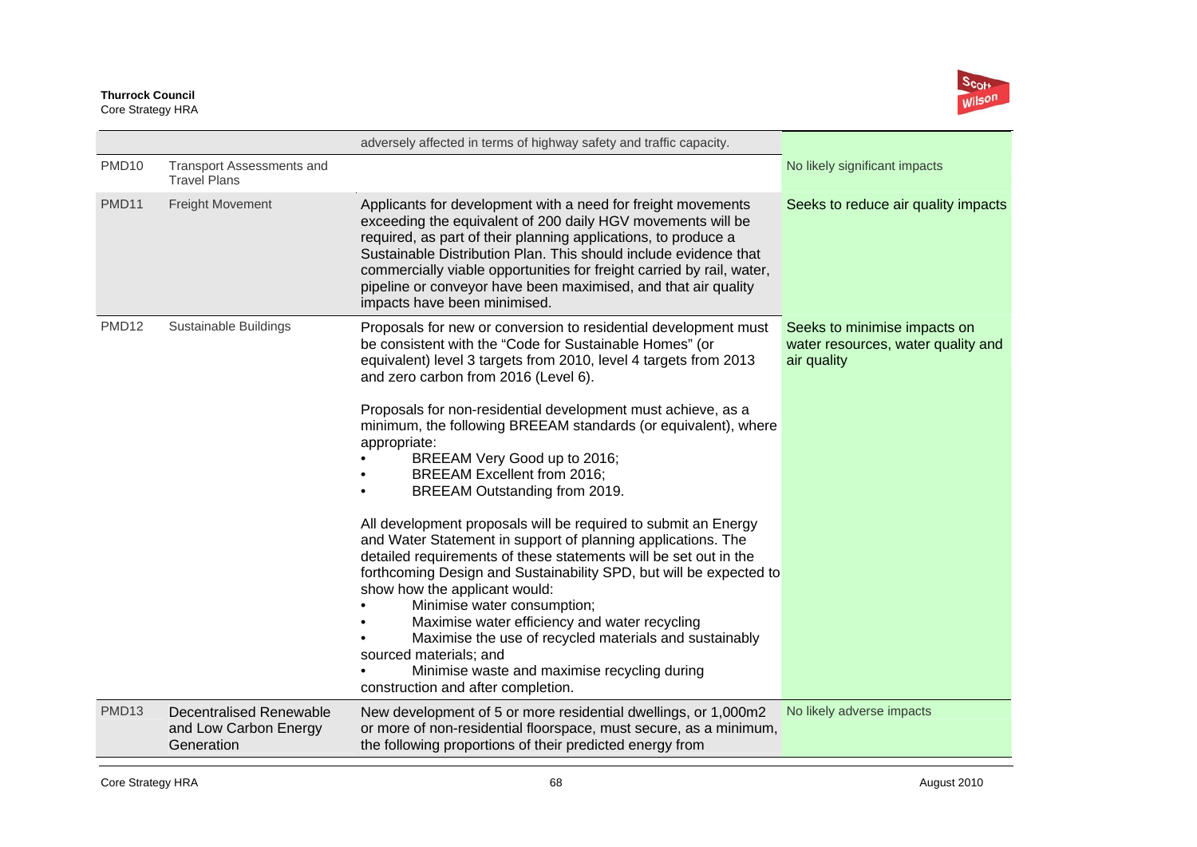| | | | |
|---|---|---|---|
| | | adversely affected in terms of highway safety and traffic capacity. | |
| PMD10 | Transport Assessments and Travel Plans | | No likely significant impacts |
| PMD11 | Freight Movement | Applicants for development with a need for freight movements exceeding the equivalent of 200 daily HGV movements will be required, as part of their planning applications, to produce a Sustainable Distribution Plan. This should include evidence that commercially viable opportunities for freight carried by rail, water, pipeline or conveyor have been maximised, and that air quality impacts have been minimised. | Seeks to reduce air quality impacts |
| PMD12 | Sustainable Buildings | Proposals for new or conversion to residential development must be consistent with the "Code for Sustainable Homes" (or equivalent) level 3 targets from 2010, level 4 targets from 2013 and zero carbon from 2016 (Level 6).<br><br>Proposals for non-residential development must achieve, as a minimum, the following BREEAM standards (or equivalent), where appropriate:<br>• BREEAM Very Good up to 2016;<br>• BREEAM Excellent from 2016;<br>• BREEAM Outstanding from 2019.<br><br>All development proposals will be required to submit an Energy and Water Statement in support of planning applications. The detailed requirements of these statements will be set out in the forthcoming Design and Sustainability SPD, but will be expected to show how the applicant would:<br>• Minimise water consumption;<br>• Maximise water efficiency and water recycling<br>• Maximise the use of recycled materials and sustainably sourced materials; and<br>• Minimise waste and maximise recycling during construction and after completion. | Seeks to minimise impacts on water resources, water quality and air quality |
| PMD13 | Decentralised Renewable and Low Carbon Energy Generation | New development of 5 or more residential dwellings, or 1,000m2 or more of non-residential floorspace, must secure, as a minimum, the following proportions of their predicted energy from | No likely adverse impacts |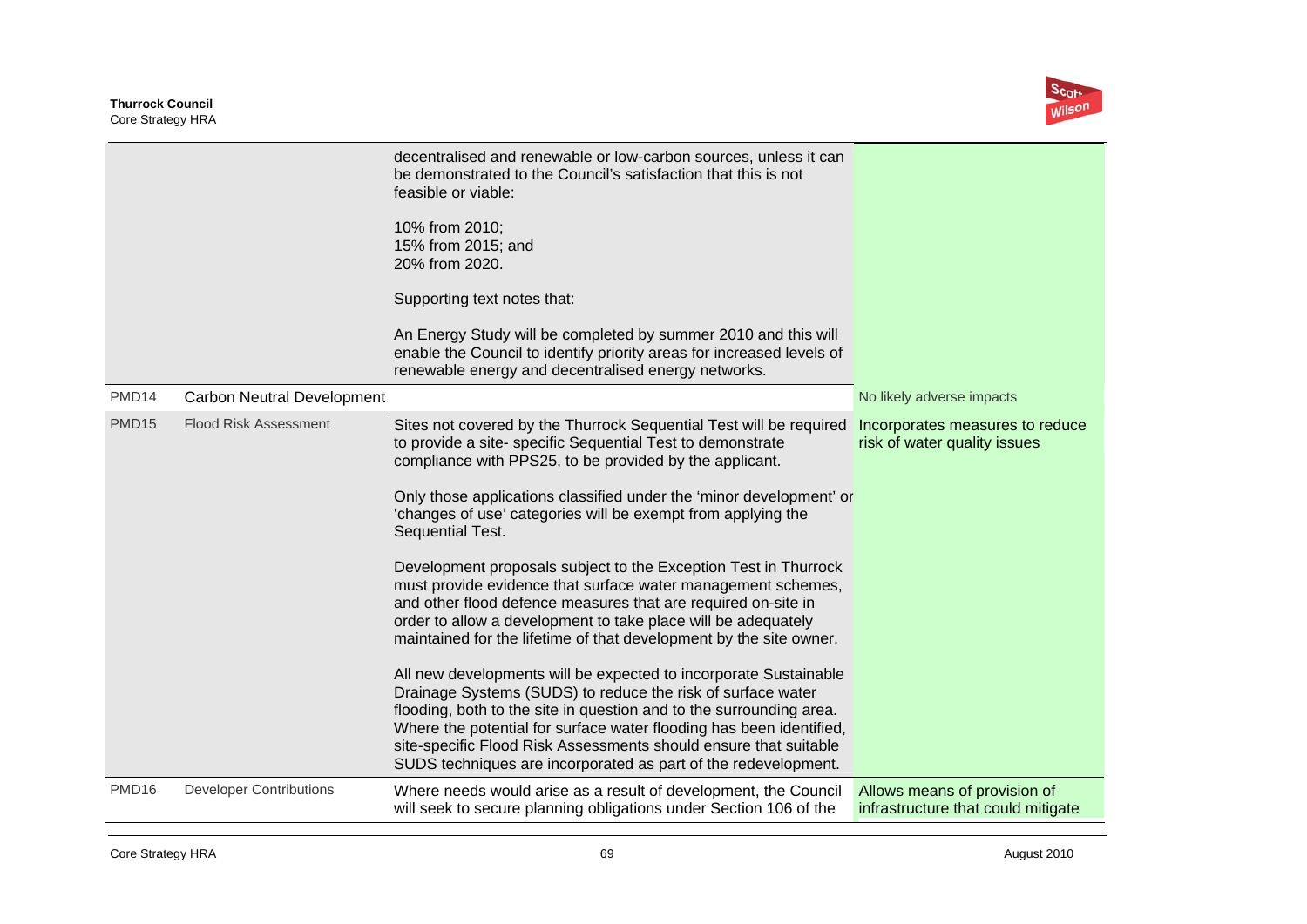| | | | |
|---|---|---|---|
| | | decentralised and renewable or low-carbon sources, unless it can be demonstrated to the Council's satisfaction that this is not feasible or viable:<br><br>10% from 2010;<br>15% from 2015; and<br>20% from 2020.<br><br>Supporting text notes that:<br><br>An Energy Study will be completed by summer 2010 and this will enable the Council to identify priority areas for increased levels of renewable energy and decentralised energy networks. | |
| PMD14 | Carbon Neutral Development | | No likely adverse impacts |
| PMD15 | Flood Risk Assessment | Sites not covered by the Thurrock Sequential Test will be required to provide a site- specific Sequential Test to demonstrate compliance with PPS25, to be provided by the applicant.<br><br>Only those applications classified under the 'minor development' or 'changes of use' categories will be exempt from applying the Sequential Test.<br><br>Development proposals subject to the Exception Test in Thurrock must provide evidence that surface water management schemes, and other flood defence measures that are required on-site in order to allow a development to take place will be adequately maintained for the lifetime of that development by the site owner.<br><br>All new developments will be expected to incorporate Sustainable Drainage Systems (SUDS) to reduce the risk of surface water flooding, both to the site in question and to the surrounding area. Where the potential for surface water flooding has been identified, site-specific Flood Risk Assessments should ensure that suitable SUDS techniques are incorporated as part of the redevelopment. | Incorporates measures to reduce risk of water quality issues |
| PMD16 | Developer Contributions | Where needs would arise as a result of development, the Council will seek to secure planning obligations under Section 106 of the | Allows means of provision of infrastructure that could mitigate |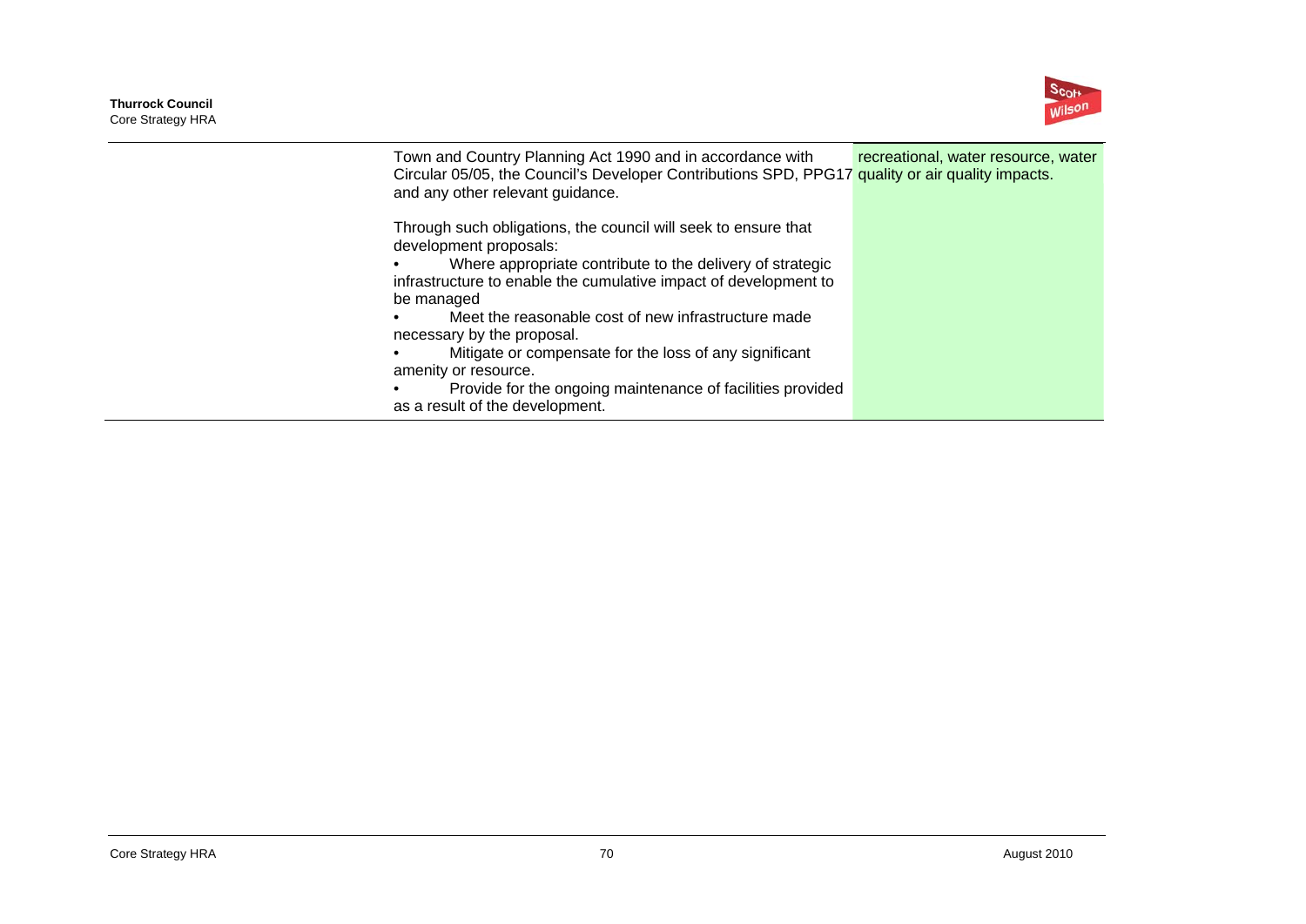| | | |
|---|---|---|
| | Town and Country Planning Act 1990 and in accordance with Circular 05/05, the Council's Developer Contributions SPD, PPG17 and any other relevant guidance.<br><br>Through such obligations, the council will seek to ensure that development proposals:<br>• Where appropriate contribute to the delivery of strategic infrastructure to enable the cumulative impact of development to be managed<br>• Meet the reasonable cost of new infrastructure made necessary by the proposal.<br>• Mitigate or compensate for the loss of any significant amenity or resource.<br>• Provide for the ongoing maintenance of facilities provided as a result of the development. | recreational, water resource, water quality or air quality impacts. |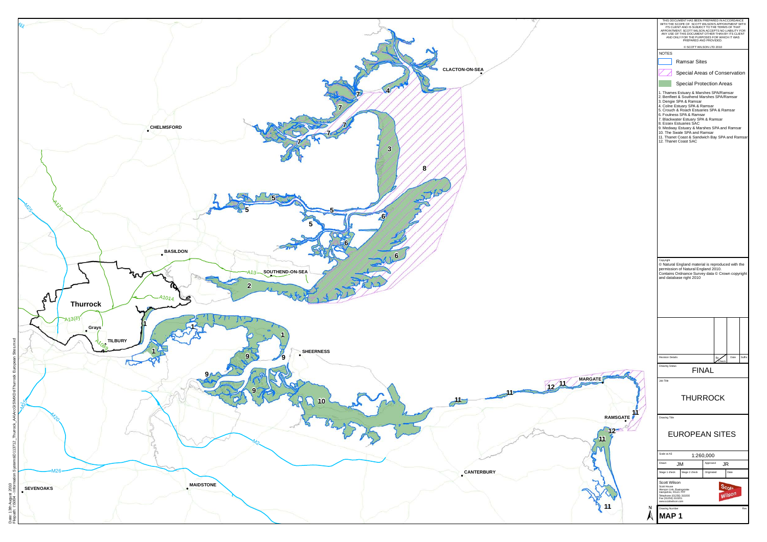THIS DOCUMENT HAS BEEN PREPARED IN ACCORDANCE WITH THE SCOPE OF SCOTT WILSON'S APPOINTMENT WITH ITS CLIENT AND IS SUBJECT TO THE TERMS OF THAT APPOINTMENT. SCOTT WILSON ACCEPTS NO LIABILITY FOR ANY USE OF THIS DOCUMENT OTHER THAN BY ITS CLIENT AND ONLY FOR THE PURPOSES FOR WHICH IT WAS PREPARED AND PROVIDED.

© SCOTT WILSON LTD 2010

NOTES

Ramsar Sites

Special Areas of Conservation

Special Protection Areas

1. Thames Estuary & Marshes SPA/Ramsar
2. Benfleet & Southend Marshes SPA/Ramsar
3. Dengie SPA & Ramsar
4. Colne Estuary SPA & Ramsar
5. Crouch & Roach Estuaries SPA & Ramsar
6. Foulness SPA & Ramsar
7. Blackwater Estuary SPA & Ramsar
8. Essex Estuaries SAC
9. Medway Estuary & Marshes SPA and Ramsar
10. The Swale SPA and Ramsar
11. Thanet Coast & Sandwich Bay SPA and Ramsar
12. Thanet Coast SAC

Copyright
© Natural England material is reproduced with the permission of Natural England 2010.
Contains Ordnance Survey data © Crown copyright and database right 2010

A1, M25, A128, A13, A13(T), A1014, A1089, M25, M20, M26, M2

CLACTON-ON-SEA

CHELMSFORD

BASILDON

SOUTHEND-ON-SEA

Thurrock

Grays

TILBURY

SHEERNESS

MARGATE

RAMSGATE

CANTERBURY

MAIDSTONE

SEVENOAKS

N

| Revision Details | By | Check | Date | Suffix |
|---|---|---|---|---|

Drawing Status: FINAL

Job Title: THURROCK

Drawing Title: EUROPEAN SITES

Scale at A3: 1:260,000

| Drawn | JM | Approved | JR |
|---|---|---|---|
| Stage 1 check | Stage 2 check | Originated | Date |

Scott Wilson
Scott House
Alencon Link, Basingstoke
Hampshire, RG21 7PP
Telephone (01256) 310200
Fax (01256) 310201
www.scottwilson.com

Drawing Number: MAP 1 — Rev

Date: 13th August 2010
Filepath: I:\5004 - Information Systems\D113712_Thurrock_AA\ArcGIS\MXD\Thurrock European Sites.mxd